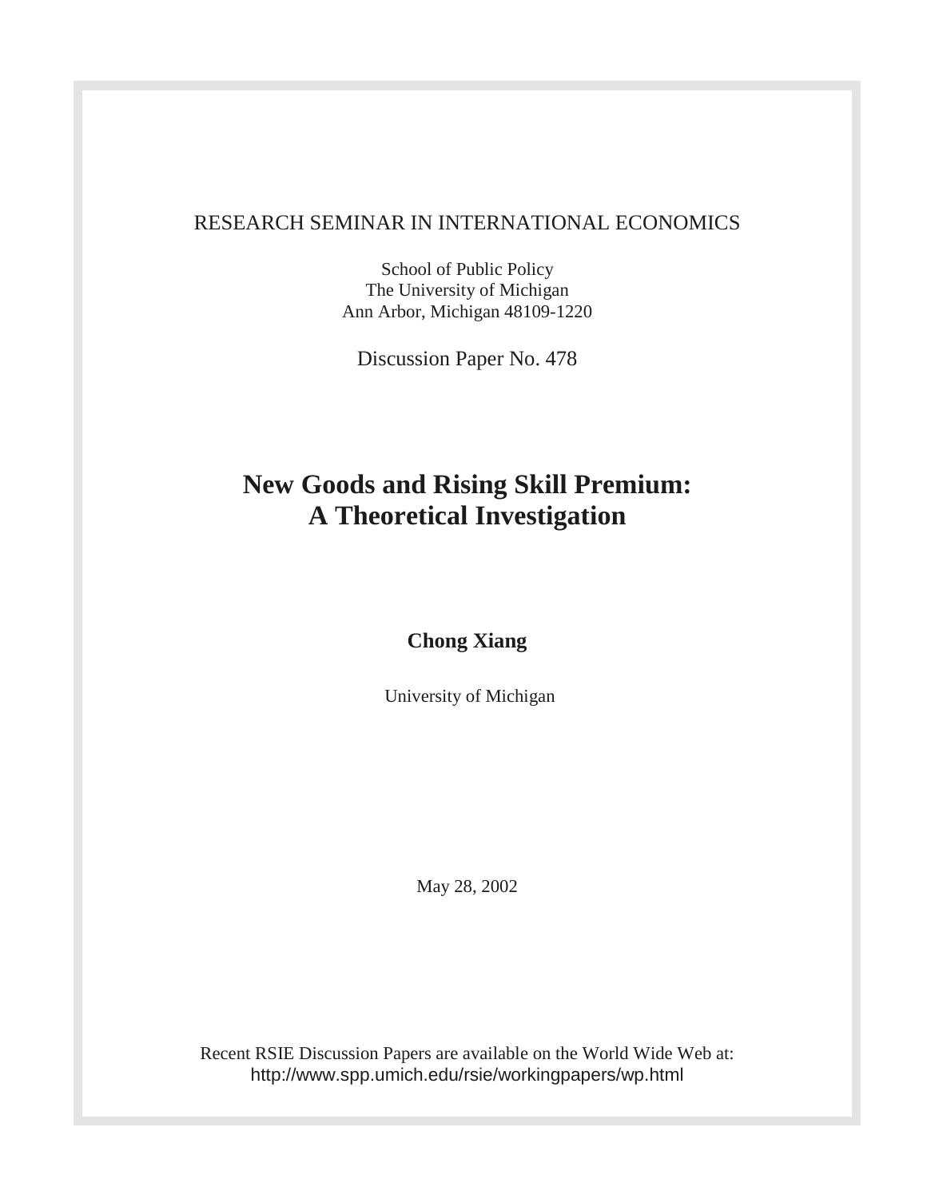RESEARCH SEMINAR IN INTERNATIONAL ECONOMICS

School of Public Policy
The University of Michigan
Ann Arbor, Michigan 48109-1220

Discussion Paper No. 478

# New Goods and Rising Skill Premium: A Theoretical Investigation

**Chong Xiang**

University of Michigan

May 28, 2002

Recent RSIE Discussion Papers are available on the World Wide Web at:
http://www.spp.umich.edu/rsie/workingpapers/wp.html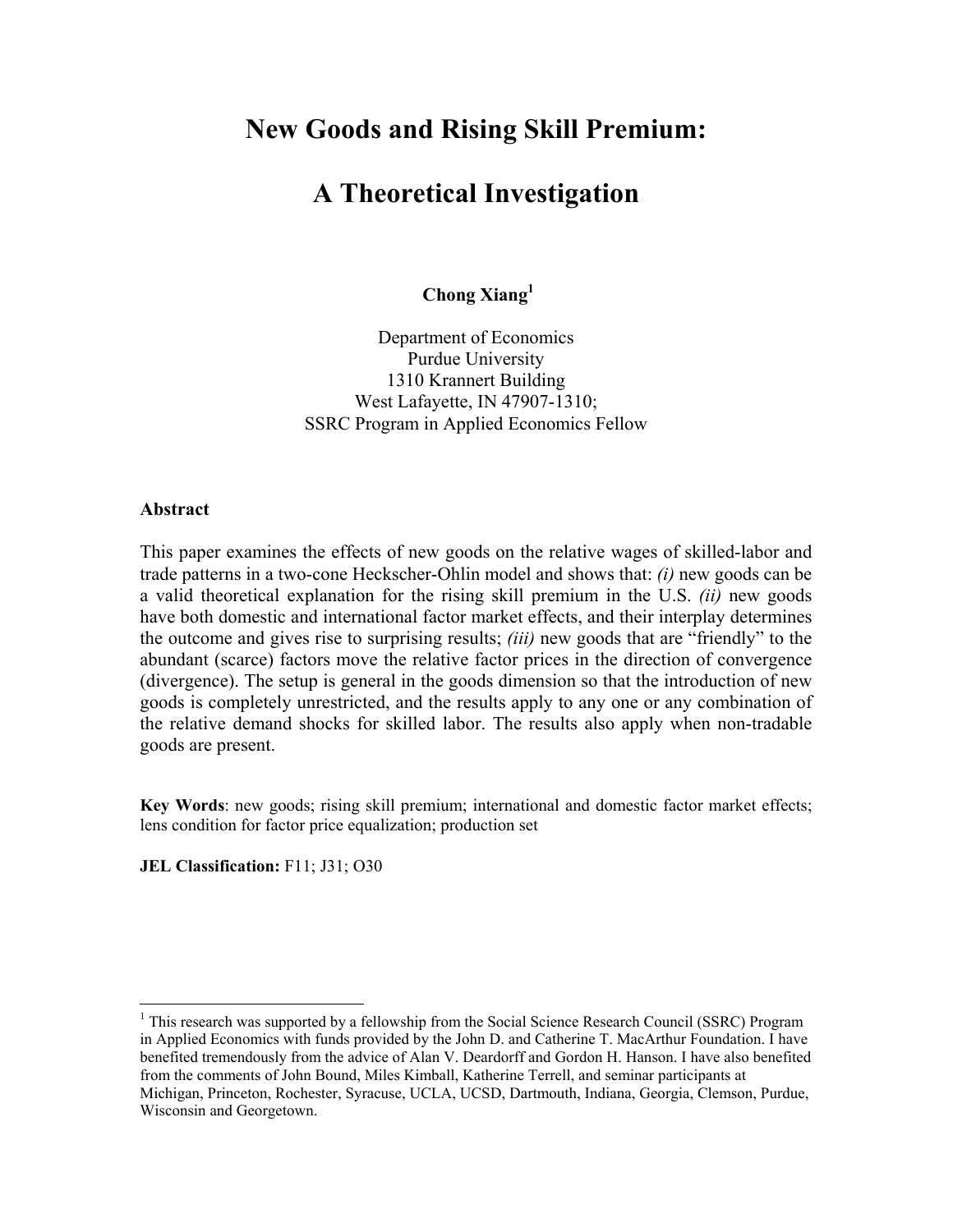# New Goods and Rising Skill Premium:

# A Theoretical Investigation

**Chong Xiang**[1]

Department of Economics
Purdue University
1310 Krannert Building
West Lafayette, IN 47907-1310;
SSRC Program in Applied Economics Fellow

**Abstract**

This paper examines the effects of new goods on the relative wages of skilled-labor and trade patterns in a two-cone Heckscher-Ohlin model and shows that: *(i)* new goods can be a valid theoretical explanation for the rising skill premium in the U.S. *(ii)* new goods have both domestic and international factor market effects, and their interplay determines the outcome and gives rise to surprising results; *(iii)* new goods that are "friendly" to the abundant (scarce) factors move the relative factor prices in the direction of convergence (divergence). The setup is general in the goods dimension so that the introduction of new goods is completely unrestricted, and the results apply to any one or any combination of the relative demand shocks for skilled labor. The results also apply when non-tradable goods are present.

**Key Words**: new goods; rising skill premium; international and domestic factor market effects; lens condition for factor price equalization; production set

**JEL Classification:** F11; J31; O30

[1] This research was supported by a fellowship from the Social Science Research Council (SSRC) Program in Applied Economics with funds provided by the John D. and Catherine T. MacArthur Foundation. I have benefited tremendously from the advice of Alan V. Deardorff and Gordon H. Hanson. I have also benefited from the comments of John Bound, Miles Kimball, Katherine Terrell, and seminar participants at Michigan, Princeton, Rochester, Syracuse, UCLA, UCSD, Dartmouth, Indiana, Georgia, Clemson, Purdue, Wisconsin and Georgetown.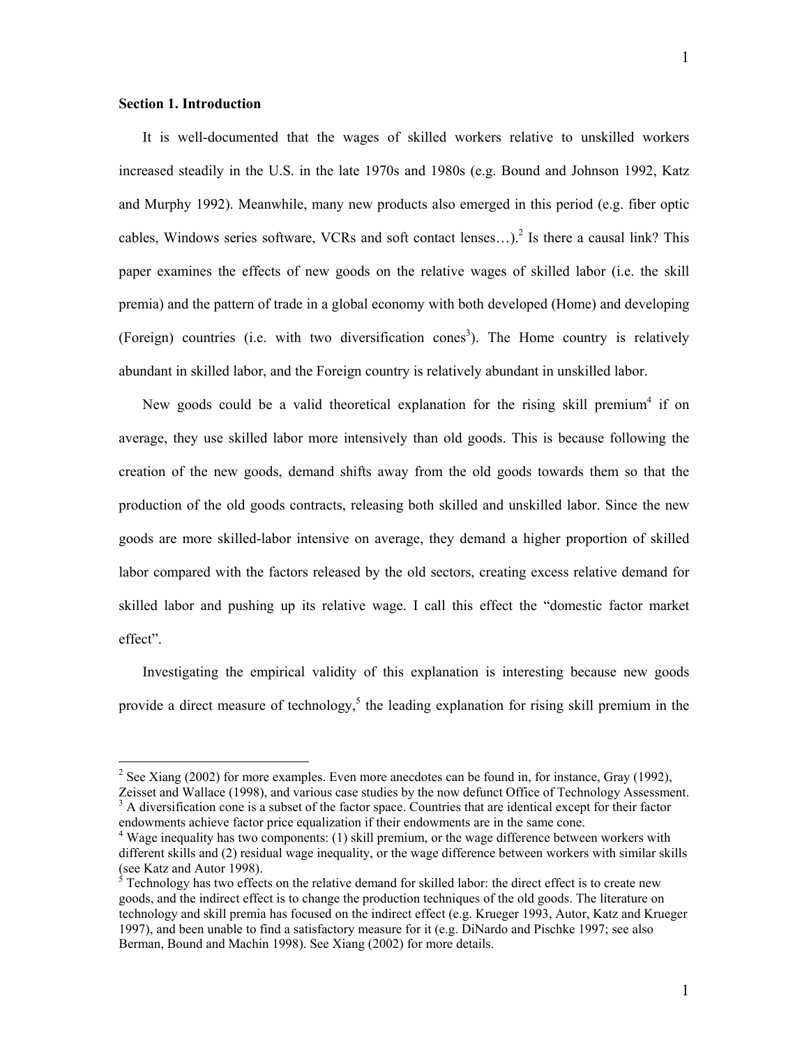**Section 1. Introduction**

It is well-documented that the wages of skilled workers relative to unskilled workers increased steadily in the U.S. in the late 1970s and 1980s (e.g. Bound and Johnson 1992, Katz and Murphy 1992). Meanwhile, many new products also emerged in this period (e.g. fiber optic cables, Windows series software, VCRs and soft contact lenses…).[2] Is there a causal link? This paper examines the effects of new goods on the relative wages of skilled labor (i.e. the skill premia) and the pattern of trade in a global economy with both developed (Home) and developing (Foreign) countries (i.e. with two diversification cones[3]). The Home country is relatively abundant in skilled labor, and the Foreign country is relatively abundant in unskilled labor.

New goods could be a valid theoretical explanation for the rising skill premium[4] if on average, they use skilled labor more intensively than old goods. This is because following the creation of the new goods, demand shifts away from the old goods towards them so that the production of the old goods contracts, releasing both skilled and unskilled labor. Since the new goods are more skilled-labor intensive on average, they demand a higher proportion of skilled labor compared with the factors released by the old sectors, creating excess relative demand for skilled labor and pushing up its relative wage. I call this effect the "domestic factor market effect".

Investigating the empirical validity of this explanation is interesting because new goods provide a direct measure of technology,[5] the leading explanation for rising skill premium in the

---

[2] See Xiang (2002) for more examples. Even more anecdotes can be found in, for instance, Gray (1992), Zeisset and Wallace (1998), and various case studies by the now defunct Office of Technology Assessment.

[3] A diversification cone is a subset of the factor space. Countries that are identical except for their factor endowments achieve factor price equalization if their endowments are in the same cone.

[4] Wage inequality has two components: (1) skill premium, or the wage difference between workers with different skills and (2) residual wage inequality, or the wage difference between workers with similar skills (see Katz and Autor 1998).

[5] Technology has two effects on the relative demand for skilled labor: the direct effect is to create new goods, and the indirect effect is to change the production techniques of the old goods. The literature on technology and skill premia has focused on the indirect effect (e.g. Krueger 1993, Autor, Katz and Krueger 1997), and been unable to find a satisfactory measure for it (e.g. DiNardo and Pischke 1997; see also Berman, Bound and Machin 1998). See Xiang (2002) for more details.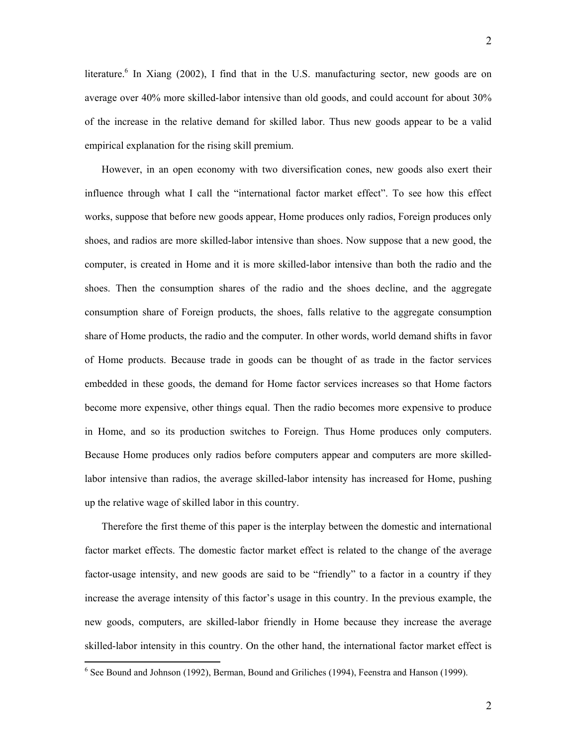literature.[6] In Xiang (2002), I find that in the U.S. manufacturing sector, new goods are on average over 40% more skilled-labor intensive than old goods, and could account for about 30% of the increase in the relative demand for skilled labor. Thus new goods appear to be a valid empirical explanation for the rising skill premium.

However, in an open economy with two diversification cones, new goods also exert their influence through what I call the "international factor market effect". To see how this effect works, suppose that before new goods appear, Home produces only radios, Foreign produces only shoes, and radios are more skilled-labor intensive than shoes. Now suppose that a new good, the computer, is created in Home and it is more skilled-labor intensive than both the radio and the shoes. Then the consumption shares of the radio and the shoes decline, and the aggregate consumption share of Foreign products, the shoes, falls relative to the aggregate consumption share of Home products, the radio and the computer. In other words, world demand shifts in favor of Home products. Because trade in goods can be thought of as trade in the factor services embedded in these goods, the demand for Home factor services increases so that Home factors become more expensive, other things equal. Then the radio becomes more expensive to produce in Home, and so its production switches to Foreign. Thus Home produces only computers. Because Home produces only radios before computers appear and computers are more skilled-labor intensive than radios, the average skilled-labor intensity has increased for Home, pushing up the relative wage of skilled labor in this country.

Therefore the first theme of this paper is the interplay between the domestic and international factor market effects. The domestic factor market effect is related to the change of the average factor-usage intensity, and new goods are said to be "friendly" to a factor in a country if they increase the average intensity of this factor's usage in this country. In the previous example, the new goods, computers, are skilled-labor friendly in Home because they increase the average skilled-labor intensity in this country. On the other hand, the international factor market effect is

[6] See Bound and Johnson (1992), Berman, Bound and Griliches (1994), Feenstra and Hanson (1999).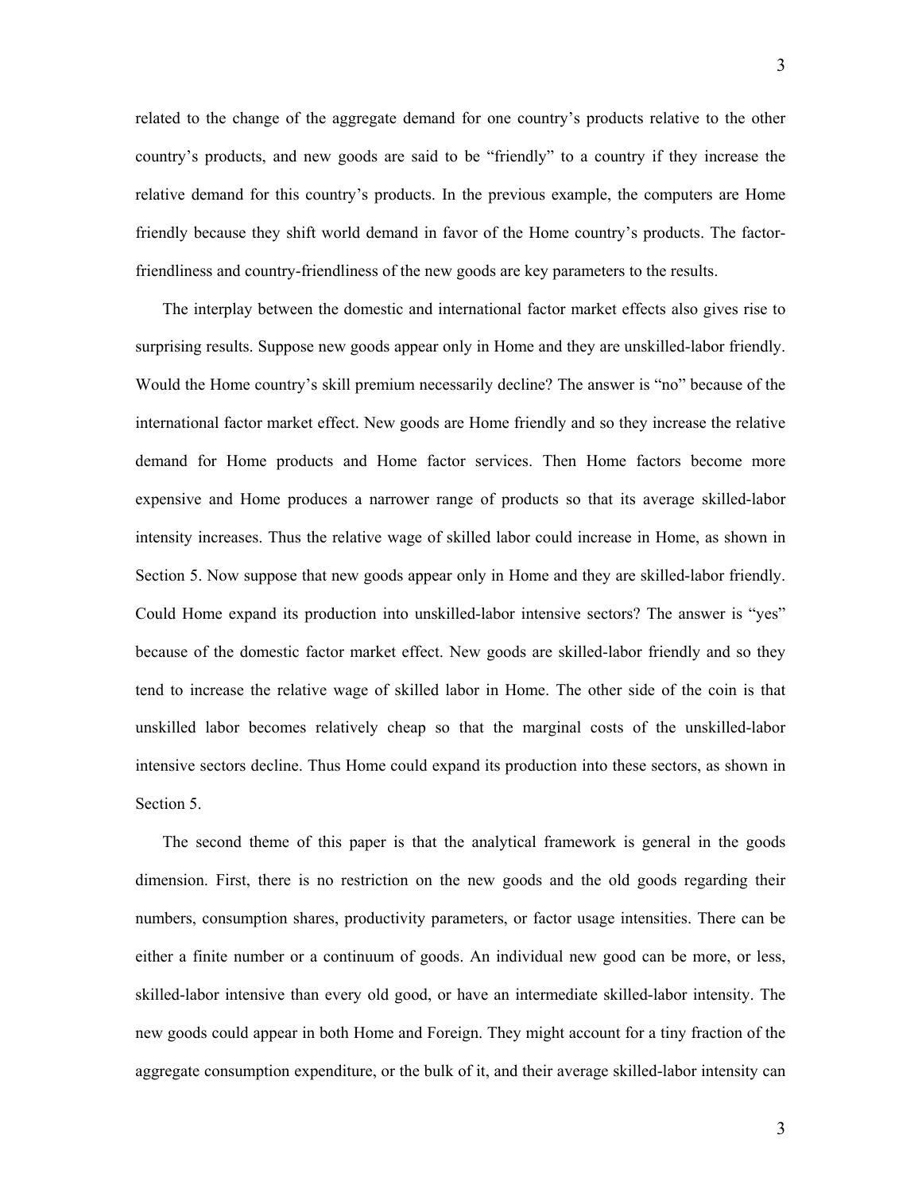related to the change of the aggregate demand for one country's products relative to the other country's products, and new goods are said to be "friendly" to a country if they increase the relative demand for this country's products. In the previous example, the computers are Home friendly because they shift world demand in favor of the Home country's products. The factor-friendliness and country-friendliness of the new goods are key parameters to the results.

The interplay between the domestic and international factor market effects also gives rise to surprising results. Suppose new goods appear only in Home and they are unskilled-labor friendly. Would the Home country's skill premium necessarily decline? The answer is "no" because of the international factor market effect. New goods are Home friendly and so they increase the relative demand for Home products and Home factor services. Then Home factors become more expensive and Home produces a narrower range of products so that its average skilled-labor intensity increases. Thus the relative wage of skilled labor could increase in Home, as shown in Section 5. Now suppose that new goods appear only in Home and they are skilled-labor friendly. Could Home expand its production into unskilled-labor intensive sectors? The answer is "yes" because of the domestic factor market effect. New goods are skilled-labor friendly and so they tend to increase the relative wage of skilled labor in Home. The other side of the coin is that unskilled labor becomes relatively cheap so that the marginal costs of the unskilled-labor intensive sectors decline. Thus Home could expand its production into these sectors, as shown in Section 5.

The second theme of this paper is that the analytical framework is general in the goods dimension. First, there is no restriction on the new goods and the old goods regarding their numbers, consumption shares, productivity parameters, or factor usage intensities. There can be either a finite number or a continuum of goods. An individual new good can be more, or less, skilled-labor intensive than every old good, or have an intermediate skilled-labor intensity. The new goods could appear in both Home and Foreign. They might account for a tiny fraction of the aggregate consumption expenditure, or the bulk of it, and their average skilled-labor intensity can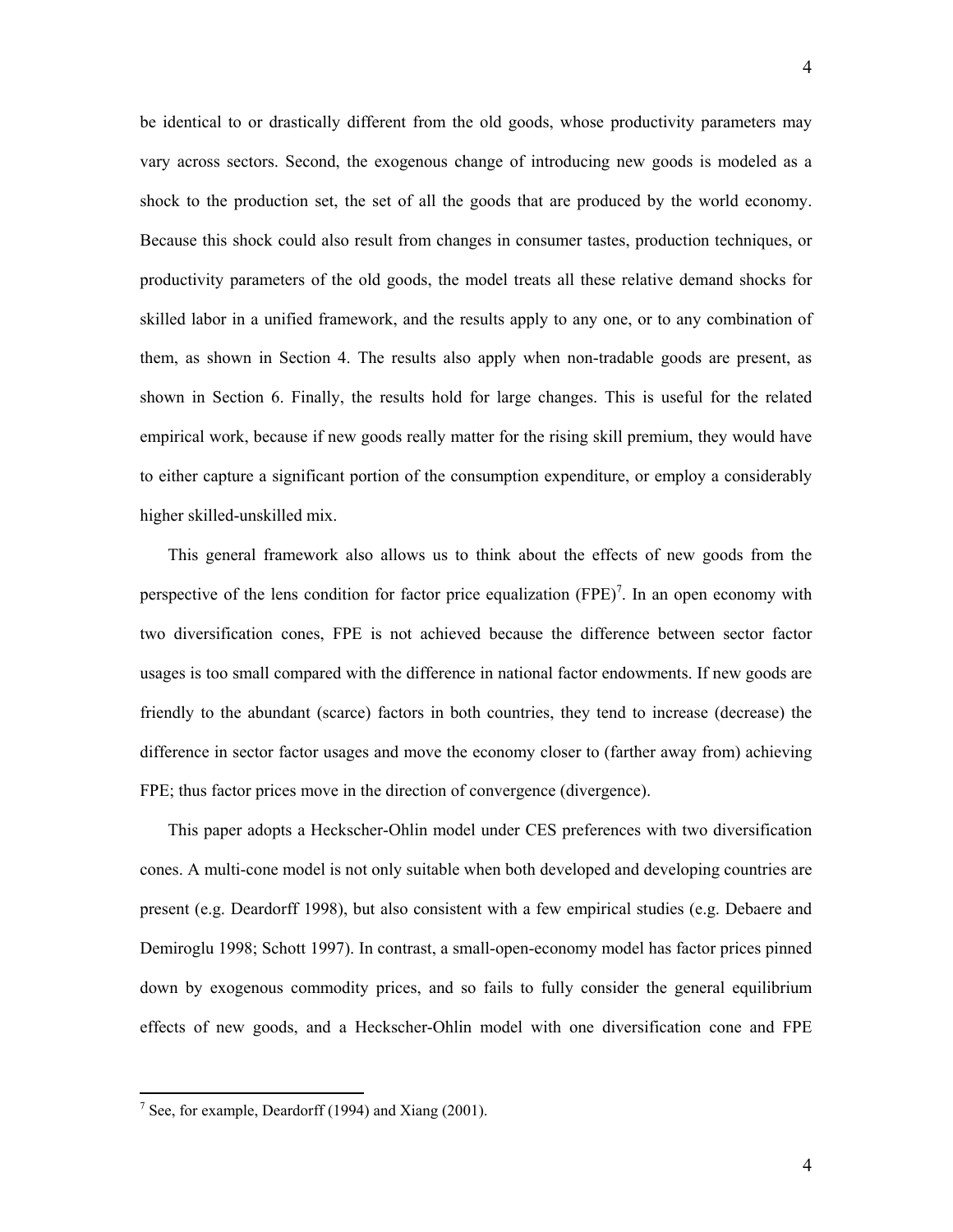be identical to or drastically different from the old goods, whose productivity parameters may vary across sectors. Second, the exogenous change of introducing new goods is modeled as a shock to the production set, the set of all the goods that are produced by the world economy. Because this shock could also result from changes in consumer tastes, production techniques, or productivity parameters of the old goods, the model treats all these relative demand shocks for skilled labor in a unified framework, and the results apply to any one, or to any combination of them, as shown in Section 4. The results also apply when non-tradable goods are present, as shown in Section 6. Finally, the results hold for large changes. This is useful for the related empirical work, because if new goods really matter for the rising skill premium, they would have to either capture a significant portion of the consumption expenditure, or employ a considerably higher skilled-unskilled mix.

This general framework also allows us to think about the effects of new goods from the perspective of the lens condition for factor price equalization (FPE)[7]. In an open economy with two diversification cones, FPE is not achieved because the difference between sector factor usages is too small compared with the difference in national factor endowments. If new goods are friendly to the abundant (scarce) factors in both countries, they tend to increase (decrease) the difference in sector factor usages and move the economy closer to (farther away from) achieving FPE; thus factor prices move in the direction of convergence (divergence).

This paper adopts a Heckscher-Ohlin model under CES preferences with two diversification cones. A multi-cone model is not only suitable when both developed and developing countries are present (e.g. Deardorff 1998), but also consistent with a few empirical studies (e.g. Debaere and Demiroglu 1998; Schott 1997). In contrast, a small-open-economy model has factor prices pinned down by exogenous commodity prices, and so fails to fully consider the general equilibrium effects of new goods, and a Heckscher-Ohlin model with one diversification cone and FPE

[7] See, for example, Deardorff (1994) and Xiang (2001).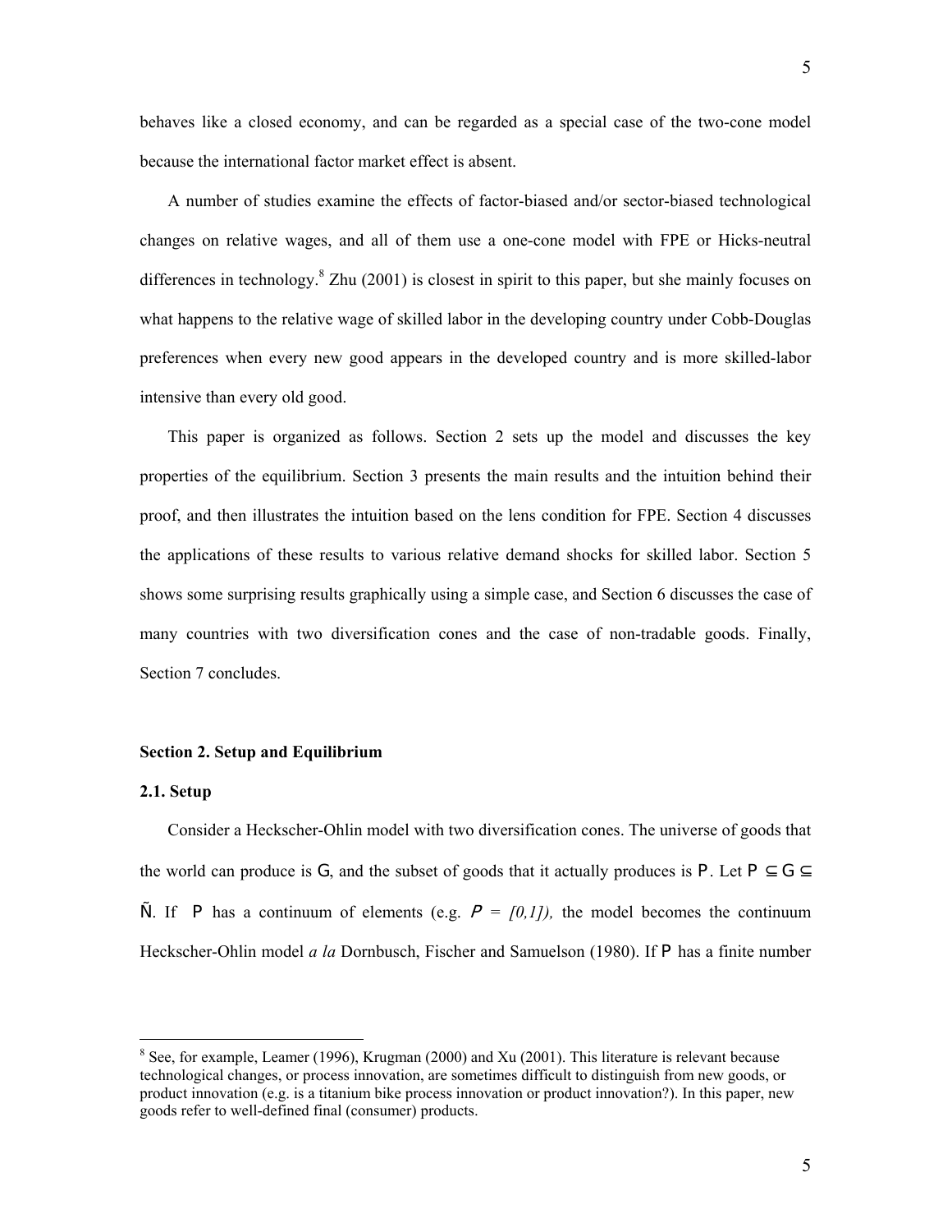behaves like a closed economy, and can be regarded as a special case of the two-cone model because the international factor market effect is absent.

A number of studies examine the effects of factor-biased and/or sector-biased technological changes on relative wages, and all of them use a one-cone model with FPE or Hicks-neutral differences in technology.[8] Zhu (2001) is closest in spirit to this paper, but she mainly focuses on what happens to the relative wage of skilled labor in the developing country under Cobb-Douglas preferences when every new good appears in the developed country and is more skilled-labor intensive than every old good.

This paper is organized as follows. Section 2 sets up the model and discusses the key properties of the equilibrium. Section 3 presents the main results and the intuition behind their proof, and then illustrates the intuition based on the lens condition for FPE. Section 4 discusses the applications of these results to various relative demand shocks for skilled labor. Section 5 shows some surprising results graphically using a simple case, and Section 6 discusses the case of many countries with two diversification cones and the case of non-tradable goods. Finally, Section 7 concludes.

## Section 2. Setup and Equilibrium

### 2.1. Setup

Consider a Heckscher-Ohlin model with two diversification cones. The universe of goods that the world can produce is $G$, and the subset of goods that it actually produces is $P$. Let $P \subseteq G \subseteq \mathbb{R}$. If $P$ has a continuum of elements (e.g. $P = [0,1]$), the model becomes the continuum Heckscher-Ohlin model *a la* Dornbusch, Fischer and Samuelson (1980). If $P$ has a finite number

[8] See, for example, Leamer (1996), Krugman (2000) and Xu (2001). This literature is relevant because technological changes, or process innovation, are sometimes difficult to distinguish from new goods, or product innovation (e.g. is a titanium bike process innovation or product innovation?). In this paper, new goods refer to well-defined final (consumer) products.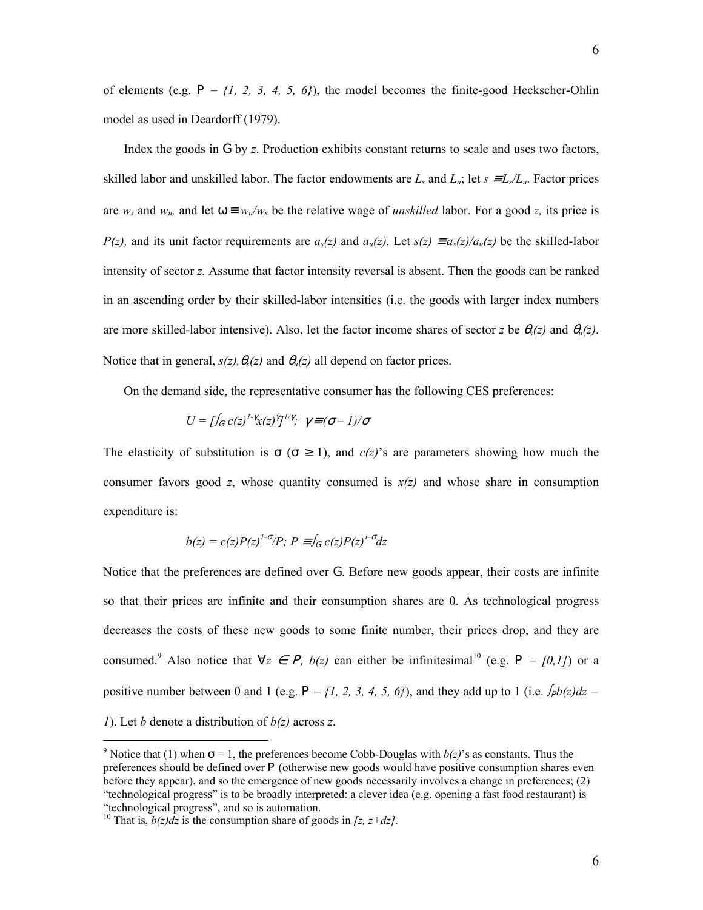of elements (e.g. $\mathrm{P} = \{1, 2, 3, 4, 5, 6\}$), the model becomes the finite-good Heckscher-Ohlin model as used in Deardorff (1979).

Index the goods in $\mathrm{G}$ by $z$. Production exhibits constant returns to scale and uses two factors, skilled labor and unskilled labor. The factor endowments are $L_s$ and $L_u$; let $s \equiv L_s/L_u$. Factor prices are $w_s$ and $w_u$, and let $\omega \equiv w_u/w_s$ be the relative wage of *unskilled* labor. For a good $z$, its price is $P(z)$, and its unit factor requirements are $a_s(z)$ and $a_u(z)$. Let $s(z) \equiv a_s(z)/a_u(z)$ be the skilled-labor intensity of sector $z$. Assume that factor intensity reversal is absent. Then the goods can be ranked in an ascending order by their skilled-labor intensities (i.e. the goods with larger index numbers are more skilled-labor intensive). Also, let the factor income shares of sector $z$ be $\theta_s(z)$ and $\theta_u(z)$. Notice that in general, $s(z)$, $\theta_s(z)$ and $\theta_u(z)$ all depend on factor prices.

On the demand side, the representative consumer has the following CES preferences:

$$U = [\textstyle\int_G c(z)^{1-\gamma} x(z)^{\gamma}]^{1/\gamma}; \;\; \gamma \equiv (\sigma - 1)/\sigma$$

The elasticity of substitution is $\sigma$ ($\sigma \geq 1$), and $c(z)$'s are parameters showing how much the consumer favors good $z$, whose quantity consumed is $x(z)$ and whose share in consumption expenditure is:

$$b(z) = c(z)P(z)^{1-\sigma}/P; \; P \equiv \textstyle\int_G c(z)P(z)^{1-\sigma}dz$$

Notice that the preferences are defined over $\mathrm{G}$. Before new goods appear, their costs are infinite so that their prices are infinite and their consumption shares are 0. As technological progress decreases the costs of these new goods to some finite number, their prices drop, and they are consumed.[9] Also notice that $\forall z \in P$, $b(z)$ can either be infinitesimal[10] (e.g. $\mathrm{P} = [0,1]$) or a positive number between 0 and 1 (e.g. $\mathrm{P} = \{1, 2, 3, 4, 5, 6\}$), and they add up to 1 (i.e. $\int_P b(z)dz = 1$). Let $b$ denote a distribution of $b(z)$ across $z$.

---

[9] Notice that (1) when $\sigma = 1$, the preferences become Cobb-Douglas with $b(z)$'s as constants. Thus the preferences should be defined over $\mathrm{P}$ (otherwise new goods would have positive consumption shares even before they appear), and so the emergence of new goods necessarily involves a change in preferences; (2) "technological progress" is to be broadly interpreted: a clever idea (e.g. opening a fast food restaurant) is "technological progress", and so is automation.

[10] That is, $b(z)dz$ is the consumption share of goods in $[z, z+dz]$.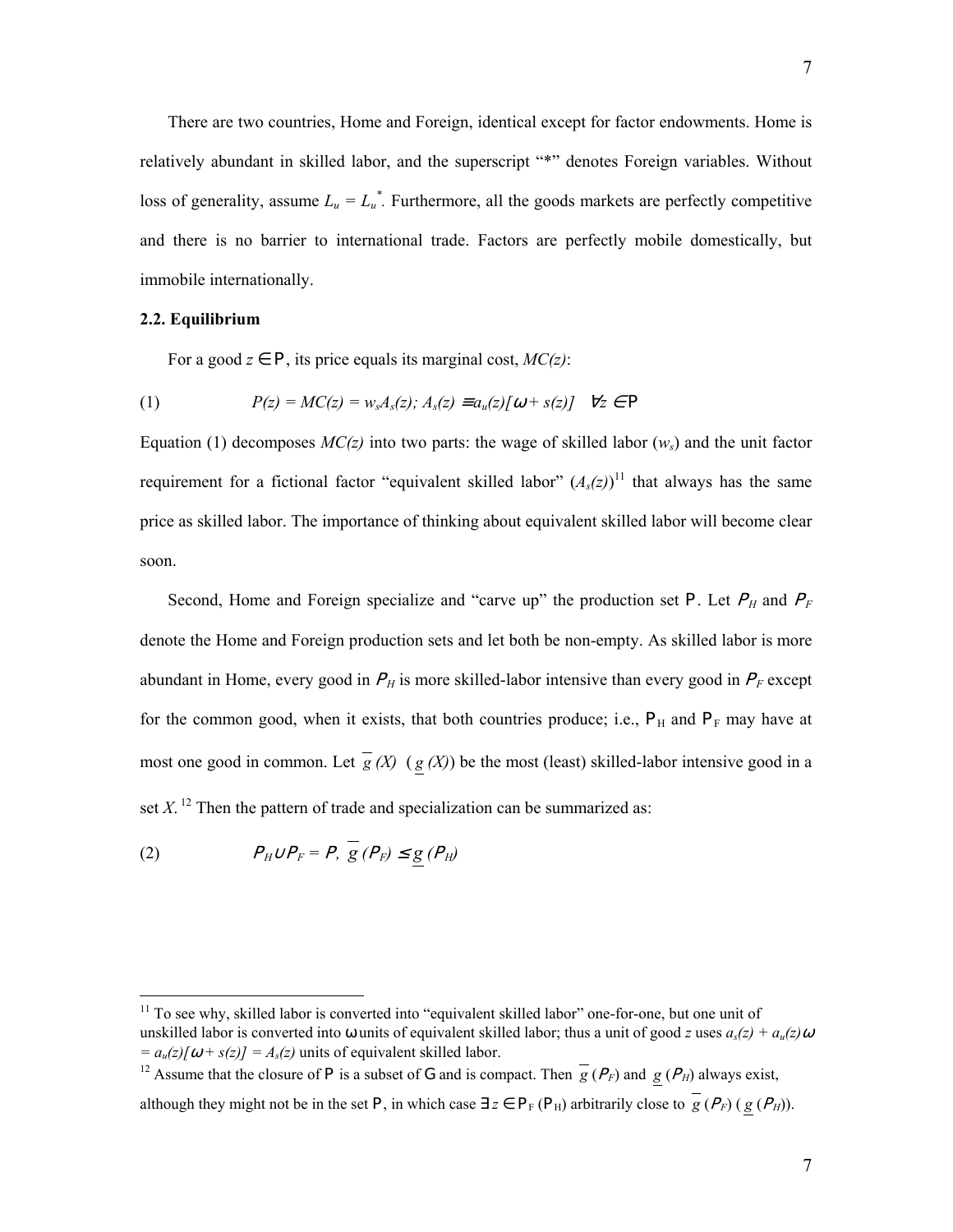There are two countries, Home and Foreign, identical except for factor endowments. Home is relatively abundant in skilled labor, and the superscript "*" denotes Foreign variables. Without loss of generality, assume $L_u = L_u^*$. Furthermore, all the goods markets are perfectly competitive and there is no barrier to international trade. Factors are perfectly mobile domestically, but immobile internationally.

### 2.2. Equilibrium

For a good $z \in \mathrm{P}$, its price equals its marginal cost, *MC(z)*:

$$(1) \qquad P(z) = MC(z) = w_s A_s(z);\ A_s(z) \equiv a_u(z)[\omega + s(z)] \quad \forall z \in \mathrm{P}$$

Equation (1) decomposes *MC(z)* into two parts: the wage of skilled labor ($w_s$) and the unit factor requirement for a fictional factor "equivalent skilled labor" ($A_s(z)$)[11] that always has the same price as skilled labor. The importance of thinking about equivalent skilled labor will become clear soon.

Second, Home and Foreign specialize and "carve up" the production set $\mathrm{P}$. Let $P_H$ and $P_F$ denote the Home and Foreign production sets and let both be non-empty. As skilled labor is more abundant in Home, every good in $P_H$ is more skilled-labor intensive than every good in $P_F$ except for the common good, when it exists, that both countries produce; i.e., $\mathrm{P}_H$ and $\mathrm{P}_F$ may have at most one good in common. Let $\overline{g}(X)$ ($\underline{g}(X)$) be the most (least) skilled-labor intensive good in a set $X$.[12] Then the pattern of trade and specialization can be summarized as:

$$(2) \qquad P_H \cup P_F = P,\ \overline{g}(P_F) \leq \underline{g}(P_H)$$

---

[11] To see why, skilled labor is converted into "equivalent skilled labor" one-for-one, but one unit of unskilled labor is converted into $\omega$ units of equivalent skilled labor; thus a unit of good $z$ uses $a_s(z) + a_u(z)\omega = a_u(z)[\omega + s(z)] = A_s(z)$ units of equivalent skilled labor.

[12] Assume that the closure of $\mathrm{P}$ is a subset of $\mathrm{G}$ and is compact. Then $\overline{g}(P_F)$ and $\underline{g}(P_H)$ always exist, although they might not be in the set $\mathrm{P}$, in which case $\exists z \in \mathrm{P}_F$ ($\mathrm{P}_H$) arbitrarily close to $\overline{g}(P_F)$ ($\underline{g}(P_H)$).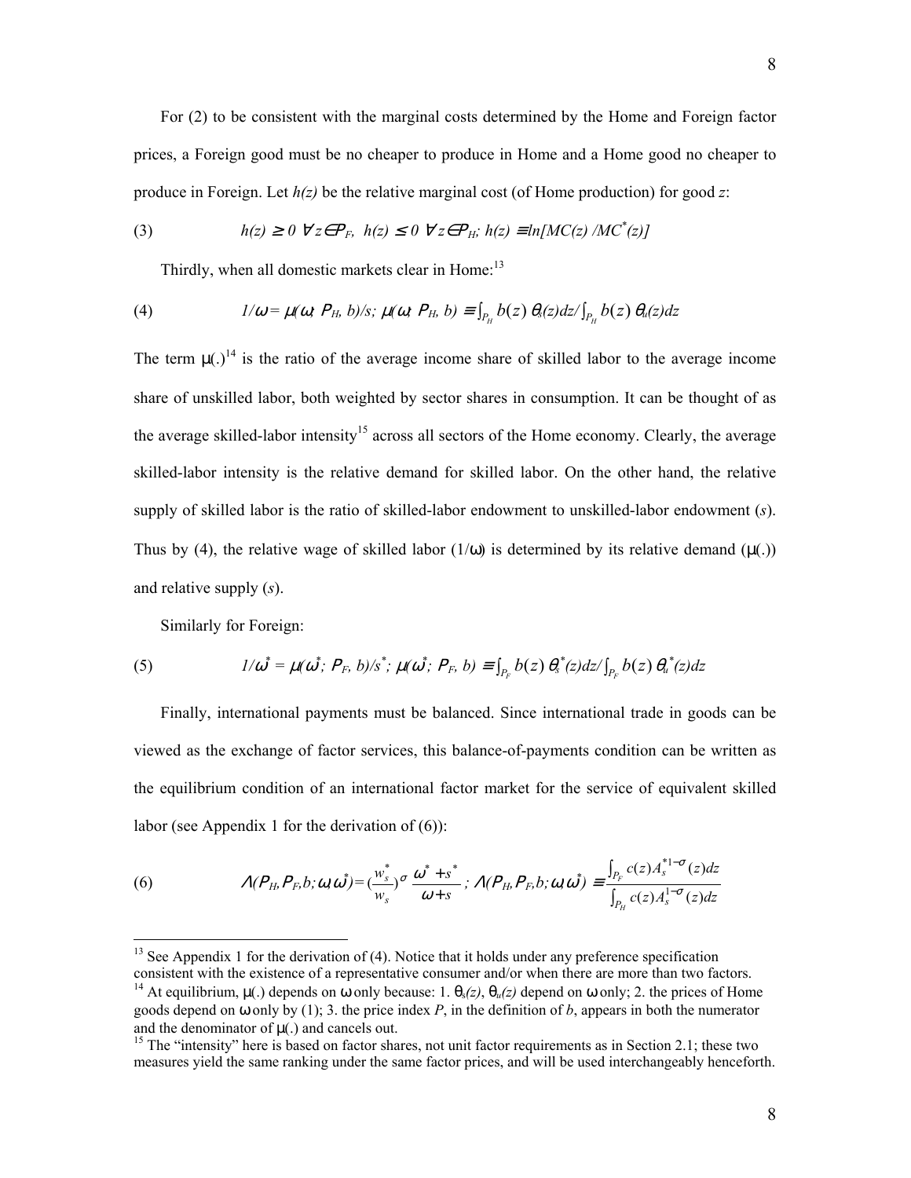For (2) to be consistent with the marginal costs determined by the Home and Foreign factor prices, a Foreign good must be no cheaper to produce in Home and a Home good no cheaper to produce in Foreign. Let $h(z)$ be the relative marginal cost (of Home production) for good $z$:

$$(3) \qquad h(z) \geq 0 \;\; \forall z \in P_F, \;\; h(z) \leq 0 \;\; \forall z \in P_H; \; h(z) \equiv \ln[MC(z)/MC^*(z)]$$

Thirdly, when all domestic markets clear in Home:[13]

$$(4) \qquad 1/\omega = \mu(\omega; P_H, b)/s; \; \mu(\omega; P_H, b) \equiv \int_{P_H} b(z)\,\theta_s(z)dz / \int_{P_H} b(z)\,\theta_u(z)dz$$

The term $\mu(.)$[14] is the ratio of the average income share of skilled labor to the average income share of unskilled labor, both weighted by sector shares in consumption. It can be thought of as the average skilled-labor intensity[15] across all sectors of the Home economy. Clearly, the average skilled-labor intensity is the relative demand for skilled labor. On the other hand, the relative supply of skilled labor is the ratio of skilled-labor endowment to unskilled-labor endowment ($s$). Thus by (4), the relative wage of skilled labor ($1/\omega$) is determined by its relative demand ($\mu(.)$) and relative supply ($s$).

Similarly for Foreign:

$$(5) \qquad 1/\omega^* = \mu(\omega^*; P_F, b)/s^*; \; \mu(\omega^*; P_F, b) \equiv \int_{P_F} b(z)\,\theta_s^*(z)dz / \int_{P_F} b(z)\,\theta_u^*(z)dz$$

Finally, international payments must be balanced. Since international trade in goods can be viewed as the exchange of factor services, this balance-of-payments condition can be written as the equilibrium condition of an international factor market for the service of equivalent skilled labor (see Appendix 1 for the derivation of (6)):

$$(6) \qquad \Lambda(P_H, P_F, b; \omega, \omega^*) = \left(\frac{w_s^*}{w_s}\right)^{\sigma} \frac{\omega^* + s^*}{\omega + s}\,; \; \Lambda(P_H, P_F, b; \omega, \omega^*) \equiv \frac{\int_{P_F} c(z) A_s^{*1-\sigma}(z)dz}{\int_{P_H} c(z) A_s^{1-\sigma}(z)dz}$$

---

[13] See Appendix 1 for the derivation of (4). Notice that it holds under any preference specification consistent with the existence of a representative consumer and/or when there are more than two factors.

[14] At equilibrium, $\mu(.)$ depends on $\omega$ only because: 1. $\theta_s(z)$, $\theta_u(z)$ depend on $\omega$ only; 2. the prices of Home goods depend on $\omega$ only by (1); 3. the price index $P$, in the definition of $b$, appears in both the numerator and the denominator of $\mu(.)$ and cancels out.

[15] The "intensity" here is based on factor shares, not unit factor requirements as in Section 2.1; these two measures yield the same ranking under the same factor prices, and will be used interchangeably henceforth.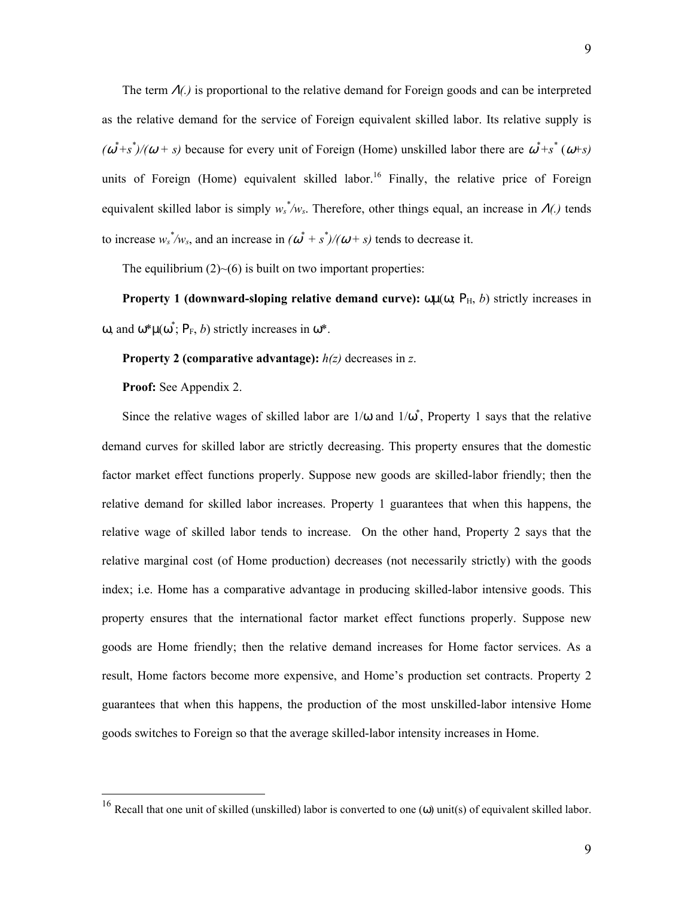The term $\Lambda(.)$ is proportional to the relative demand for Foreign goods and can be interpreted as the relative demand for the service of Foreign equivalent skilled labor. Its relative supply is $(\omega^*+s^*)/(\omega+s)$ because for every unit of Foreign (Home) unskilled labor there are $\omega^*+s^*$ $(\omega+s)$ units of Foreign (Home) equivalent skilled labor.[16] Finally, the relative price of Foreign equivalent skilled labor is simply $w_s^*/w_s$. Therefore, other things equal, an increase in $\Lambda(.)$ tends to increase $w_s^*/w_s$, and an increase in $(\omega^*+s^*)/(\omega+s)$ tends to decrease it.

The equilibrium (2)~(6) is built on two important properties:

**Property 1 (downward-sloping relative demand curve):** $\omega\mu(\omega; P_H, b)$ strictly increases in $\omega$, and $\omega^*\mu(\omega^*; P_F, b)$ strictly increases in $\omega^*$.

**Property 2 (comparative advantage):** $h(z)$ decreases in $z$.

**Proof:** See Appendix 2.

Since the relative wages of skilled labor are $1/\omega$ and $1/\omega^*$, Property 1 says that the relative demand curves for skilled labor are strictly decreasing. This property ensures that the domestic factor market effect functions properly. Suppose new goods are skilled-labor friendly; then the relative demand for skilled labor increases. Property 1 guarantees that when this happens, the relative wage of skilled labor tends to increase. On the other hand, Property 2 says that the relative marginal cost (of Home production) decreases (not necessarily strictly) with the goods index; i.e. Home has a comparative advantage in producing skilled-labor intensive goods. This property ensures that the international factor market effect functions properly. Suppose new goods are Home friendly; then the relative demand increases for Home factor services. As a result, Home factors become more expensive, and Home's production set contracts. Property 2 guarantees that when this happens, the production of the most unskilled-labor intensive Home goods switches to Foreign so that the average skilled-labor intensity increases in Home.

---

[16] Recall that one unit of skilled (unskilled) labor is converted to one ($\omega$) unit(s) of equivalent skilled labor.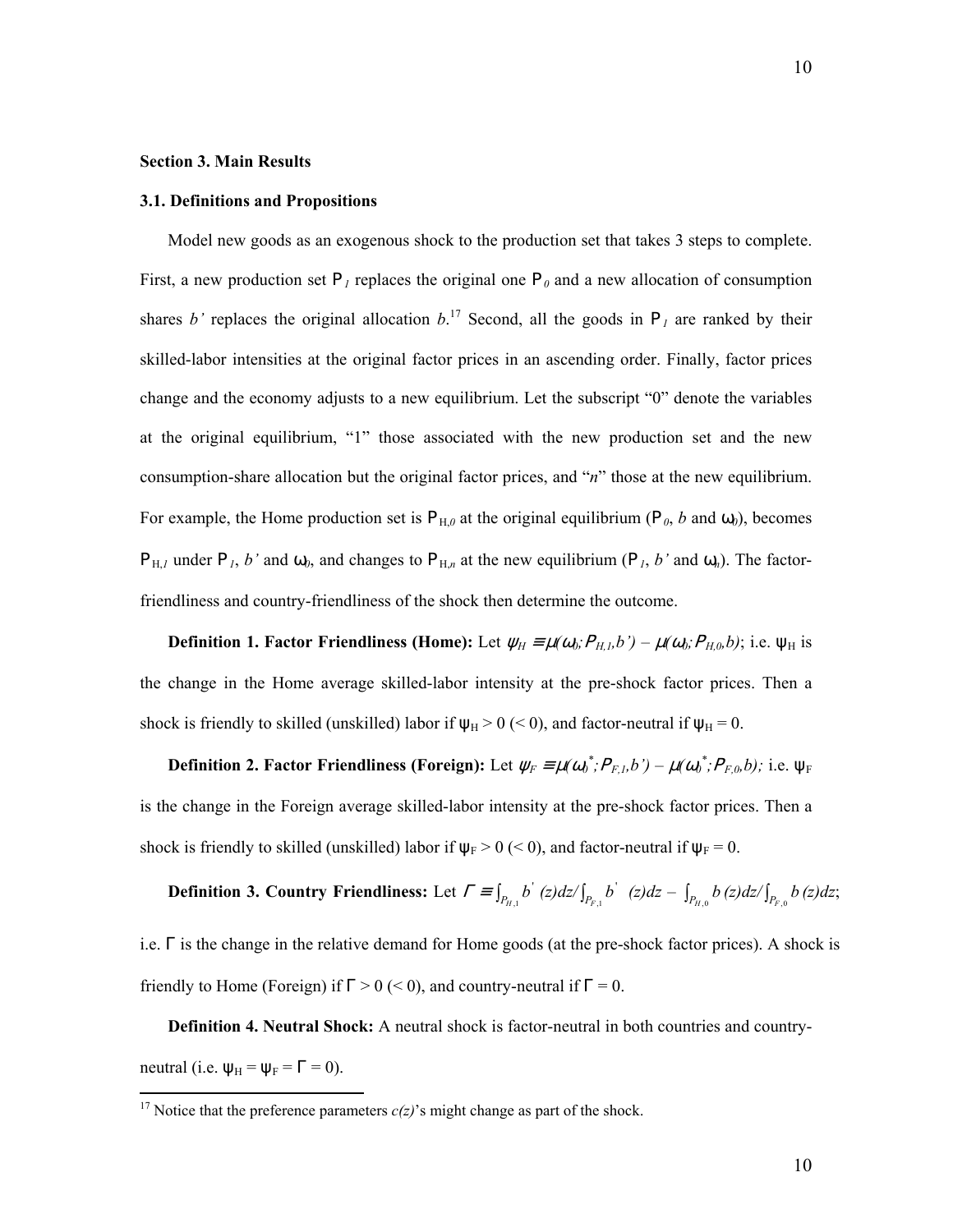**Section 3. Main Results**

**3.1. Definitions and Propositions**

Model new goods as an exogenous shock to the production set that takes 3 steps to complete. First, a new production set $P_1$ replaces the original one $P_0$ and a new allocation of consumption shares $b'$ replaces the original allocation $b$.[17] Second, all the goods in $P_1$ are ranked by their skilled-labor intensities at the original factor prices in an ascending order. Finally, factor prices change and the economy adjusts to a new equilibrium. Let the subscript "0" denote the variables at the original equilibrium, "1" those associated with the new production set and the new consumption-share allocation but the original factor prices, and "$n$" those at the new equilibrium. For example, the Home production set is $P_{H,0}$ at the original equilibrium ($P_0$, $b$ and $\omega_0$), becomes $P_{H,1}$ under $P_1$, $b'$ and $\omega_0$, and changes to $P_{H,n}$ at the new equilibrium ($P_1$, $b'$ and $\omega_n$). The factor-friendliness and country-friendliness of the shock then determine the outcome.

**Definition 1. Factor Friendliness (Home):** Let $\psi_H \equiv \mu(\omega_0; P_{H,1}, b') - \mu(\omega_0; P_{H,0}, b)$; i.e. $\psi_H$ is the change in the Home average skilled-labor intensity at the pre-shock factor prices. Then a shock is friendly to skilled (unskilled) labor if $\psi_H > 0$ ($< 0$), and factor-neutral if $\psi_H = 0$.

**Definition 2. Factor Friendliness (Foreign):** Let $\psi_F \equiv \mu(\omega_0^*; P_{F,1}, b') - \mu(\omega_0^*; P_{F,0}, b)$; i.e. $\psi_F$ is the change in the Foreign average skilled-labor intensity at the pre-shock factor prices. Then a shock is friendly to skilled (unskilled) labor if $\psi_F > 0$ ($< 0$), and factor-neutral if $\psi_F = 0$.

**Definition 3. Country Friendliness:** Let $\Gamma \equiv \int_{P_{H,1}} b'(z)dz / \int_{P_{F,1}} b'(z)dz - \int_{P_{H,0}} b(z)dz / \int_{P_{F,0}} b(z)dz$; i.e. $\Gamma$ is the change in the relative demand for Home goods (at the pre-shock factor prices). A shock is friendly to Home (Foreign) if $\Gamma > 0$ ($< 0$), and country-neutral if $\Gamma = 0$.

**Definition 4. Neutral Shock:** A neutral shock is factor-neutral in both countries and country-neutral (i.e. $\psi_H = \psi_F = \Gamma = 0$).

[17] Notice that the preference parameters $c(z)$'s might change as part of the shock.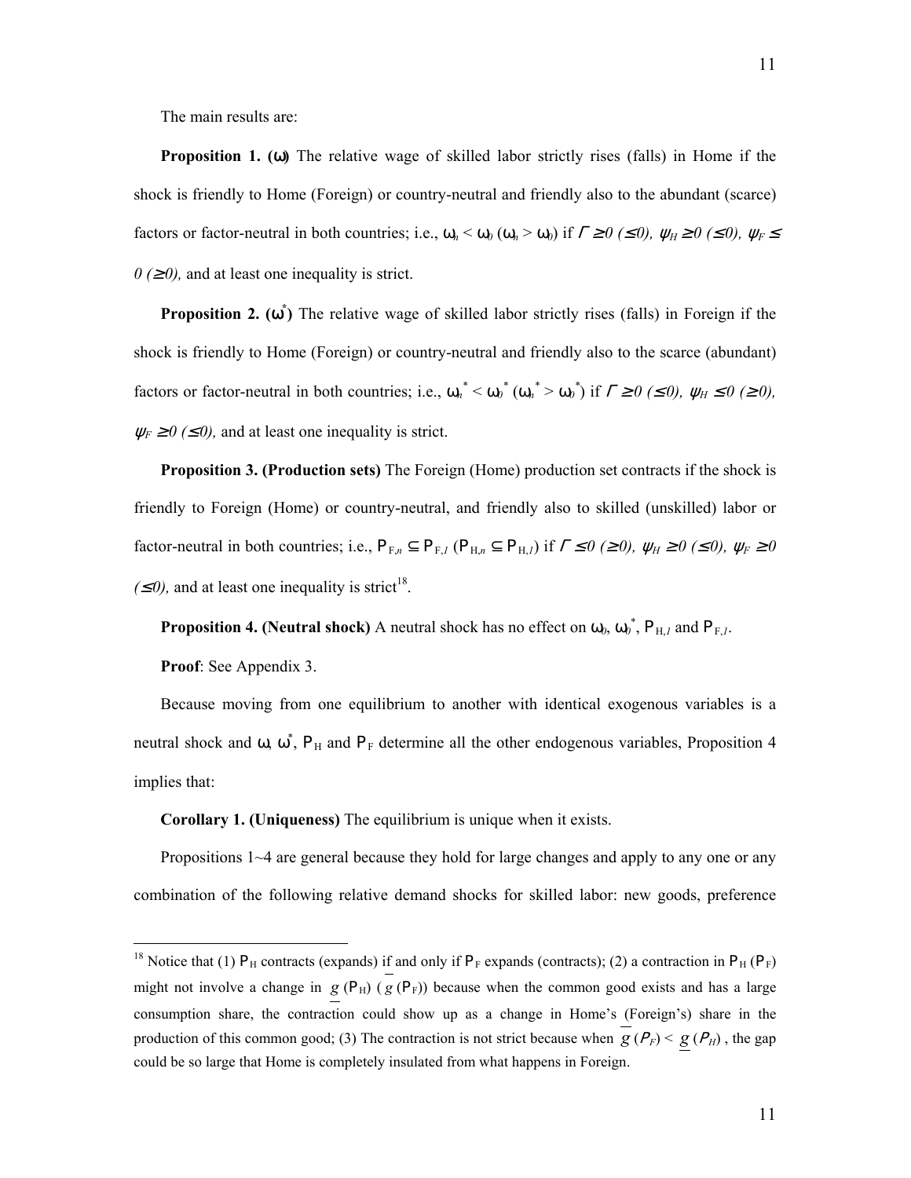The main results are:

**Proposition 1. (ω)** The relative wage of skilled labor strictly rises (falls) in Home if the shock is friendly to Home (Foreign) or country-neutral and friendly also to the abundant (scarce) factors or factor-neutral in both countries; i.e., $\omega_n < \omega_0$ ($\omega_n > \omega_0$) if $\Gamma \geq 0$ ($\leq 0$), $\psi_H \geq 0$ ($\leq 0$), $\psi_F \leq 0$ ($\geq 0$), and at least one inequality is strict.

**Proposition 2. ($\omega^*$)** The relative wage of skilled labor strictly rises (falls) in Foreign if the shock is friendly to Home (Foreign) or country-neutral and friendly also to the scarce (abundant) factors or factor-neutral in both countries; i.e., $\omega_n^* < \omega_0^*$ ($\omega_n^* > \omega_0^*$) if $\Gamma \geq 0$ ($\leq 0$), $\psi_H \leq 0$ ($\geq 0$), $\psi_F \geq 0$ ($\leq 0$), and at least one inequality is strict.

**Proposition 3. (Production sets)** The Foreign (Home) production set contracts if the shock is friendly to Foreign (Home) or country-neutral, and friendly also to skilled (unskilled) labor or factor-neutral in both countries; i.e., $P_{F,n} \subseteq P_{F,I}$ ($P_{H,n} \subseteq P_{H,I}$) if $\Gamma \leq 0$ ($\geq 0$), $\psi_H \geq 0$ ($\leq 0$), $\psi_F \geq 0$ ($\leq 0$), and at least one inequality is strict[18].

**Proposition 4. (Neutral shock)** A neutral shock has no effect on $\omega_0$, $\omega_0^*$, $P_{H,I}$ and $P_{F,I}$.

**Proof**: See Appendix 3.

Because moving from one equilibrium to another with identical exogenous variables is a neutral shock and $\omega$, $\omega^*$, $P_H$ and $P_F$ determine all the other endogenous variables, Proposition 4 implies that:

**Corollary 1. (Uniqueness)** The equilibrium is unique when it exists.

Propositions 1~4 are general because they hold for large changes and apply to any one or any combination of the following relative demand shocks for skilled labor: new goods, preference

[18] Notice that (1) $P_H$ contracts (expands) if and only if $P_F$ expands (contracts); (2) a contraction in $P_H$ ($P_F$) might not involve a change in $\underline{g}(P_H)$ ($\overline{g}(P_F)$) because when the common good exists and has a large consumption share, the contraction could show up as a change in Home's (Foreign's) share in the production of this common good; (3) The contraction is not strict because when $\overline{g}(P_F) < \underline{g}(P_H)$, the gap could be so large that Home is completely insulated from what happens in Foreign.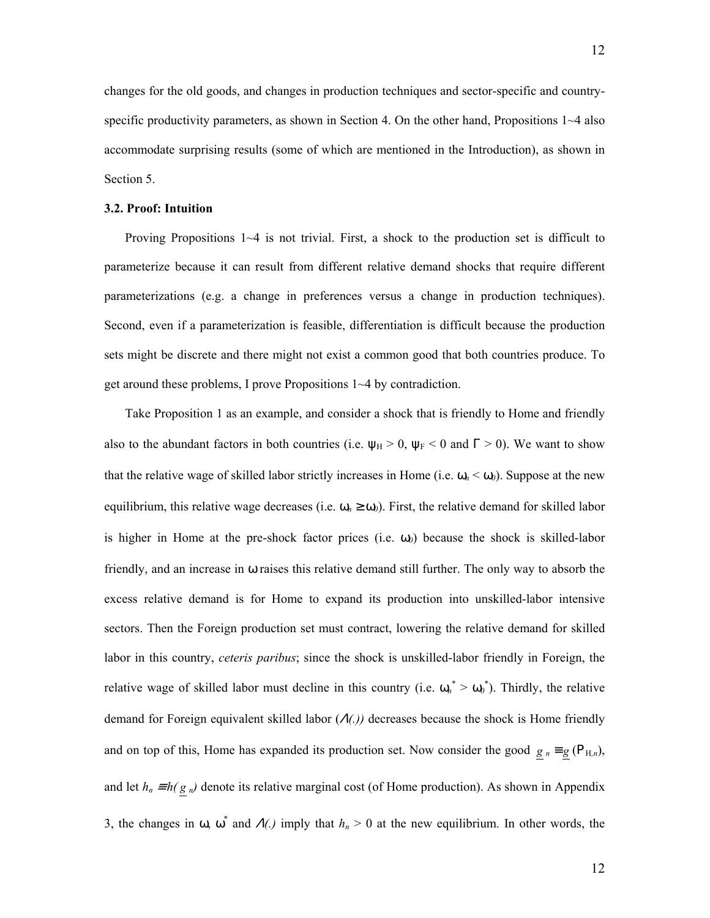changes for the old goods, and changes in production techniques and sector-specific and country-specific productivity parameters, as shown in Section 4. On the other hand, Propositions 1~4 also accommodate surprising results (some of which are mentioned in the Introduction), as shown in Section 5.

### 3.2. Proof: Intuition

Proving Propositions 1~4 is not trivial. First, a shock to the production set is difficult to parameterize because it can result from different relative demand shocks that require different parameterizations (e.g. a change in preferences versus a change in production techniques). Second, even if a parameterization is feasible, differentiation is difficult because the production sets might be discrete and there might not exist a common good that both countries produce. To get around these problems, I prove Propositions 1~4 by contradiction.

Take Proposition 1 as an example, and consider a shock that is friendly to Home and friendly also to the abundant factors in both countries (i.e. $\psi_H > 0$, $\psi_F < 0$ and $\Gamma > 0$). We want to show that the relative wage of skilled labor strictly increases in Home (i.e. $\omega_n < \omega_0$). Suppose at the new equilibrium, this relative wage decreases (i.e. $\omega_n \geq \omega_0$). First, the relative demand for skilled labor is higher in Home at the pre-shock factor prices (i.e. $\omega_0$) because the shock is skilled-labor friendly, and an increase in $\omega$ raises this relative demand still further. The only way to absorb the excess relative demand is for Home to expand its production into unskilled-labor intensive sectors. Then the Foreign production set must contract, lowering the relative demand for skilled labor in this country, *ceteris paribus*; since the shock is unskilled-labor friendly in Foreign, the relative wage of skilled labor must decline in this country (i.e. $\omega_n^* > \omega_0^*$). Thirdly, the relative demand for Foreign equivalent skilled labor ($\Lambda(.)$) decreases because the shock is Home friendly and on top of this, Home has expanded its production set. Now consider the good $\underline{g}_n \equiv \underline{g}(P_{H,n})$, and let $h_n \equiv h(\underline{g}_n)$ denote its relative marginal cost (of Home production). As shown in Appendix 3, the changes in $\omega$, $\omega^*$ and $\Lambda(.)$ imply that $h_n > 0$ at the new equilibrium. In other words, the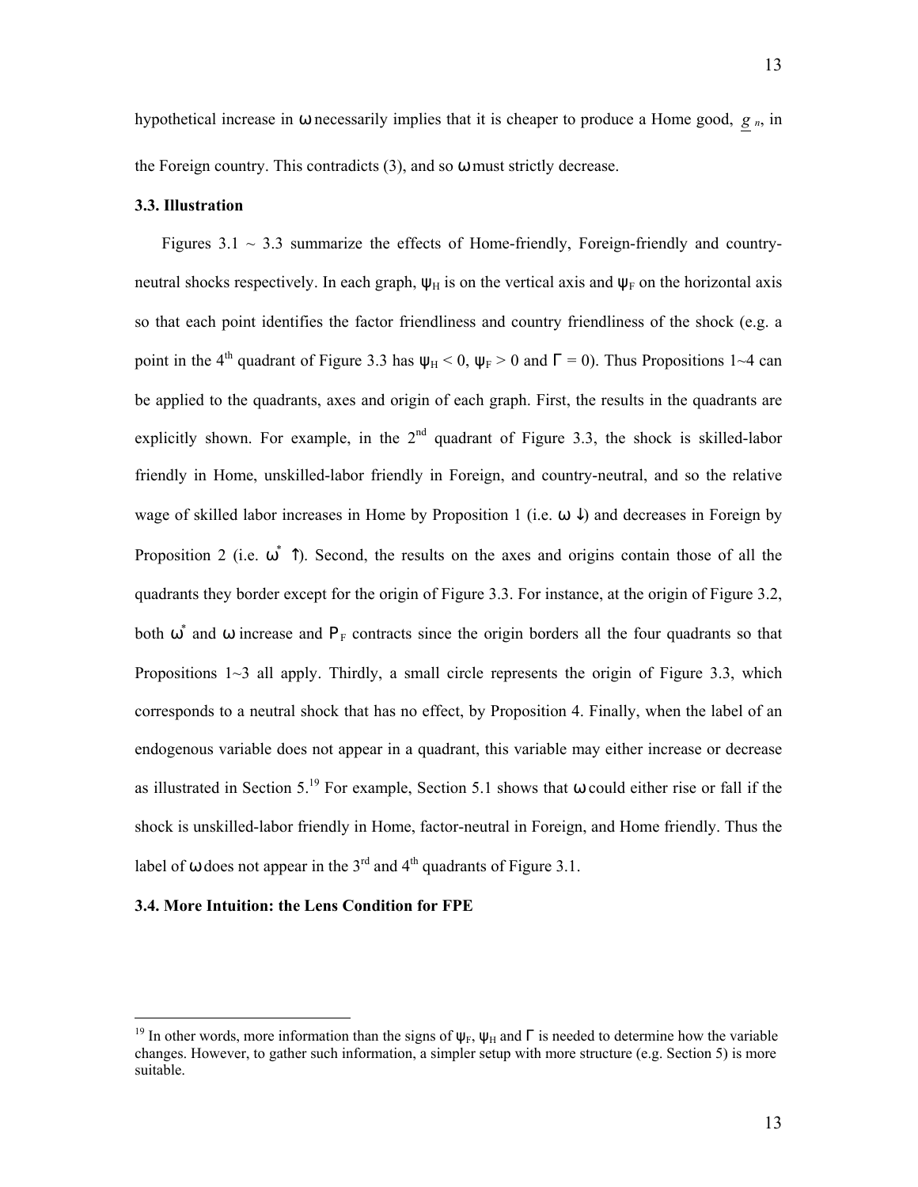hypothetical increase in $\omega$ necessarily implies that it is cheaper to produce a Home good, $\underline{g}_n$, in the Foreign country. This contradicts (3), and so $\omega$ must strictly decrease.

### 3.3. Illustration

Figures 3.1 ~ 3.3 summarize the effects of Home-friendly, Foreign-friendly and country-neutral shocks respectively. In each graph, $\psi_H$ is on the vertical axis and $\psi_F$ on the horizontal axis so that each point identifies the factor friendliness and country friendliness of the shock (e.g. a point in the 4th quadrant of Figure 3.3 has $\psi_H < 0$, $\psi_F > 0$ and $\Gamma = 0$). Thus Propositions 1~4 can be applied to the quadrants, axes and origin of each graph. First, the results in the quadrants are explicitly shown. For example, in the 2nd quadrant of Figure 3.3, the shock is skilled-labor friendly in Home, unskilled-labor friendly in Foreign, and country-neutral, and so the relative wage of skilled labor increases in Home by Proposition 1 (i.e. $\omega \downarrow$) and decreases in Foreign by Proposition 2 (i.e. $\omega^* \uparrow$). Second, the results on the axes and origins contain those of all the quadrants they border except for the origin of Figure 3.3. For instance, at the origin of Figure 3.2, both $\omega^*$ and $\omega$ increase and $P_F$ contracts since the origin borders all the four quadrants so that Propositions 1~3 all apply. Thirdly, a small circle represents the origin of Figure 3.3, which corresponds to a neutral shock that has no effect, by Proposition 4. Finally, when the label of an endogenous variable does not appear in a quadrant, this variable may either increase or decrease as illustrated in Section 5.[19] For example, Section 5.1 shows that $\omega$ could either rise or fall if the shock is unskilled-labor friendly in Home, factor-neutral in Foreign, and Home friendly. Thus the label of $\omega$ does not appear in the 3rd and 4th quadrants of Figure 3.1.

### 3.4. More Intuition: the Lens Condition for FPE

[19] In other words, more information than the signs of $\psi_F$, $\psi_H$ and $\Gamma$ is needed to determine how the variable changes. However, to gather such information, a simpler setup with more structure (e.g. Section 5) is more suitable.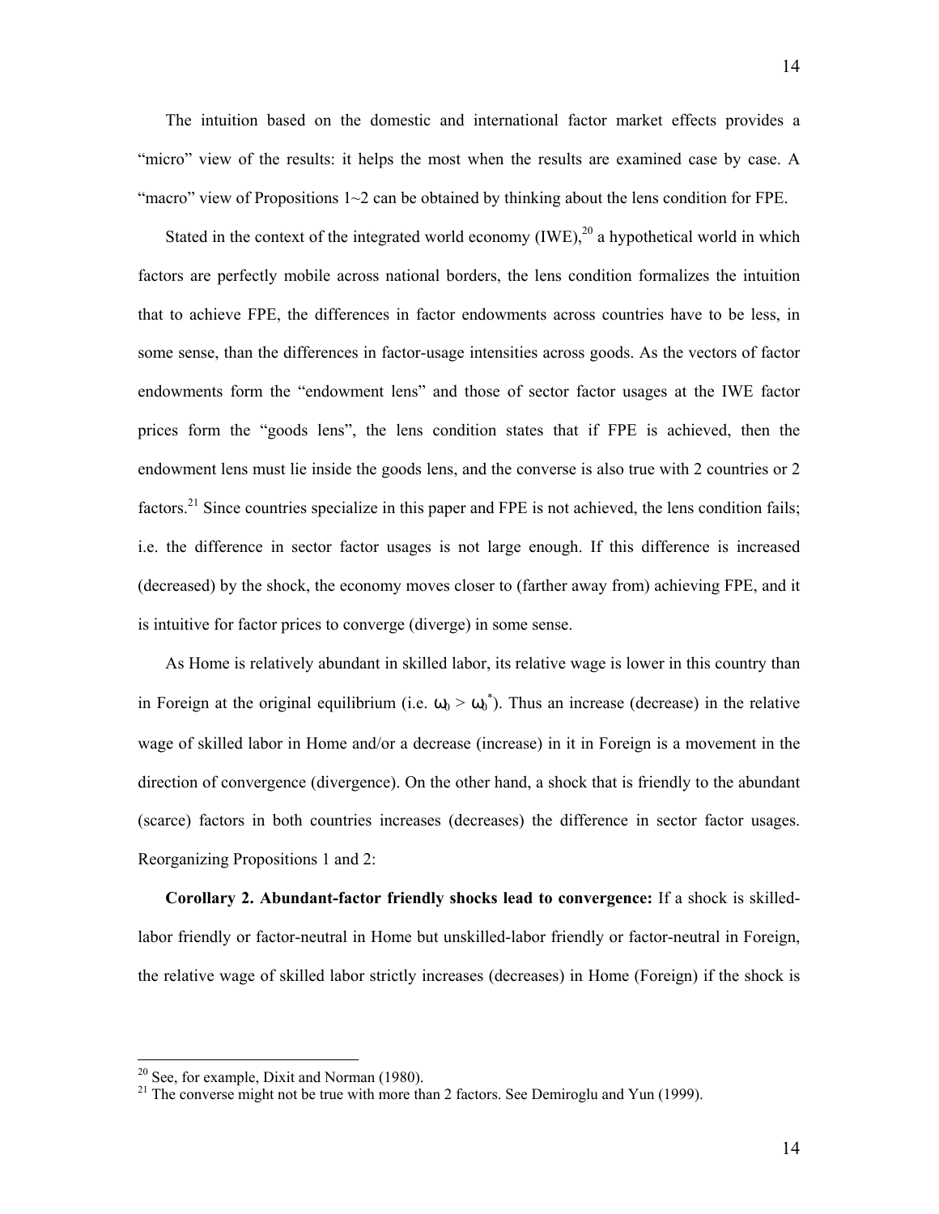The intuition based on the domestic and international factor market effects provides a "micro" view of the results: it helps the most when the results are examined case by case. A "macro" view of Propositions 1~2 can be obtained by thinking about the lens condition for FPE.

Stated in the context of the integrated world economy (IWE),[20] a hypothetical world in which factors are perfectly mobile across national borders, the lens condition formalizes the intuition that to achieve FPE, the differences in factor endowments across countries have to be less, in some sense, than the differences in factor-usage intensities across goods. As the vectors of factor endowments form the "endowment lens" and those of sector factor usages at the IWE factor prices form the "goods lens", the lens condition states that if FPE is achieved, then the endowment lens must lie inside the goods lens, and the converse is also true with 2 countries or 2 factors.[21] Since countries specialize in this paper and FPE is not achieved, the lens condition fails; i.e. the difference in sector factor usages is not large enough. If this difference is increased (decreased) by the shock, the economy moves closer to (farther away from) achieving FPE, and it is intuitive for factor prices to converge (diverge) in some sense.

As Home is relatively abundant in skilled labor, its relative wage is lower in this country than in Foreign at the original equilibrium (i.e. $\omega_0 > \omega_0^*$). Thus an increase (decrease) in the relative wage of skilled labor in Home and/or a decrease (increase) in it in Foreign is a movement in the direction of convergence (divergence). On the other hand, a shock that is friendly to the abundant (scarce) factors in both countries increases (decreases) the difference in sector factor usages. Reorganizing Propositions 1 and 2:

**Corollary 2. Abundant-factor friendly shocks lead to convergence:** If a shock is skilled-labor friendly or factor-neutral in Home but unskilled-labor friendly or factor-neutral in Foreign, the relative wage of skilled labor strictly increases (decreases) in Home (Foreign) if the shock is

---

[20] See, for example, Dixit and Norman (1980).

[21] The converse might not be true with more than 2 factors. See Demiroglu and Yun (1999).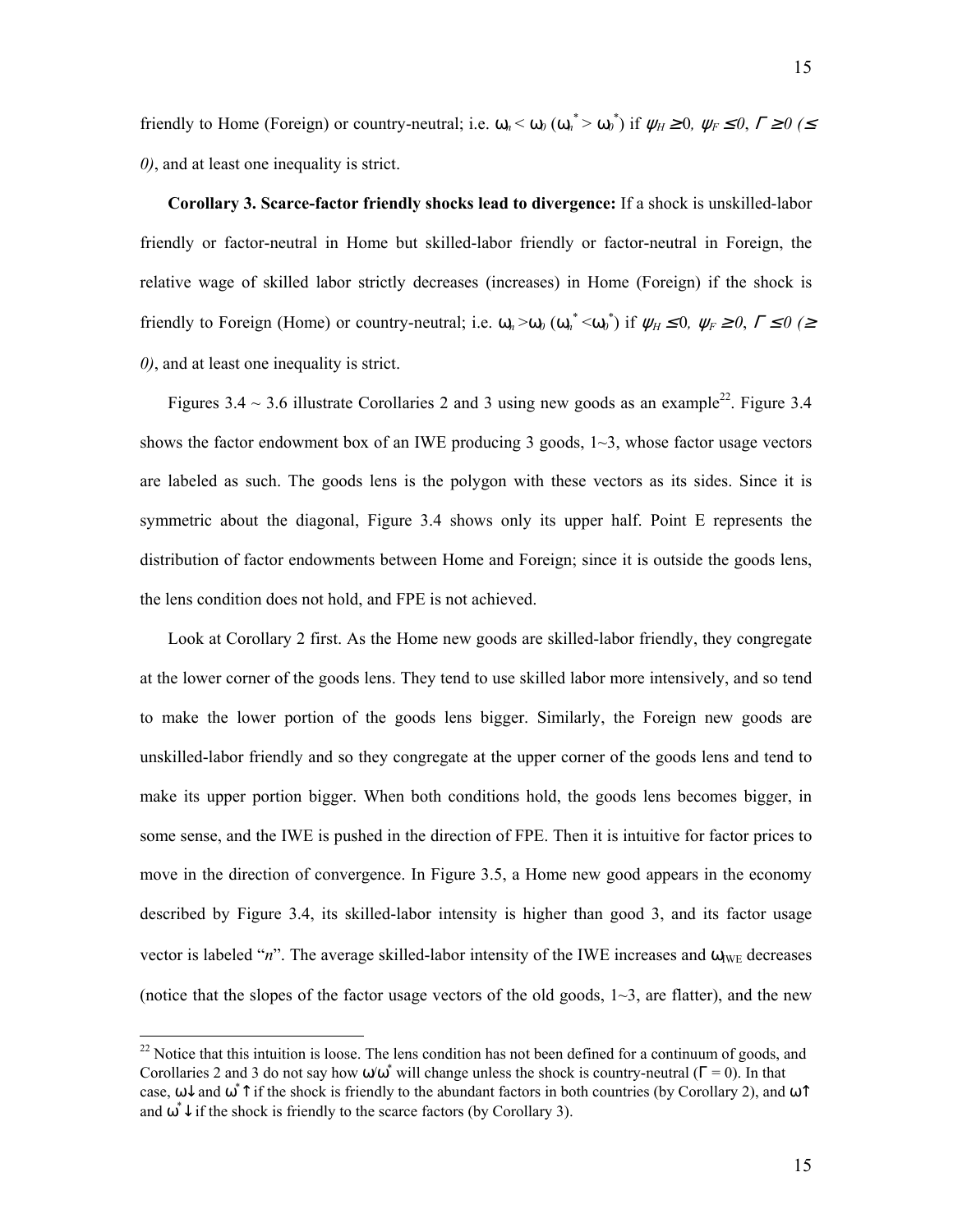friendly to Home (Foreign) or country-neutral; i.e. $\omega_n < \omega_0$ ($\omega_n^* > \omega_0^*$) if $\psi_H \geq 0$, $\psi_F \leq 0$, $\Gamma \geq 0$ ($\leq 0$), and at least one inequality is strict.

**Corollary 3. Scarce-factor friendly shocks lead to divergence:** If a shock is unskilled-labor friendly or factor-neutral in Home but skilled-labor friendly or factor-neutral in Foreign, the relative wage of skilled labor strictly decreases (increases) in Home (Foreign) if the shock is friendly to Foreign (Home) or country-neutral; i.e. $\omega_n > \omega_0$ ($\omega_n^* < \omega_0^*$) if $\psi_H \leq 0$, $\psi_F \geq 0$, $\Gamma \leq 0$ ($\geq 0$), and at least one inequality is strict.

Figures 3.4 ~ 3.6 illustrate Corollaries 2 and 3 using new goods as an example[22]. Figure 3.4 shows the factor endowment box of an IWE producing 3 goods, 1~3, whose factor usage vectors are labeled as such. The goods lens is the polygon with these vectors as its sides. Since it is symmetric about the diagonal, Figure 3.4 shows only its upper half. Point E represents the distribution of factor endowments between Home and Foreign; since it is outside the goods lens, the lens condition does not hold, and FPE is not achieved.

Look at Corollary 2 first. As the Home new goods are skilled-labor friendly, they congregate at the lower corner of the goods lens. They tend to use skilled labor more intensively, and so tend to make the lower portion of the goods lens bigger. Similarly, the Foreign new goods are unskilled-labor friendly and so they congregate at the upper corner of the goods lens and tend to make its upper portion bigger. When both conditions hold, the goods lens becomes bigger, in some sense, and the IWE is pushed in the direction of FPE. Then it is intuitive for factor prices to move in the direction of convergence. In Figure 3.5, a Home new good appears in the economy described by Figure 3.4, its skilled-labor intensity is higher than good 3, and its factor usage vector is labeled "*n*". The average skilled-labor intensity of the IWE increases and $\omega_{IWE}$ decreases (notice that the slopes of the factor usage vectors of the old goods, 1~3, are flatter), and the new

[22] Notice that this intuition is loose. The lens condition has not been defined for a continuum of goods, and Corollaries 2 and 3 do not say how $\omega/\omega^*$ will change unless the shock is country-neutral ($\Gamma = 0$). In that case, $\omega\downarrow$ and $\omega^*\uparrow$ if the shock is friendly to the abundant factors in both countries (by Corollary 2), and $\omega\uparrow$ and $\omega^*\downarrow$ if the shock is friendly to the scarce factors (by Corollary 3).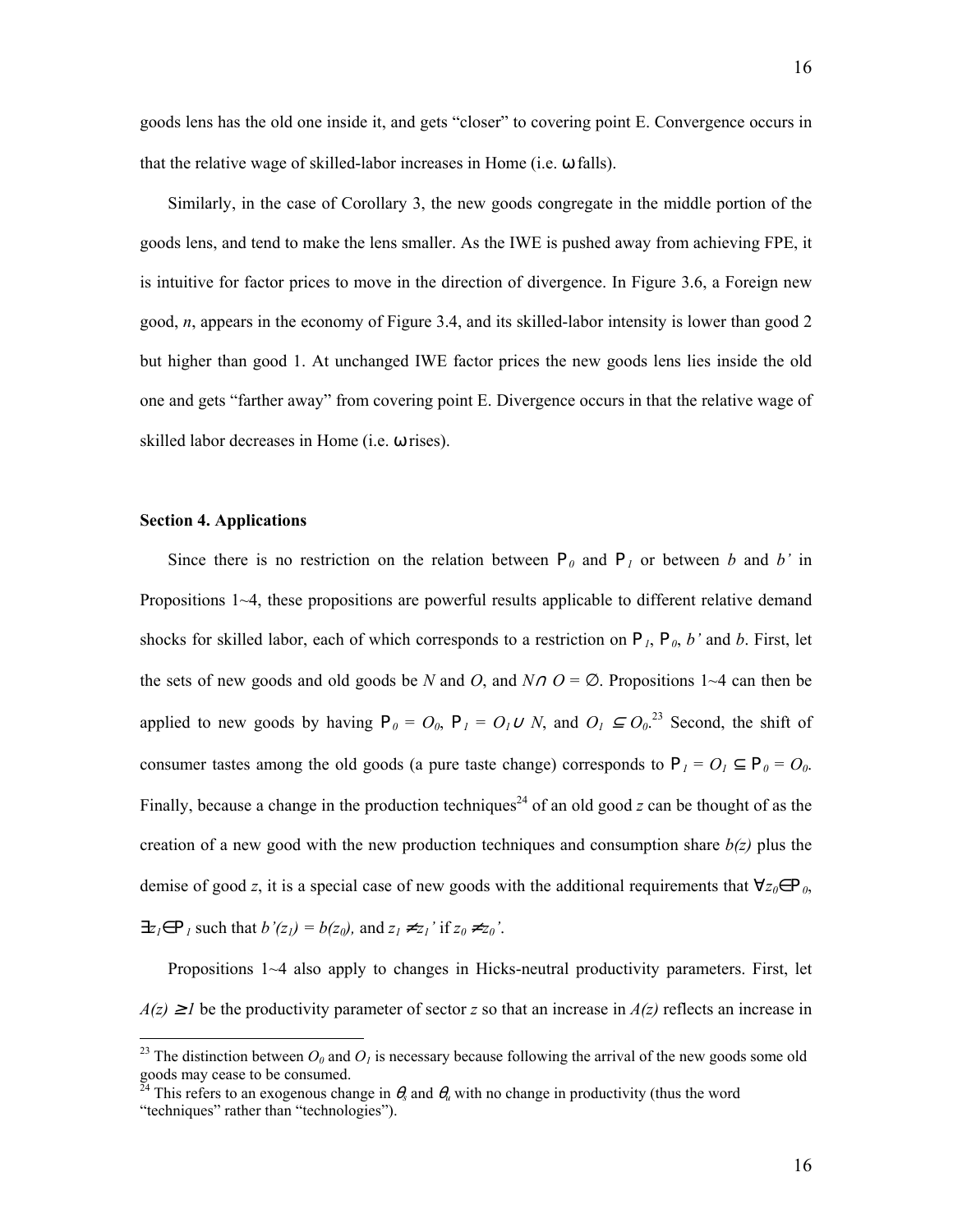goods lens has the old one inside it, and gets "closer" to covering point E. Convergence occurs in that the relative wage of skilled-labor increases in Home (i.e. $\omega$ falls).

Similarly, in the case of Corollary 3, the new goods congregate in the middle portion of the goods lens, and tend to make the lens smaller. As the IWE is pushed away from achieving FPE, it is intuitive for factor prices to move in the direction of divergence. In Figure 3.6, a Foreign new good, *n*, appears in the economy of Figure 3.4, and its skilled-labor intensity is lower than good 2 but higher than good 1. At unchanged IWE factor prices the new goods lens lies inside the old one and gets "farther away" from covering point E. Divergence occurs in that the relative wage of skilled labor decreases in Home (i.e. $\omega$ rises).

**Section 4. Applications**

Since there is no restriction on the relation between $P_0$ and $P_1$ or between $b$ and $b'$ in Propositions 1~4, these propositions are powerful results applicable to different relative demand shocks for skilled labor, each of which corresponds to a restriction on $P_1$, $P_0$, $b'$ and $b$. First, let the sets of new goods and old goods be $N$ and $O$, and $N \cap O = \emptyset$. Propositions 1~4 can then be applied to new goods by having $P_0 = O_0$, $P_1 = O_1 \cup N$, and $O_1 \subseteq O_0$.[23] Second, the shift of consumer tastes among the old goods (a pure taste change) corresponds to $P_1 = O_1 \subseteq P_0 = O_0$. Finally, because a change in the production techniques[24] of an old good $z$ can be thought of as the creation of a new good with the new production techniques and consumption share $b(z)$ plus the demise of good $z$, it is a special case of new goods with the additional requirements that $\forall z_0 \in P_0$, $\exists z_1 \in P_1$ such that $b'(z_1) = b(z_0)$, and $z_1 \neq z_1'$ if $z_0 \neq z_0'$.

Propositions 1~4 also apply to changes in Hicks-neutral productivity parameters. First, let $A(z) \geq 1$ be the productivity parameter of sector $z$ so that an increase in $A(z)$ reflects an increase in

[23] The distinction between $O_0$ and $O_1$ is necessary because following the arrival of the new goods some old goods may cease to be consumed.

[24] This refers to an exogenous change in $\theta_s$ and $\theta_u$ with no change in productivity (thus the word "techniques" rather than "technologies").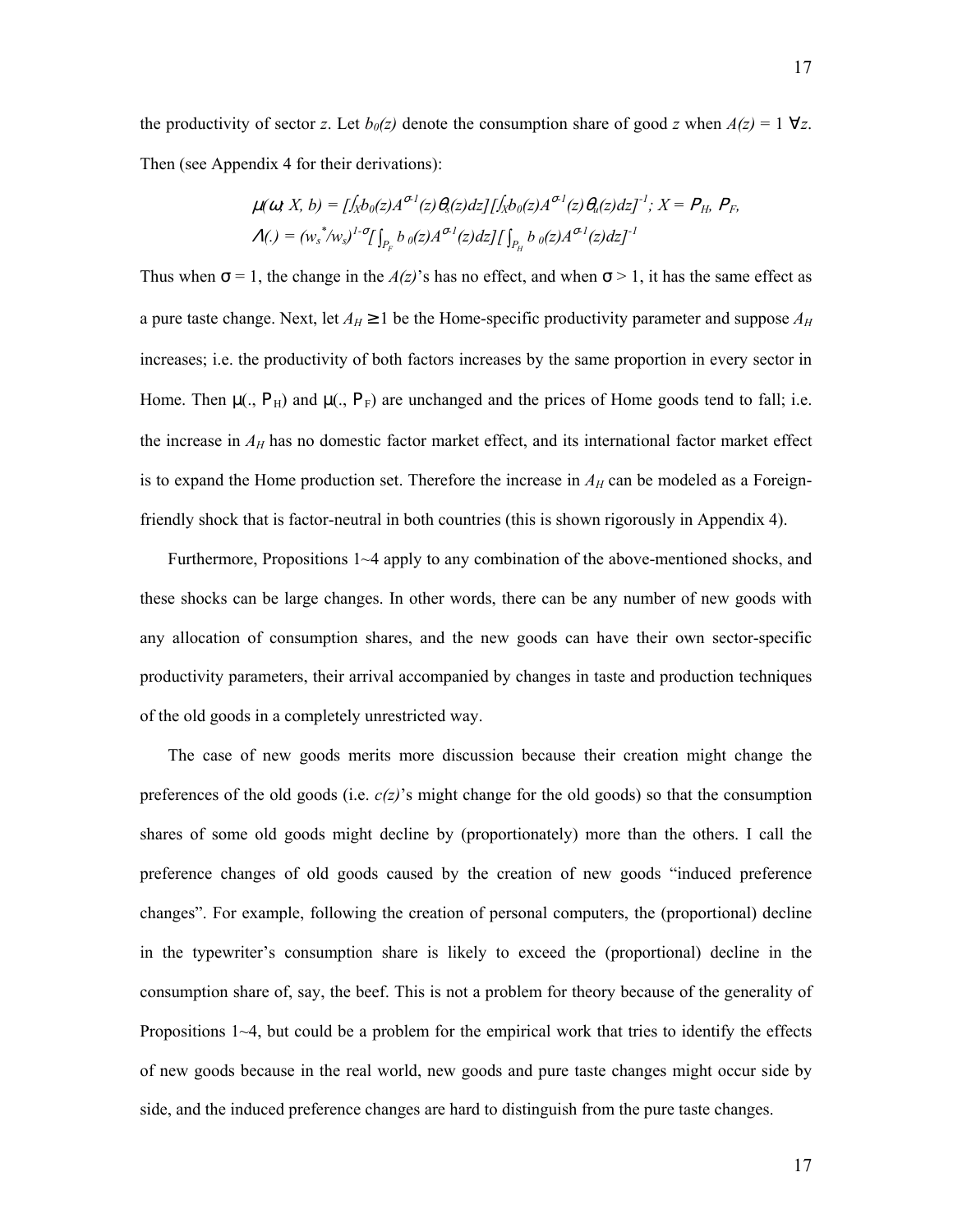the productivity of sector $z$. Let $b_0(z)$ denote the consumption share of good $z$ when $A(z) = 1 \;\forall z$. Then (see Appendix 4 for their derivations):

$$\mu(\omega; X, b) = [\int_X b_0(z)A^{\sigma-1}(z)\theta_s(z)dz][\int_X b_0(z)A^{\sigma-1}(z)\theta_u(z)dz]^{-1};\; X = P_H,\, P_F,$$

$$\Lambda(.) = (w_s^*/w_s)^{1-\sigma}[\int_{P_F} b_0(z)A^{\sigma-1}(z)dz][\int_{P_H} b_0(z)A^{\sigma-1}(z)dz]^{-1}$$

Thus when $\sigma = 1$, the change in the $A(z)$'s has no effect, and when $\sigma > 1$, it has the same effect as a pure taste change. Next, let $A_H \geq 1$ be the Home-specific productivity parameter and suppose $A_H$ increases; i.e. the productivity of both factors increases by the same proportion in every sector in Home. Then $\mu(., P_H)$ and $\mu(., P_F)$ are unchanged and the prices of Home goods tend to fall; i.e. the increase in $A_H$ has no domestic factor market effect, and its international factor market effect is to expand the Home production set. Therefore the increase in $A_H$ can be modeled as a Foreign-friendly shock that is factor-neutral in both countries (this is shown rigorously in Appendix 4).

Furthermore, Propositions 1~4 apply to any combination of the above-mentioned shocks, and these shocks can be large changes. In other words, there can be any number of new goods with any allocation of consumption shares, and the new goods can have their own sector-specific productivity parameters, their arrival accompanied by changes in taste and production techniques of the old goods in a completely unrestricted way.

The case of new goods merits more discussion because their creation might change the preferences of the old goods (i.e. $c(z)$'s might change for the old goods) so that the consumption shares of some old goods might decline by (proportionately) more than the others. I call the preference changes of old goods caused by the creation of new goods "induced preference changes". For example, following the creation of personal computers, the (proportional) decline in the typewriter's consumption share is likely to exceed the (proportional) decline in the consumption share of, say, the beef. This is not a problem for theory because of the generality of Propositions 1~4, but could be a problem for the empirical work that tries to identify the effects of new goods because in the real world, new goods and pure taste changes might occur side by side, and the induced preference changes are hard to distinguish from the pure taste changes.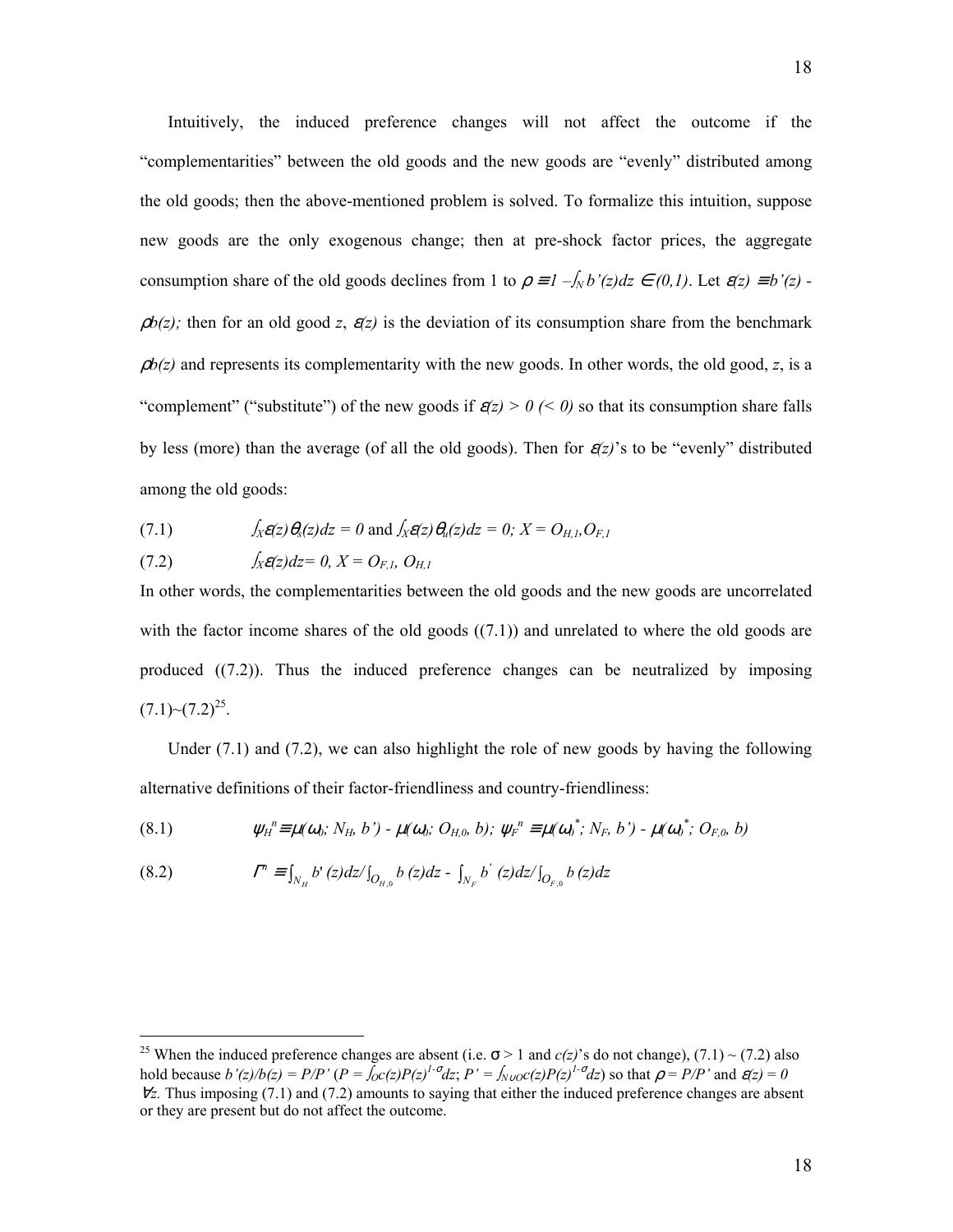Intuitively, the induced preference changes will not affect the outcome if the "complementarities" between the old goods and the new goods are "evenly" distributed among the old goods; then the above-mentioned problem is solved. To formalize this intuition, suppose new goods are the only exogenous change; then at pre-shock factor prices, the aggregate consumption share of the old goods declines from 1 to $\rho \equiv 1 - \int_N b'(z)dz \in (0,1)$. Let $\varepsilon(z) \equiv b'(z) - \rho b(z)$; then for an old good $z$, $\varepsilon(z)$ is the deviation of its consumption share from the benchmark $\rho b(z)$ and represents its complementarity with the new goods. In other words, the old good, $z$, is a "complement" ("substitute") of the new goods if $\varepsilon(z) > 0$ ($< 0$) so that its consumption share falls by less (more) than the average (of all the old goods). Then for $\varepsilon(z)$'s to be "evenly" distributed among the old goods:

$$\text{(7.1)} \qquad \int_X \varepsilon(z)\theta_s(z)dz = 0 \text{ and } \int_X \varepsilon(z)\theta_u(z)dz = 0;\ X = O_{H,1}, O_{F,1}$$

$$\text{(7.2)} \qquad \int_X \varepsilon(z)dz = 0,\ X = O_{F,1},\ O_{H,1}$$

In other words, the complementarities between the old goods and the new goods are uncorrelated with the factor income shares of the old goods ((7.1)) and unrelated to where the old goods are produced ((7.2)). Thus the induced preference changes can be neutralized by imposing (7.1)~(7.2)[25].

Under (7.1) and (7.2), we can also highlight the role of new goods by having the following alternative definitions of their factor-friendliness and country-friendliness:

$$\text{(8.1)} \qquad \psi_H^n \equiv \mu(\omega_0;\ N_H,\ b') - \mu(\omega_0;\ O_{H,0},\ b);\ \psi_F^n \equiv \mu(\omega_0^*;\ N_F,\ b') - \mu(\omega_0^*;\ O_{F,0},\ b)$$

$$\text{(8.2)} \qquad \Gamma^n \equiv \int_{N_H} b'(z)dz / \int_{O_{H,0}} b(z)dz - \int_{N_F} b'(z)dz / \int_{O_{F,0}} b(z)dz$$

---

[25] When the induced preference changes are absent (i.e. $\sigma > 1$ and $c(z)$'s do not change), (7.1) ~ (7.2) also hold because $b'(z)/b(z) = P/P'$ ($P = \int_O c(z)P(z)^{1-\sigma}dz$; $P' = \int_{N\cup O} c(z)P(z)^{1-\sigma}dz$) so that $\rho = P/P'$ and $\varepsilon(z) = 0$ $\forall z$. Thus imposing (7.1) and (7.2) amounts to saying that either the induced preference changes are absent or they are present but do not affect the outcome.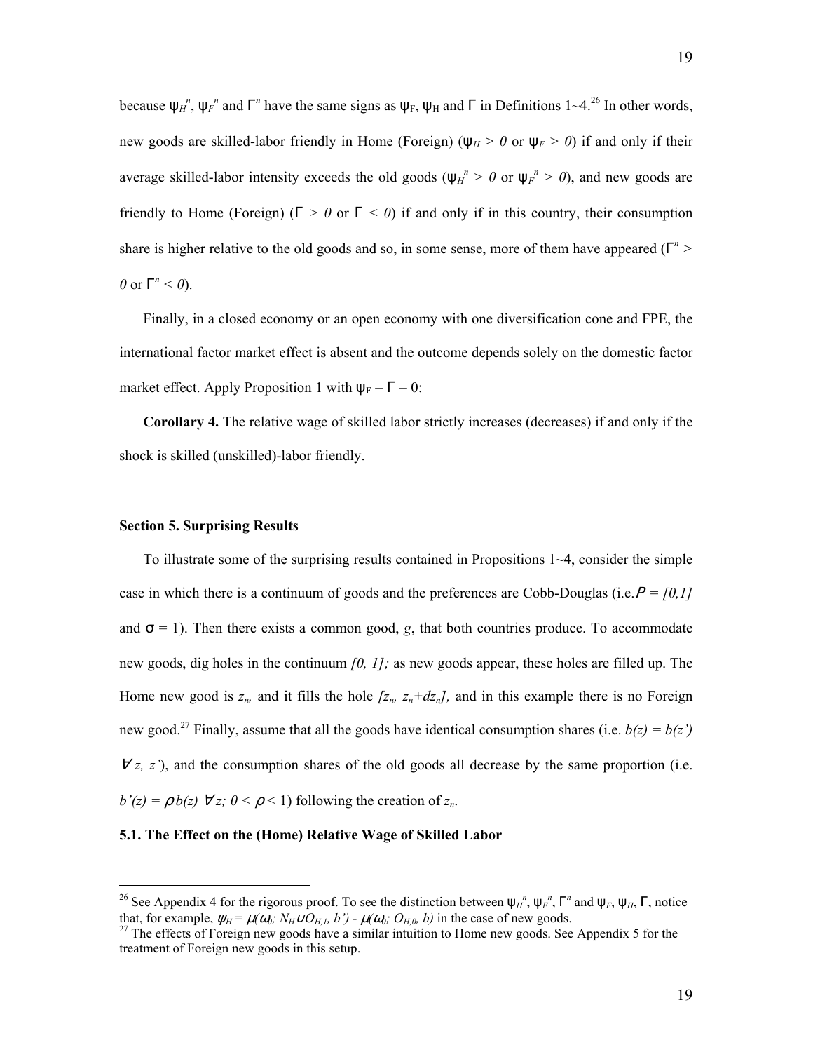because $\psi_H^n$, $\psi_F^n$ and $\Gamma^n$ have the same signs as $\psi_F$, $\psi_H$ and $\Gamma$ in Definitions 1~4.[26] In other words, new goods are skilled-labor friendly in Home (Foreign) ($\psi_H > 0$ or $\psi_F > 0$) if and only if their average skilled-labor intensity exceeds the old goods ($\psi_H^n > 0$ or $\psi_F^n > 0$), and new goods are friendly to Home (Foreign) ($\Gamma > 0$ or $\Gamma < 0$) if and only if in this country, their consumption share is higher relative to the old goods and so, in some sense, more of them have appeared ($\Gamma^n > 0$ or $\Gamma^n < 0$).

Finally, in a closed economy or an open economy with one diversification cone and FPE, the international factor market effect is absent and the outcome depends solely on the domestic factor market effect. Apply Proposition 1 with $\psi_F = \Gamma = 0$:

**Corollary 4.** The relative wage of skilled labor strictly increases (decreases) if and only if the shock is skilled (unskilled)-labor friendly.

**Section 5. Surprising Results**

To illustrate some of the surprising results contained in Propositions 1~4, consider the simple case in which there is a continuum of goods and the preferences are Cobb-Douglas (i.e. $P = [0,1]$ and $\sigma = 1$). Then there exists a common good, $g$, that both countries produce. To accommodate new goods, dig holes in the continuum $[0, 1]$; as new goods appear, these holes are filled up. The Home new good is $z_n$, and it fills the hole $[z_n, z_n+dz_n]$, and in this example there is no Foreign new good.[27] Finally, assume that all the goods have identical consumption shares (i.e. $b(z) = b(z')$ $\forall z, z'$), and the consumption shares of the old goods all decrease by the same proportion (i.e. $b'(z) = \rho b(z)$ $\forall z$; $0 < \rho < 1$) following the creation of $z_n$.

**5.1. The Effect on the (Home) Relative Wage of Skilled Labor**

---

[26] See Appendix 4 for the rigorous proof. To see the distinction between $\psi_H^n$, $\psi_F^n$, $\Gamma^n$ and $\psi_F$, $\psi_H$, $\Gamma$, notice that, for example, $\psi_H = \mu(\omega_h; N_H \cup O_{H,1}, b') - \mu(\omega_h; O_{H,0}, b)$ in the case of new goods.

[27] The effects of Foreign new goods have a similar intuition to Home new goods. See Appendix 5 for the treatment of Foreign new goods in this setup.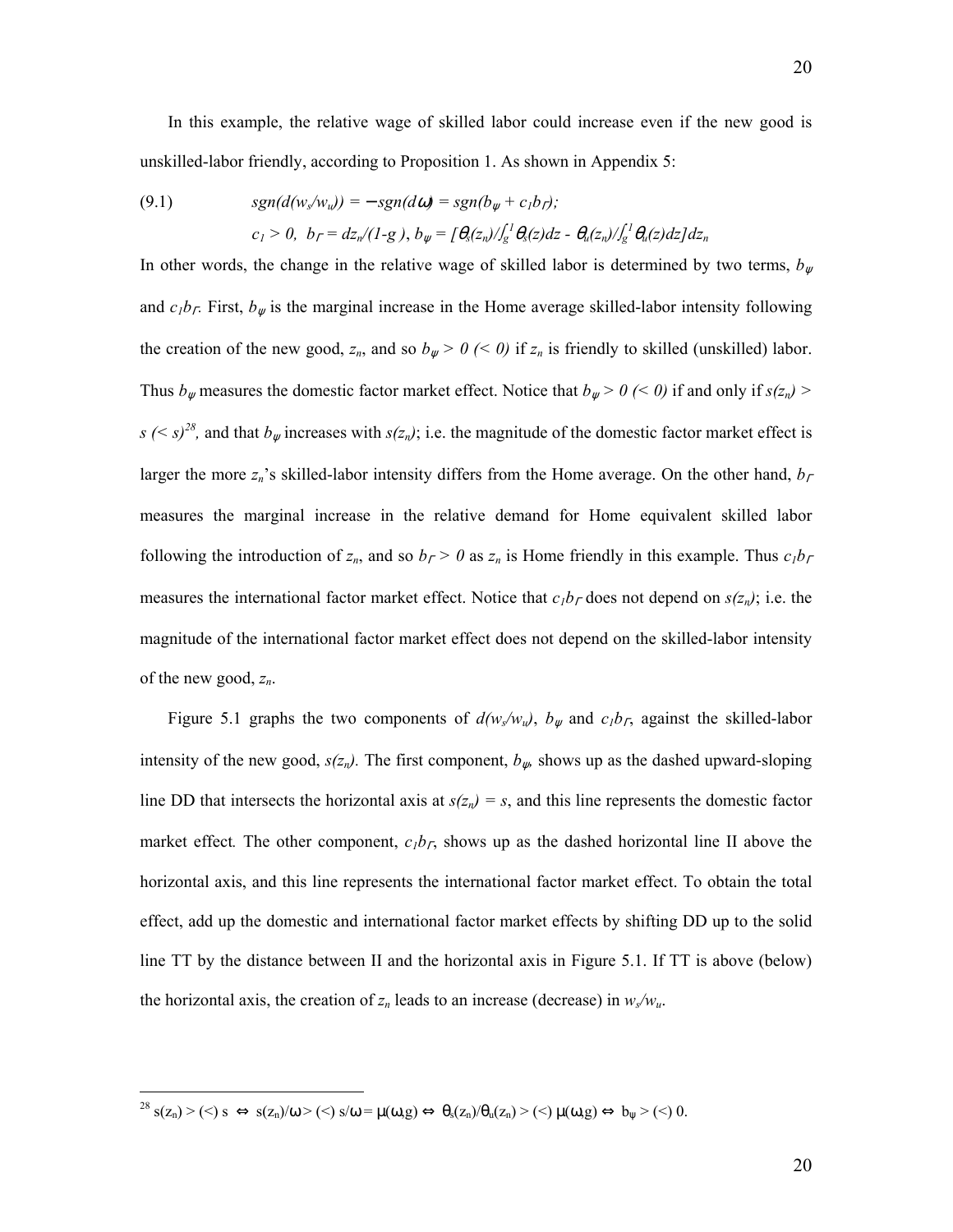In this example, the relative wage of skilled labor could increase even if the new good is unskilled-labor friendly, according to Proposition 1. As shown in Appendix 5:

$$(9.1) \qquad sgn(d(w_s/w_u)) = -sgn(d\omega) = sgn(b_\psi + c_1 b_\Gamma);$$

$$c_1 > 0, \;\; b_\Gamma = dz_n/(1-g), \; b_\psi = [\theta_s(z_n)/\textstyle\int_g^1 \theta_s(z)dz - \theta_u(z_n)/\int_g^1 \theta_u(z)dz]dz_n$$

In other words, the change in the relative wage of skilled labor is determined by two terms, $b_\psi$ and $c_1 b_\Gamma$. First, $b_\psi$ is the marginal increase in the Home average skilled-labor intensity following the creation of the new good, $z_n$, and so $b_\psi > 0$ ($< 0$) if $z_n$ is friendly to skilled (unskilled) labor. Thus $b_\psi$ measures the domestic factor market effect. Notice that $b_\psi > 0$ ($< 0$) if and only if $s(z_n) > s$ ($< s$)[28], and that $b_\psi$ increases with $s(z_n)$; i.e. the magnitude of the domestic factor market effect is larger the more $z_n$'s skilled-labor intensity differs from the Home average. On the other hand, $b_\Gamma$ measures the marginal increase in the relative demand for Home equivalent skilled labor following the introduction of $z_n$, and so $b_\Gamma > 0$ as $z_n$ is Home friendly in this example. Thus $c_1 b_\Gamma$ measures the international factor market effect. Notice that $c_1 b_\Gamma$ does not depend on $s(z_n)$; i.e. the magnitude of the international factor market effect does not depend on the skilled-labor intensity of the new good, $z_n$.

Figure 5.1 graphs the two components of $d(w_s/w_u)$, $b_\psi$ and $c_1 b_\Gamma$, against the skilled-labor intensity of the new good, $s(z_n)$. The first component, $b_\psi$, shows up as the dashed upward-sloping line DD that intersects the horizontal axis at $s(z_n) = s$, and this line represents the domestic factor market effect. The other component, $c_1 b_\Gamma$, shows up as the dashed horizontal line II above the horizontal axis, and this line represents the international factor market effect. To obtain the total effect, add up the domestic and international factor market effects by shifting DD up to the solid line TT by the distance between II and the horizontal axis in Figure 5.1. If TT is above (below) the horizontal axis, the creation of $z_n$ leads to an increase (decrease) in $w_s/w_u$.

---

[28] $s(z_n) > (<)\ s \Leftrightarrow s(z_n)/\omega > (<)\ s/\omega = \mu(\omega, g) \Leftrightarrow \theta_s(z_n)/\theta_u(z_n) > (<)\ \mu(\omega, g) \Leftrightarrow b_\psi > (<)\ 0$.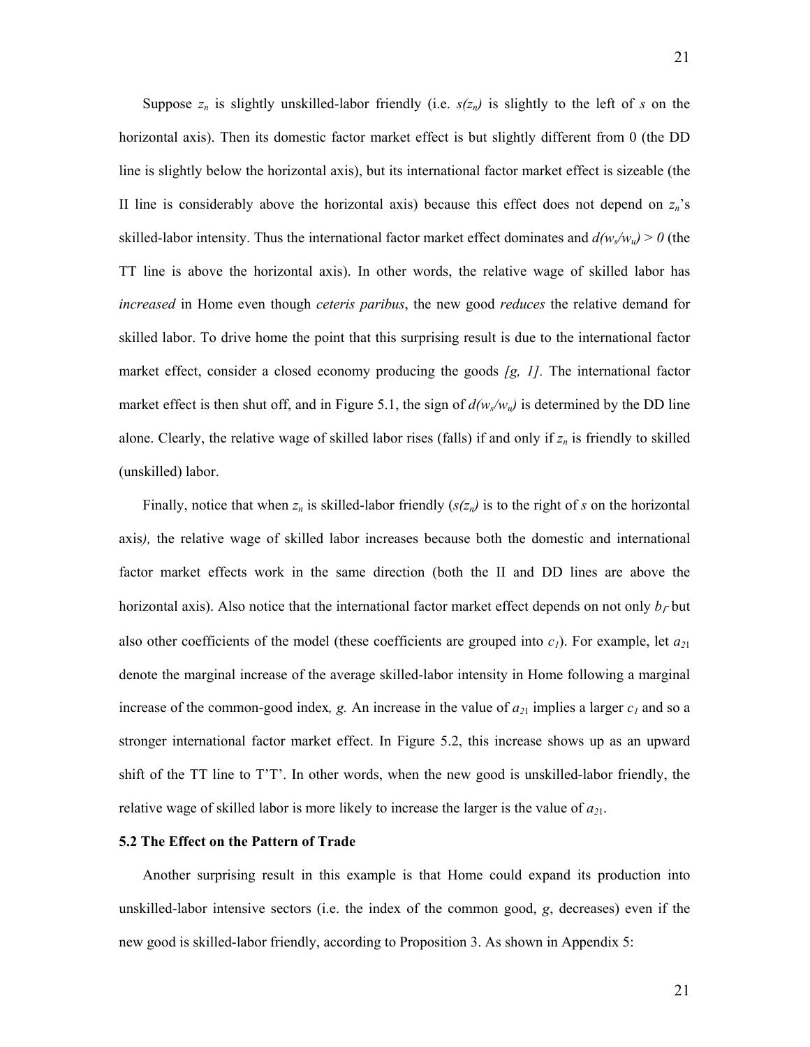Suppose $z_n$ is slightly unskilled-labor friendly (i.e. $s(z_n)$ is slightly to the left of $s$ on the horizontal axis). Then its domestic factor market effect is but slightly different from 0 (the DD line is slightly below the horizontal axis), but its international factor market effect is sizeable (the II line is considerably above the horizontal axis) because this effect does not depend on $z_n$'s skilled-labor intensity. Thus the international factor market effect dominates and $d(w_s/w_u) > 0$ (the TT line is above the horizontal axis). In other words, the relative wage of skilled labor has *increased* in Home even though *ceteris paribus*, the new good *reduces* the relative demand for skilled labor. To drive home the point that this surprising result is due to the international factor market effect, consider a closed economy producing the goods $[g, 1]$. The international factor market effect is then shut off, and in Figure 5.1, the sign of $d(w_s/w_u)$ is determined by the DD line alone. Clearly, the relative wage of skilled labor rises (falls) if and only if $z_n$ is friendly to skilled (unskilled) labor.

Finally, notice that when $z_n$ is skilled-labor friendly ($s(z_n)$ is to the right of $s$ on the horizontal axis*),* the relative wage of skilled labor increases because both the domestic and international factor market effects work in the same direction (both the II and DD lines are above the horizontal axis). Also notice that the international factor market effect depends on not only $b_{\Gamma}$ but also other coefficients of the model (these coefficients are grouped into $c_1$). For example, let $a_{21}$ denote the marginal increase of the average skilled-labor intensity in Home following a marginal increase of the common-good index*,* $g$*.* An increase in the value of $a_{21}$ implies a larger $c_1$ and so a stronger international factor market effect. In Figure 5.2, this increase shows up as an upward shift of the TT line to T'T'. In other words, when the new good is unskilled-labor friendly, the relative wage of skilled labor is more likely to increase the larger is the value of $a_{21}$.

**5.2 The Effect on the Pattern of Trade**

Another surprising result in this example is that Home could expand its production into unskilled-labor intensive sectors (i.e. the index of the common good, $g$, decreases) even if the new good is skilled-labor friendly, according to Proposition 3. As shown in Appendix 5: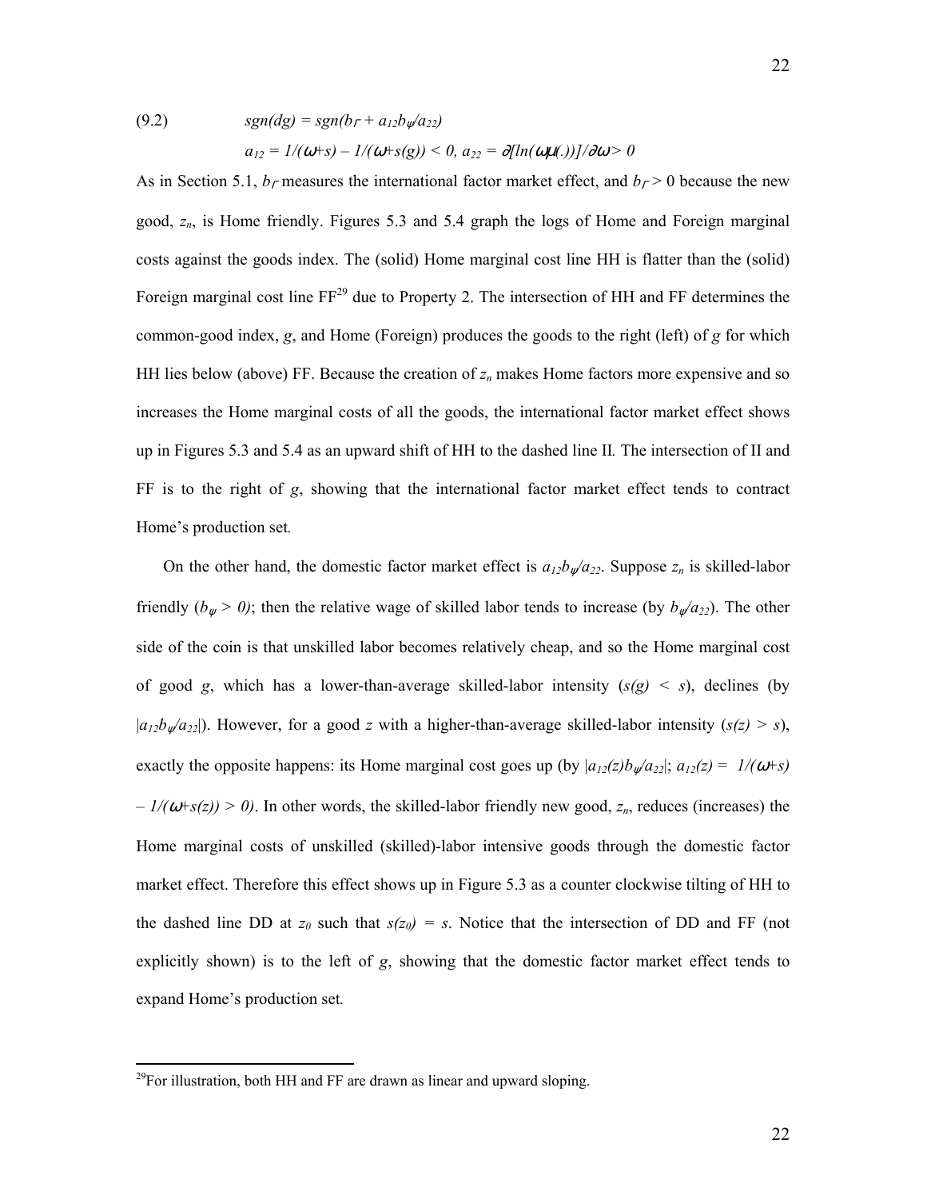$$(9.2) \qquad sgn(dg) = sgn(b_\Gamma + a_{12}b_\psi/a_{22})$$

$$a_{12} = 1/(\omega+s) - 1/(\omega+s(g)) < 0, \; a_{22} = \partial[\ln(\omega\mu(.))]/\partial\omega > 0$$

As in Section 5.1, $b_\Gamma$ measures the international factor market effect, and $b_\Gamma > 0$ because the new good, $z_n$, is Home friendly. Figures 5.3 and 5.4 graph the logs of Home and Foreign marginal costs against the goods index. The (solid) Home marginal cost line HH is flatter than the (solid) Foreign marginal cost line FF[29] due to Property 2. The intersection of HH and FF determines the common-good index, $g$, and Home (Foreign) produces the goods to the right (left) of $g$ for which HH lies below (above) FF. Because the creation of $z_n$ makes Home factors more expensive and so increases the Home marginal costs of all the goods, the international factor market effect shows up in Figures 5.3 and 5.4 as an upward shift of HH to the dashed line II. The intersection of II and FF is to the right of $g$, showing that the international factor market effect tends to contract Home's production set.

On the other hand, the domestic factor market effect is $a_{12}b_\psi/a_{22}$. Suppose $z_n$ is skilled-labor friendly ($b_\psi > 0$); then the relative wage of skilled labor tends to increase (by $b_\psi/a_{22}$). The other side of the coin is that unskilled labor becomes relatively cheap, and so the Home marginal cost of good $g$, which has a lower-than-average skilled-labor intensity ($s(g) < s$), declines (by $|a_{12}b_\psi/a_{22}|$). However, for a good $z$ with a higher-than-average skilled-labor intensity ($s(z) > s$), exactly the opposite happens: its Home marginal cost goes up (by $|a_{12}(z)b_\psi/a_{22}|$; $a_{12}(z) = 1/(\omega+s) - 1/(\omega+s(z)) > 0$). In other words, the skilled-labor friendly new good, $z_n$, reduces (increases) the Home marginal costs of unskilled (skilled)-labor intensive goods through the domestic factor market effect. Therefore this effect shows up in Figure 5.3 as a counter clockwise tilting of HH to the dashed line DD at $z_0$ such that $s(z_0) = s$. Notice that the intersection of DD and FF (not explicitly shown) is to the left of $g$, showing that the domestic factor market effect tends to expand Home's production set.

[29]For illustration, both HH and FF are drawn as linear and upward sloping.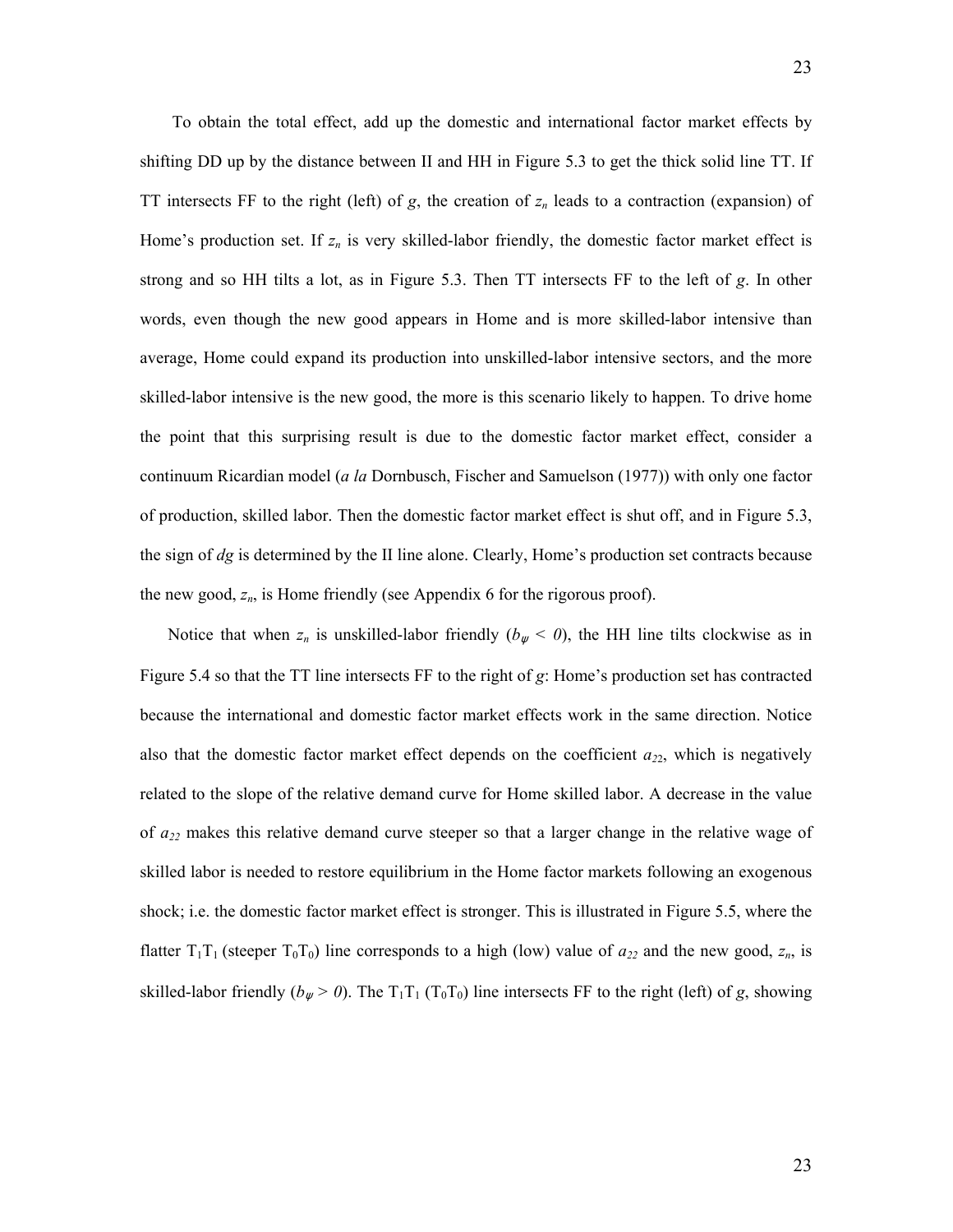To obtain the total effect, add up the domestic and international factor market effects by shifting DD up by the distance between II and HH in Figure 5.3 to get the thick solid line TT. If TT intersects FF to the right (left) of $g$, the creation of $z_n$ leads to a contraction (expansion) of Home's production set. If $z_n$ is very skilled-labor friendly, the domestic factor market effect is strong and so HH tilts a lot, as in Figure 5.3. Then TT intersects FF to the left of $g$. In other words, even though the new good appears in Home and is more skilled-labor intensive than average, Home could expand its production into unskilled-labor intensive sectors, and the more skilled-labor intensive is the new good, the more is this scenario likely to happen. To drive home the point that this surprising result is due to the domestic factor market effect, consider a continuum Ricardian model (*a la* Dornbusch, Fischer and Samuelson (1977)) with only one factor of production, skilled labor. Then the domestic factor market effect is shut off, and in Figure 5.3, the sign of $dg$ is determined by the II line alone. Clearly, Home's production set contracts because the new good, $z_n$, is Home friendly (see Appendix 6 for the rigorous proof).

Notice that when $z_n$ is unskilled-labor friendly ($b_\psi < 0$), the HH line tilts clockwise as in Figure 5.4 so that the TT line intersects FF to the right of $g$: Home's production set has contracted because the international and domestic factor market effects work in the same direction. Notice also that the domestic factor market effect depends on the coefficient $a_{22}$, which is negatively related to the slope of the relative demand curve for Home skilled labor. A decrease in the value of $a_{22}$ makes this relative demand curve steeper so that a larger change in the relative wage of skilled labor is needed to restore equilibrium in the Home factor markets following an exogenous shock; i.e. the domestic factor market effect is stronger. This is illustrated in Figure 5.5, where the flatter $T_1T_1$ (steeper $T_0T_0$) line corresponds to a high (low) value of $a_{22}$ and the new good, $z_n$, is skilled-labor friendly ($b_\psi > 0$). The $T_1T_1$ ($T_0T_0$) line intersects FF to the right (left) of $g$, showing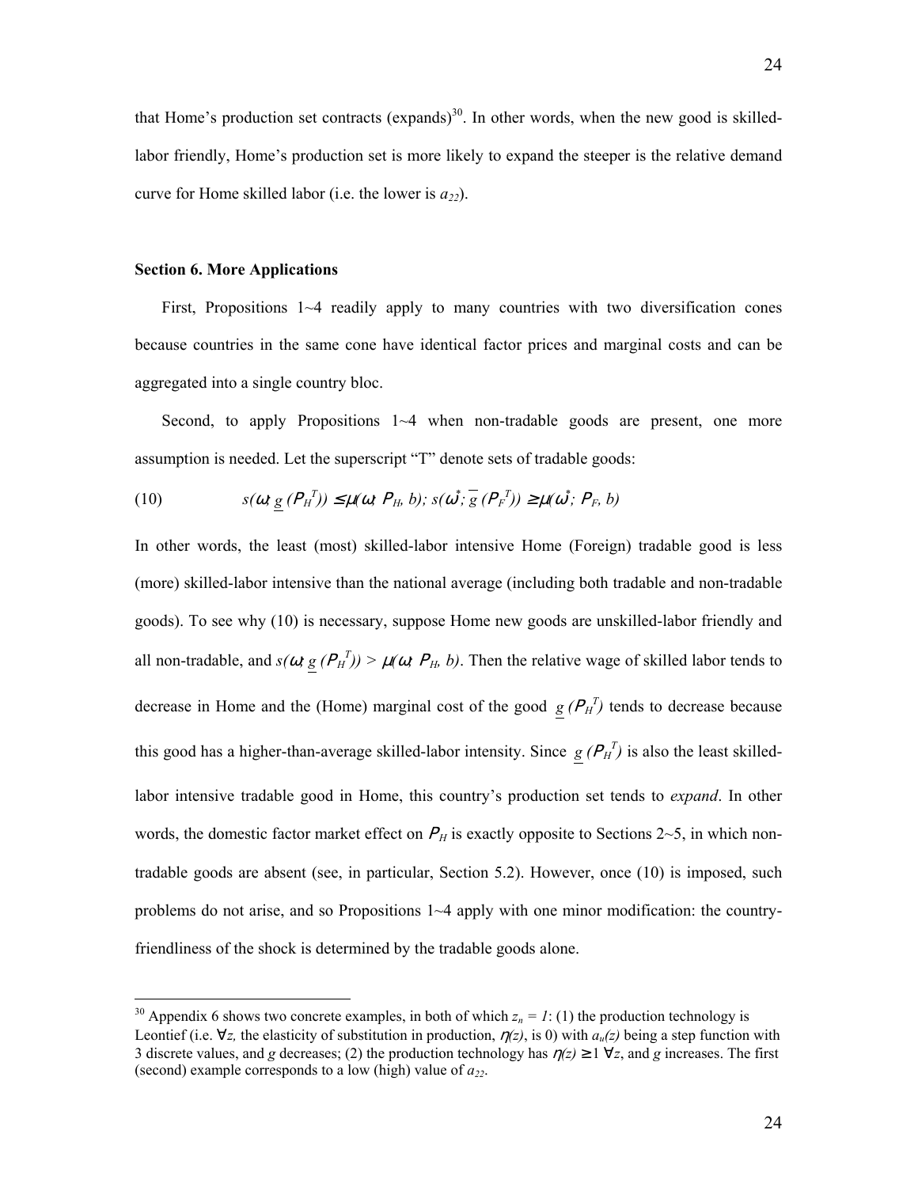that Home's production set contracts (expands)[30]. In other words, when the new good is skilled-labor friendly, Home's production set is more likely to expand the steeper is the relative demand curve for Home skilled labor (i.e. the lower is $a_{22}$).

**Section 6. More Applications**

First, Propositions 1~4 readily apply to many countries with two diversification cones because countries in the same cone have identical factor prices and marginal costs and can be aggregated into a single country bloc.

Second, to apply Propositions 1~4 when non-tradable goods are present, one more assumption is needed. Let the superscript "T" denote sets of tradable goods:

$$(10) \qquad s(\omega; \underline{g}(P_H^T)) \le \mu(\omega; P_H, b); \; s(\omega^*; \overline{g}(P_F^T)) \ge \mu(\omega^*; P_F, b)$$

In other words, the least (most) skilled-labor intensive Home (Foreign) tradable good is less (more) skilled-labor intensive than the national average (including both tradable and non-tradable goods). To see why (10) is necessary, suppose Home new goods are unskilled-labor friendly and all non-tradable, and $s(\omega; \underline{g}(P_H^T)) > \mu(\omega; P_H, b)$. Then the relative wage of skilled labor tends to decrease in Home and the (Home) marginal cost of the good $\underline{g}(P_H^T)$ tends to decrease because this good has a higher-than-average skilled-labor intensity. Since $\underline{g}(P_H^T)$ is also the least skilled-labor intensive tradable good in Home, this country's production set tends to *expand*. In other words, the domestic factor market effect on $P_H$ is exactly opposite to Sections 2~5, in which non-tradable goods are absent (see, in particular, Section 5.2). However, once (10) is imposed, such problems do not arise, and so Propositions 1~4 apply with one minor modification: the country-friendliness of the shock is determined by the tradable goods alone.

---

[30] Appendix 6 shows two concrete examples, in both of which $z_n = 1$: (1) the production technology is Leontief (i.e. $\forall z$, the elasticity of substitution in production, $\eta(z)$, is 0) with $a_u(z)$ being a step function with 3 discrete values, and $g$ decreases; (2) the production technology has $\eta(z) \ge 1 \; \forall z$, and $g$ increases. The first (second) example corresponds to a low (high) value of $a_{22}$.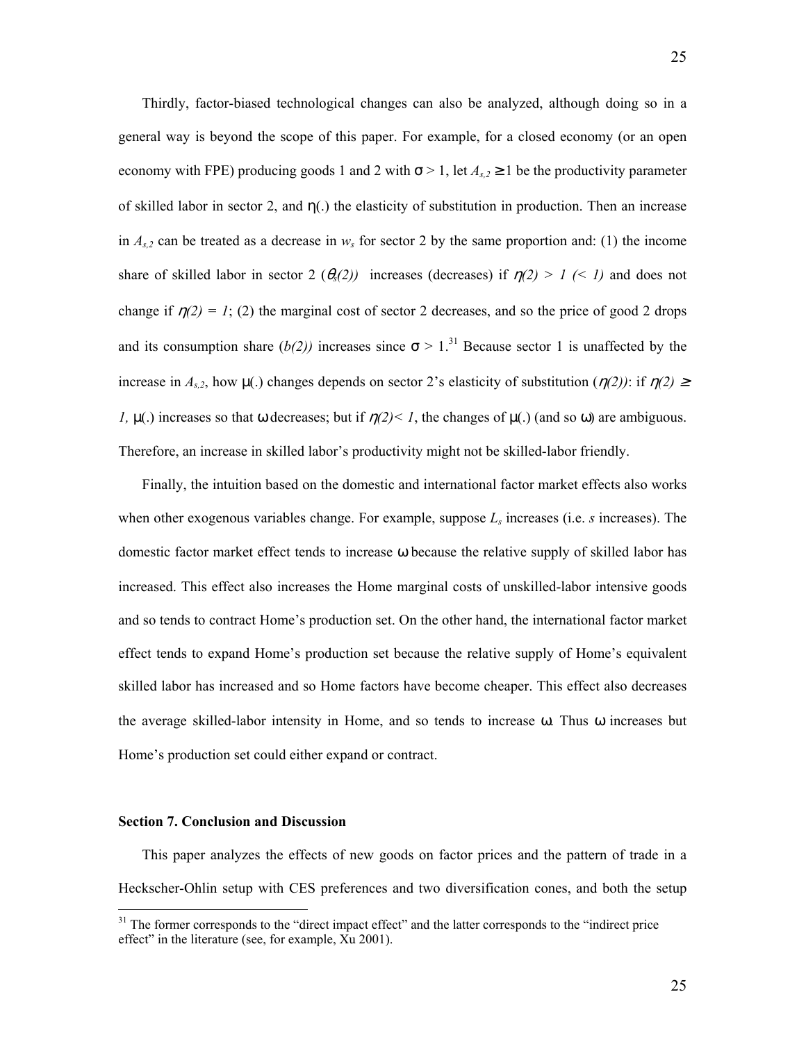Thirdly, factor-biased technological changes can also be analyzed, although doing so in a general way is beyond the scope of this paper. For example, for a closed economy (or an open economy with FPE) producing goods 1 and 2 with $\sigma > 1$, let $A_{s,2} \geq 1$ be the productivity parameter of skilled labor in sector 2, and $\eta(.)$ the elasticity of substitution in production. Then an increase in $A_{s,2}$ can be treated as a decrease in $w_s$ for sector 2 by the same proportion and: (1) the income share of skilled labor in sector 2 ($\theta_s(2)$) increases (decreases) if $\eta(2) > 1$ ($< 1$) and does not change if $\eta(2) = 1$; (2) the marginal cost of sector 2 decreases, and so the price of good 2 drops and its consumption share ($b(2)$) increases since $\sigma > 1$.[31] Because sector 1 is unaffected by the increase in $A_{s,2}$, how $\mu(.)$ changes depends on sector 2's elasticity of substitution ($\eta(2)$): if $\eta(2) \geq 1$, $\mu(.)$ increases so that $\omega$ decreases; but if $\eta(2) < 1$, the changes of $\mu(.)$ (and so $\omega$) are ambiguous. Therefore, an increase in skilled labor's productivity might not be skilled-labor friendly.

Finally, the intuition based on the domestic and international factor market effects also works when other exogenous variables change. For example, suppose $L_s$ increases (i.e. $s$ increases). The domestic factor market effect tends to increase $\omega$ because the relative supply of skilled labor has increased. This effect also increases the Home marginal costs of unskilled-labor intensive goods and so tends to contract Home's production set. On the other hand, the international factor market effect tends to expand Home's production set because the relative supply of Home's equivalent skilled labor has increased and so Home factors have become cheaper. This effect also decreases the average skilled-labor intensity in Home, and so tends to increase $\omega$. Thus $\omega$ increases but Home's production set could either expand or contract.

**Section 7. Conclusion and Discussion**

This paper analyzes the effects of new goods on factor prices and the pattern of trade in a Heckscher-Ohlin setup with CES preferences and two diversification cones, and both the setup

[31] The former corresponds to the "direct impact effect" and the latter corresponds to the "indirect price effect" in the literature (see, for example, Xu 2001).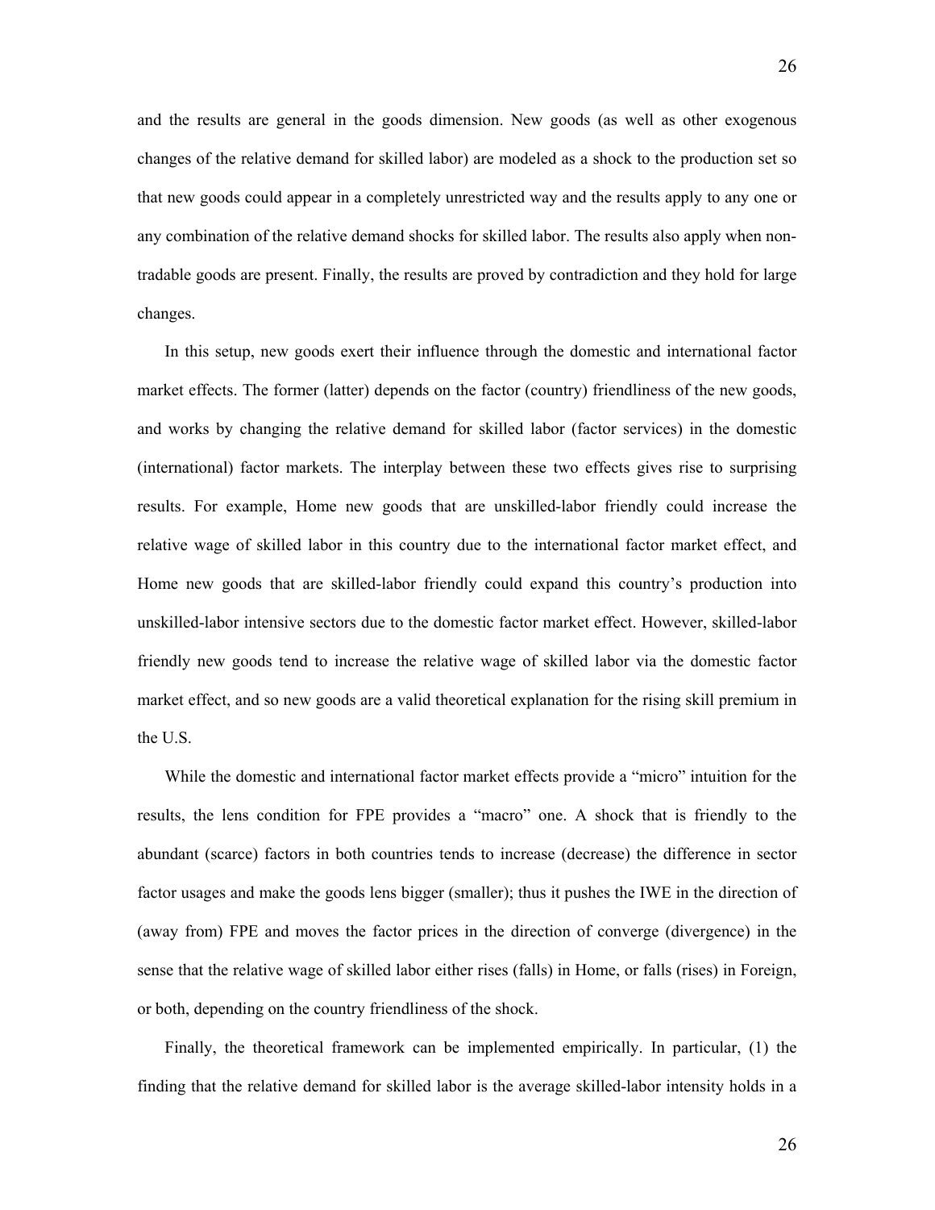and the results are general in the goods dimension. New goods (as well as other exogenous changes of the relative demand for skilled labor) are modeled as a shock to the production set so that new goods could appear in a completely unrestricted way and the results apply to any one or any combination of the relative demand shocks for skilled labor. The results also apply when non-tradable goods are present. Finally, the results are proved by contradiction and they hold for large changes.

In this setup, new goods exert their influence through the domestic and international factor market effects. The former (latter) depends on the factor (country) friendliness of the new goods, and works by changing the relative demand for skilled labor (factor services) in the domestic (international) factor markets. The interplay between these two effects gives rise to surprising results. For example, Home new goods that are unskilled-labor friendly could increase the relative wage of skilled labor in this country due to the international factor market effect, and Home new goods that are skilled-labor friendly could expand this country's production into unskilled-labor intensive sectors due to the domestic factor market effect. However, skilled-labor friendly new goods tend to increase the relative wage of skilled labor via the domestic factor market effect, and so new goods are a valid theoretical explanation for the rising skill premium in the U.S.

While the domestic and international factor market effects provide a "micro" intuition for the results, the lens condition for FPE provides a "macro" one. A shock that is friendly to the abundant (scarce) factors in both countries tends to increase (decrease) the difference in sector factor usages and make the goods lens bigger (smaller); thus it pushes the IWE in the direction of (away from) FPE and moves the factor prices in the direction of converge (divergence) in the sense that the relative wage of skilled labor either rises (falls) in Home, or falls (rises) in Foreign, or both, depending on the country friendliness of the shock.

Finally, the theoretical framework can be implemented empirically. In particular, (1) the finding that the relative demand for skilled labor is the average skilled-labor intensity holds in a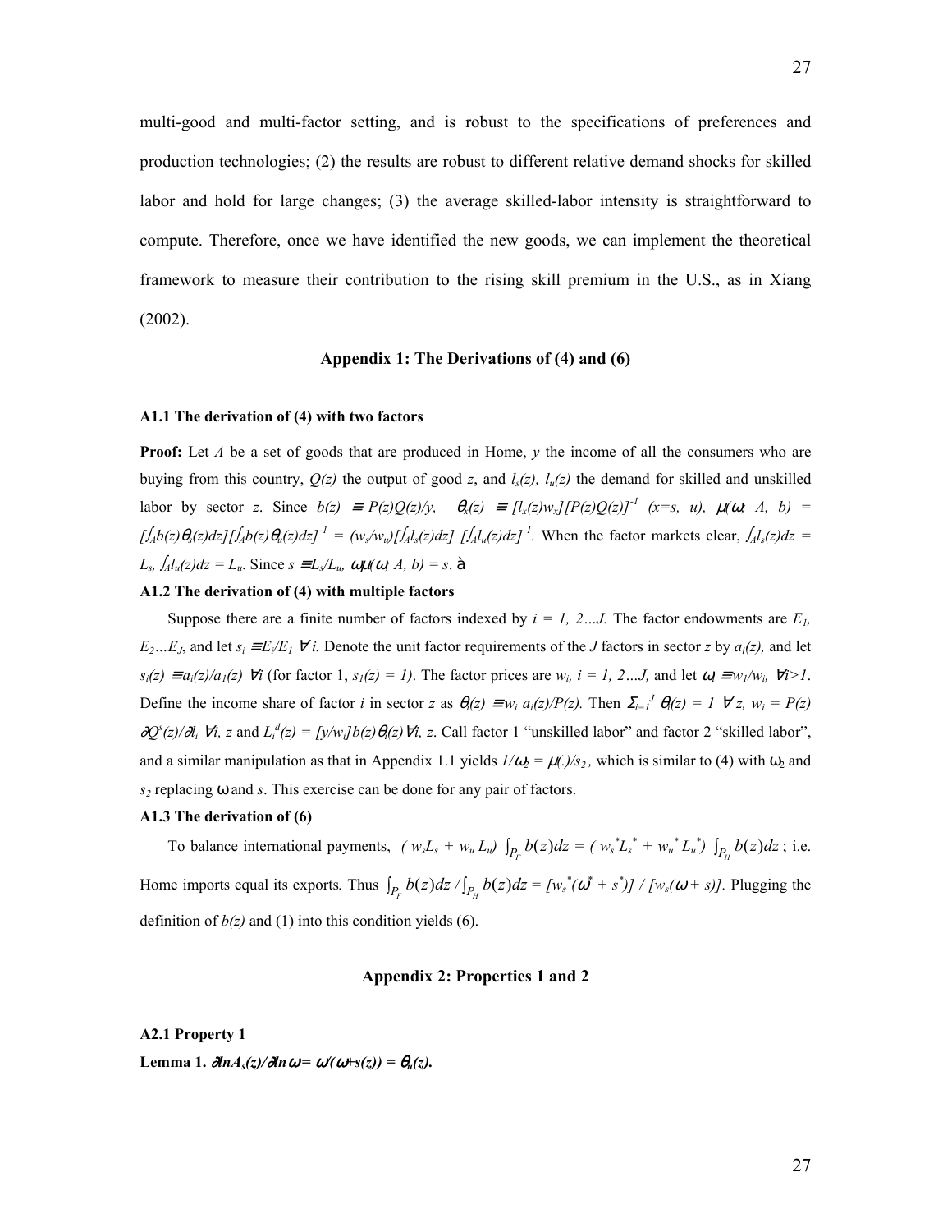multi-good and multi-factor setting, and is robust to the specifications of preferences and production technologies; (2) the results are robust to different relative demand shocks for skilled labor and hold for large changes; (3) the average skilled-labor intensity is straightforward to compute. Therefore, once we have identified the new goods, we can implement the theoretical framework to measure their contribution to the rising skill premium in the U.S., as in Xiang (2002).

## Appendix 1: The Derivations of (4) and (6)

### A1.1 The derivation of (4) with two factors

**Proof:** Let $A$ be a set of goods that are produced in Home, $y$ the income of all the consumers who are buying from this country, $Q(z)$ the output of good $z$, and $l_s(z)$, $l_u(z)$ the demand for skilled and unskilled labor by sector $z$. Since $b(z) \equiv P(z)Q(z)/y$, $\theta_x(z) \equiv [l_x(z)w_x][P(z)Q(z)]^{-1}$ $(x=s,\ u)$, $\mu(\omega;\ A,\ b) = [\int_A b(z)\theta_s(z)dz][\int_A b(z)\theta_u(z)dz]^{-1} = (w_s/w_u)[\int_A l_s(z)dz]\ [\int_A l_u(z)dz]^{-1}$. When the factor markets clear, $\int_A l_s(z)dz = L_s$, $\int_A l_u(z)dz = L_u$. Since $s \equiv L_s/L_u$, $\omega\mu(\omega;\ A,\ b) = s$. à

### A1.2 The derivation of (4) with multiple factors

Suppose there are a finite number of factors indexed by $i = 1,\ 2\ldots J$. The factor endowments are $E_1, E_2\ldots E_J$, and let $s_i \equiv E_i/E_1\ \forall\ i$. Denote the unit factor requirements of the $J$ factors in sector $z$ by $a_i(z)$, and let $s_i(z) \equiv a_i(z)/a_1(z)\ \forall i$ (for factor 1, $s_1(z) = 1$). The factor prices are $w_i$, $i = 1,\ 2\ldots J$, and let $\omega_i \equiv w_1/w_i$, $\forall i>1$. Define the income share of factor $i$ in sector $z$ as $\theta_i(z) \equiv w_i\ a_i(z)/P(z)$. Then $\Sigma_{i=1}^{J}\ \theta_i(z) = 1\ \forall\ z$, $w_i = P(z)\ \partial Q^s(z)/\partial l_i\ \forall i,\ z$ and $L_i^d(z) = [y/w_i]b(z)\theta_i(z)\forall i,\ z$. Call factor 1 "unskilled labor" and factor 2 "skilled labor", and a similar manipulation as that in Appendix 1.1 yields $1/\omega_2 = \mu(.)/s_2$, which is similar to (4) with $\omega_2$ and $s_2$ replacing $\omega$ and $s$. This exercise can be done for any pair of factors.

### A1.3 The derivation of (6)

To balance international payments, $(w_sL_s + w_u L_u) \int_{P_F} b(z)dz = (w_s^*L_s^* + w_u^* L_u^*) \int_{P_H} b(z)dz$; i.e. Home imports equal its exports. Thus $\int_{P_F} b(z)dz / \int_{P_H} b(z)dz = [w_s^*(\omega^* + s^*)] / [w_s(\omega + s)]$. Plugging the definition of $b(z)$ and (1) into this condition yields (6).

## Appendix 2: Properties 1 and 2

### A2.1 Property 1

**Lemma 1.** $\partial \ln A_s(z)/\partial \ln \omega = \omega/(\omega + s(z)) = \theta_u(z)$.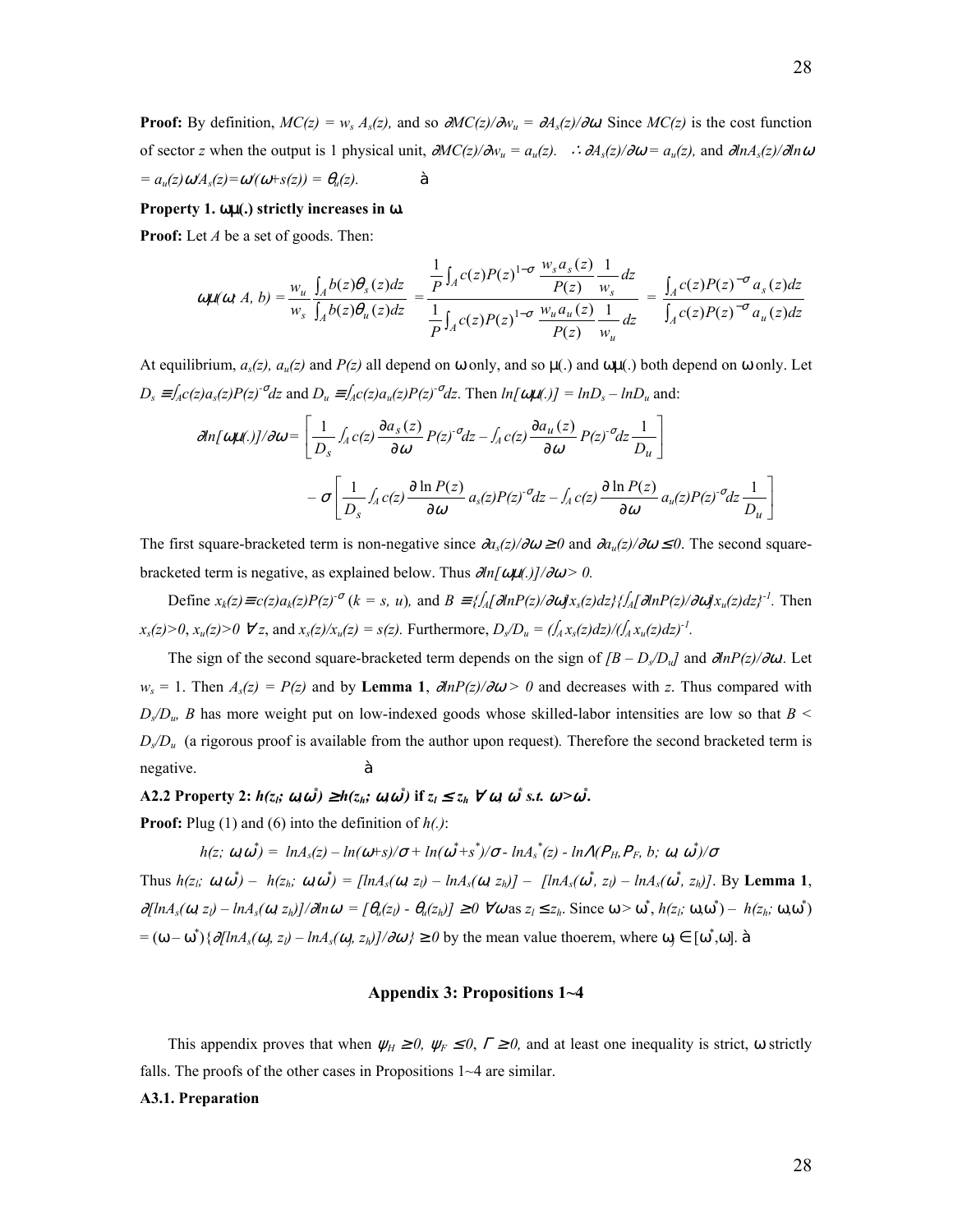**Proof:** By definition, $MC(z) = w_s A_s(z)$, and so $\partial MC(z)/\partial w_u = \partial A_s(z)/\partial\omega$. Since $MC(z)$ is the cost function of sector $z$ when the output is 1 physical unit, $\partial MC(z)/\partial w_u = a_u(z)$. $\therefore \partial A_s(z)/\partial\omega = a_u(z)$, and $\partial lnA_s(z)/\partial ln\omega = a_u(z)\omega/A_s(z) = \omega/(\omega+s(z)) = \theta_u(z)$. ∎

**Property 1. $\omega\mu(.)$ strictly increases in $\omega$.**

**Proof:** Let $A$ be a set of goods. Then:

$$\omega\mu(\omega;\, A,\, b) = \frac{w_u}{w_s}\frac{\int_A b(z)\theta_s(z)dz}{\int_A b(z)\theta_u(z)dz} = \frac{\frac{1}{P}\int_A c(z)P(z)^{1-\sigma}\frac{w_s a_s(z)}{P(z)}\frac{1}{w_s}dz}{\frac{1}{P}\int_A c(z)P(z)^{1-\sigma}\frac{w_u a_u(z)}{P(z)}\frac{1}{w_u}dz} = \frac{\int_A c(z)P(z)^{-\sigma}a_s(z)dz}{\int_A c(z)P(z)^{-\sigma}a_u(z)dz}$$

At equilibrium, $a_s(z)$, $a_u(z)$ and $P(z)$ all depend on $\omega$ only, and so $\mu(.)$ and $\omega\mu(.)$ both depend on $\omega$ only. Let $D_s \equiv \int_A c(z)a_s(z)P(z)^{-\sigma}dz$ and $D_u \equiv \int_A c(z)a_u(z)P(z)^{-\sigma}dz$. Then $ln[\omega\mu(.)] = lnD_s - lnD_u$ and:

$$\partial ln[\omega\mu(.)]/\partial\omega = \left[\frac{1}{D_s}\int_A c(z)\frac{\partial a_s(z)}{\partial\omega}P(z)^{-\sigma}dz - \int_A c(z)\frac{\partial a_u(z)}{\partial\omega}P(z)^{-\sigma}dz\frac{1}{D_u}\right]$$

$$-\ \sigma\left[\frac{1}{D_s}\int_A c(z)\frac{\partial \ln P(z)}{\partial\omega}a_s(z)P(z)^{-\sigma}dz - \int_A c(z)\frac{\partial \ln P(z)}{\partial\omega}a_u(z)P(z)^{-\sigma}dz\frac{1}{D_u}\right]$$

The first square-bracketed term is non-negative since $\partial a_s(z)/\partial\omega \geq 0$ and $\partial a_u(z)/\partial\omega \leq 0$. The second square-bracketed term is negative, as explained below. Thus $\partial ln[\omega\mu(.)]/\partial\omega > 0$.

Define $x_k(z) \equiv c(z)a_k(z)P(z)^{-\sigma}$ ($k = s,\, u$), and $B \equiv \{\int_A[\partial lnP(z)/\partial\omega]x_s(z)dz\}\{\int_A[\partial lnP(z)/\partial\omega]x_u(z)dz\}^{-1}$. Then $x_s(z)>0$, $x_u(z)>0$ $\forall z$, and $x_s(z)/x_u(z) = s(z)$. Furthermore, $D_s/D_u = (\int_A x_s(z)dz)/(\int_A x_u(z)dz)^{-1}$.

The sign of the second square-bracketed term depends on the sign of $[B - D_s/D_u]$ and $\partial lnP(z)/\partial\omega$. Let $w_s = 1$. Then $A_s(z) = P(z)$ and by **Lemma 1**, $\partial lnP(z)/\partial\omega > 0$ and decreases with $z$. Thus compared with $D_s/D_u$, $B$ has more weight put on low-indexed goods whose skilled-labor intensities are low so that $B < D_s/D_u$ (a rigorous proof is available from the author upon request). Therefore the second bracketed term is negative. ∎

**A2.2 Property 2: $h(z_l;\, \omega,\omega^*) \geq h(z_h;\, \omega,\omega^*)$ if $z_l \leq z_h$ $\forall\, \omega,\, \omega^*$ s.t. $\omega>\omega^*$.**

**Proof:** Plug (1) and (6) into the definition of $h(.)$:

$$h(z;\, \omega,\omega^*) = lnA_s(z) - ln(\omega+s)/\sigma + ln(\omega^*+s^*)/\sigma - lnA_s^*(z) - ln\Lambda(P_H, P_F,\, b;\, \omega,\, \omega^*)/\sigma$$

Thus $h(z_l;\, \omega,\omega^*) - h(z_h;\, \omega,\omega^*) = [lnA_s(\omega,\, z_l) - lnA_s(\omega,\, z_h)] - [lnA_s(\omega^*,\, z_l) - lnA_s(\omega^*,\, z_h)]$. By **Lemma 1**, $\partial[lnA_s(\omega,\, z_l) - lnA_s(\omega,\, z_h)]/\partial ln\omega = [\theta_u(z_l) - \theta_u(z_h)] \geq 0$ $\forall\omega$ as $z_l \leq z_h$. Since $\omega > \omega^*$, $h(z_l;\, \omega,\omega^*) - h(z_h;\, \omega,\omega^*) = (\omega - \omega^*)\{\partial[lnA_s(\omega_j,\, z_l) - lnA_s(\omega_j,\, z_h)]/\partial\omega\} \geq 0$ by the mean value thoerem, where $\omega_j \in [\omega^*,\omega]$. ∎

## Appendix 3: Propositions 1~4

This appendix proves that when $\psi_H \geq 0$, $\psi_F \leq 0$, $\Gamma \geq 0$, and at least one inequality is strict, $\omega$ strictly falls. The proofs of the other cases in Propositions 1~4 are similar.

**A3.1. Preparation**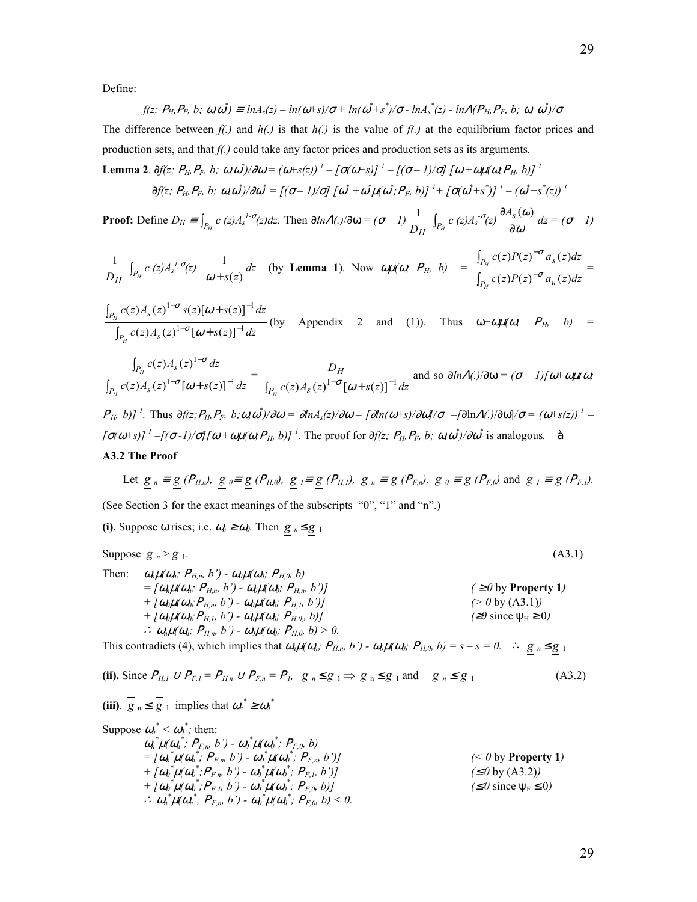Define:

$$f(z;\, P_H, P_F,\, b;\, \omega, \omega^*) \equiv \ln A_s(z) - \ln(\omega + s)/\sigma + \ln(\omega^* + s^*)/\sigma - \ln A_s^*(z) - \ln\Lambda(P_H, P_F,\, b;\, \omega,\, \omega^*)/\sigma$$

The difference between $f(.)$ and $h(.)$ is that $h(.)$ is the value of $f(.)$ at the equilibrium factor prices and production sets, and that $f(.)$ could take any factor prices and production sets as its arguments.

**Lemma 2**. $\partial f(z;\, P_H, P_F,\, b;\, \omega, \omega^*)/\partial\omega = (\omega + s(z))^{-1} - [\sigma(\omega + s)]^{-1} - [(\sigma - 1)/\sigma]\, [\omega + \omega\mu(\omega; P_H,\, b)]^{-1}$

$\partial f(z;\, P_H, P_F,\, b;\, \omega, \omega^*)/\partial\omega^* = [(\sigma - 1)/\sigma]\, [\omega^* + \omega^*\mu(\omega^*; P_F,\, b)]^{-1} + [\sigma(\omega^* + s^*)]^{-1} - (\omega^* + s^*(z))^{-1}$

**Proof:** Define $D_H \equiv \int_{P_H} c(z) A_s^{1-\sigma}(z)dz$. Then $\partial \ln\Lambda(.)/\partial\omega = (\sigma - 1)\dfrac{1}{D_H}\int_{P_H} c(z) A_s^{-\sigma}(z) \dfrac{\partial A_s(\omega)}{\partial\omega}dz = (\sigma - 1)$ $\dfrac{1}{D_H}\int_{P_H} c(z) A_s^{1-\sigma}(z)\, \dfrac{1}{\omega + s(z)}dz$ (by **Lemma 1**). Now $\omega\mu(\omega;\, P_H,\, b) = \dfrac{\int_{P_H} c(z)P(z)^{-\sigma}a_s(z)dz}{\int_{P_H} c(z)P(z)^{-\sigma}a_u(z)dz} =$ $\dfrac{\int_{P_H} c(z)A_s(z)^{1-\sigma}s(z)[\omega + s(z)]^{-1}dz}{\int_{P_H} c(z)A_s(z)^{1-\sigma}[\omega + s(z)]^{-1}dz}$ (by Appendix 2 and (1)). Thus $\omega + \omega\mu(\omega;\, P_H,\, b) =$ $\dfrac{\int_{P_H} c(z)A_s(z)^{1-\sigma}dz}{\int_{P_H} c(z)A_s(z)^{1-\sigma}[\omega + s(z)]^{-1}dz} = \dfrac{D_H}{\int_{P_H} c(z)A_s(z)^{1-\sigma}[\omega + s(z)]^{-1}dz}$ and so $\partial \ln\Lambda(.)/\partial\omega = (\sigma - 1)[\omega + \omega\mu(\omega;$ $P_H,\, b)]^{-1}$. Thus $\partial f(z; P_H, P_F,\, b; \omega, \omega^*)/\partial\omega = \partial \ln A_s(z)/\partial\omega - [\partial \ln(\omega + s)/\partial\omega]/\sigma - [\partial \ln\Lambda(.)/\partial\omega]/\sigma = (\omega + s(z))^{-1} -$ $[\sigma(\omega + s)]^{-1} - [(\sigma - 1)/\sigma][\omega + \omega\mu(\omega; P_H,\, b)]^{-1}$. The proof for $\partial f(z;\, P_H, P_F,\, b;\, \omega, \omega^*)/\partial\omega^*$ is analogous. à

### A3.2 The Proof

Let $\underline{g}_n \equiv \underline{g}(P_{H,n})$, $\underline{g}_0 \equiv \underline{g}(P_{H,0})$, $\underline{g}_1 \equiv \underline{g}(P_{H,1})$, $\overline{g}_n \equiv \overline{g}(P_{F,n})$, $\overline{g}_0 \equiv \overline{g}(P_{F,0})$ and $\overline{g}_1 \equiv \overline{g}(P_{F,1})$.

(See Section 3 for the exact meanings of the subscripts "0", "1" and "n".)

**(i).** Suppose $\omega$ rises; i.e. $\omega_n \geq \omega_0$. Then $\underline{g}_n \leq \underline{g}_1$

Suppose $\underline{g}_n > \underline{g}_1$. (A3.1)

Then: $\omega_n\mu(\omega_n;\, P_{H,n},\, b') - \omega_0\mu(\omega_0;\, P_{H,0},\, b)$
$= [\omega_n\mu(\omega_n;\, P_{H,n},\, b') - \omega_0\mu(\omega_0;\, P_{H,n},\, b')]$ ($\geq 0$ by **Property 1**)
$+ [\omega_0\mu(\omega_0; P_{H,n},\, b') - \omega_0\mu(\omega_0;\, P_{H,1},\, b')]$ ($> 0$ by (A3.1))
$+ [\omega_0\mu(\omega_0; P_{H,1},\, b') - \omega_0\mu(\omega_0;\, P_{H,0},\, b)]$ ($\geq 0$ since $\psi_H \geq 0$)
$\therefore\ \omega_n\mu(\omega_n;\, P_{H,n},\, b') - \omega_0\mu(\omega_0;\, P_{H,0},\, b) > 0.$

This contradicts (4), which implies that $\omega_n\mu(\omega_n;\, P_{H,n},\, b') - \omega_0\mu(\omega_0;\, P_{H,0},\, b) = s - s = 0$. $\therefore\ \underline{g}_n \leq \underline{g}_1$

**(ii).** Since $P_{H,1} \cup P_{F,1} = P_{H,n} \cup P_{F,n} = P_1$, $\underline{g}_n \leq \underline{g}_1 \Rightarrow \overline{g}_n \leq \overline{g}_1$ and $\underline{g}_n \leq \overline{g}_1$ (A3.2)

**(iii)**. $\overline{g}_n \leq \overline{g}_1$ implies that $\omega_n^* \geq \omega_0^*$

Suppose $\omega_n^* < \omega_0^*$; then:
$\omega_n^*\mu(\omega_n^*;\, P_{F,n},\, b') - \omega_0^*\mu(\omega_0^*;\, P_{F,0},\, b)$
$= [\omega_n^*\mu(\omega_n^*;\, P_{F,n},\, b') - \omega_0^*\mu(\omega_0^*;\, P_{F,n},\, b')]$ ($< 0$ by **Property 1**)
$+ [\omega_0^*\mu(\omega_0^*; P_{F,n},\, b') - \omega_0^*\mu(\omega_0^*;\, P_{F,1},\, b')]$ ($\leq 0$ by (A3.2))
$+ [\omega_0^*\mu(\omega_0^*; P_{F,1},\, b') - \omega_0^*\mu(\omega_0^*;\, P_{F,0},\, b)]$ ($\leq 0$ since $\psi_F \leq 0$)
$\therefore\ \omega_n^*\mu(\omega_n^*;\, P_{F,n},\, b') - \omega_0^*\mu(\omega_0^*;\, P_{F,0},\, b) < 0.$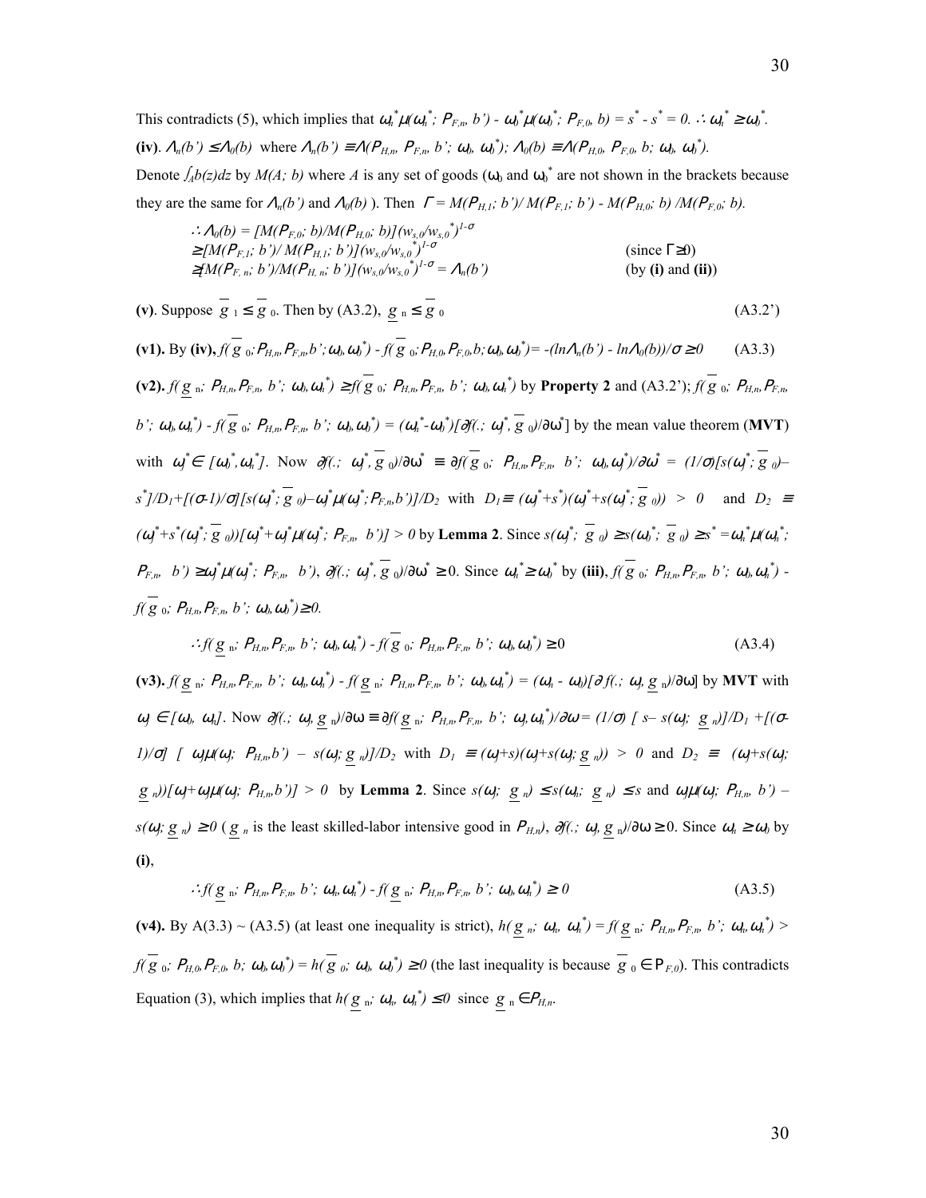This contradicts (5), which implies that $\omega_n^*\mu(\omega_n^*; P_{F,n}, b') - \omega_0^*\mu(\omega_0^*; P_{F,0}, b) = s^* - s^* = 0$. $\therefore \omega_n^* \geq \omega_0^*$.

**(iv)**. $\Lambda_n(b') \leq \Lambda_0(b)$ where $\Lambda_n(b') \equiv \Lambda(P_{H,n}, P_{F,n}, b'; \omega_0, \omega_0^*)$; $\Lambda_0(b) \equiv \Lambda(P_{H,0}, P_{F,0}, b; \omega_0, \omega_0^*)$.

Denote $\int_A b(z)dz$ by $M(A; b)$ where $A$ is any set of goods ($\omega_0$ and $\omega_0^*$ are not shown in the brackets because they are the same for $\Lambda_n(b')$ and $\Lambda_0(b)$ ). Then $\Gamma = M(P_{H,1}; b')/ M(P_{F,1}; b') - M(P_{H,0}; b) /M(P_{F,0}; b)$.

$$
\begin{aligned}
\therefore \Lambda_0(b) &= [M(P_{F,0}; b)/M(P_{H,0}; b)](w_{s,0}/w_{s,0}^*)^{1-\sigma} \\
&\geq [M(P_{F,1}; b')/ M(P_{H,1}; b')](w_{s,0}/w_{s,0}^*)^{1-\sigma} && \text{(since } \Gamma \geq 0\text{)} \\
&\geq [M(P_{F,n}; b')/M(P_{H,n}; b')](w_{s,0}/w_{s,0}^*)^{1-\sigma} = \Lambda_n(b') && \text{(by (i) and (ii))}
\end{aligned}
$$

**(v)**. Suppose $\overline{g}_1 \leq \overline{g}_0$. Then by (A3.2), $\underline{g}_n \leq \overline{g}_0$ (A3.2')

**(v1).** By **(iv)**, $f(\overline{g}_0; P_{H,n}, P_{F,n}, b'; \omega_0, \omega_0^*) - f(\overline{g}_0; P_{H,0}, P_{F,0}, b; \omega_0, \omega_0^*) = -(\ln\Lambda_n(b') - \ln\Lambda_0(b))/\sigma \geq 0$ (A3.3)

**(v2).** $f(\underline{g}_n; P_{H,n}, P_{F,n}, b'; \omega_0, \omega_n^*) \geq f(\overline{g}_0; P_{H,n}, P_{F,n}, b'; \omega_0, \omega_n^*)$ by **Property 2** and (A3.2'); $f(\overline{g}_0; P_{H,n}, P_{F,n}, b'; \omega_0, \omega_n^*) - f(\overline{g}_0; P_{H,n}, P_{F,n}, b'; \omega_0, \omega_0^*) = (\omega_n^* - \omega_0^*)[\partial f(.; \omega_j^*, \overline{g}_0)/\partial\omega^*]$ by the mean value theorem (**MVT**) with $\omega_j^* \in [\omega_0^*, \omega_n^*]$. Now $\partial f(.; \omega_j^*, \overline{g}_0)/\partial\omega^* \equiv \partial f(\overline{g}_0; P_{H,n}, P_{F,n}, b'; \omega_0, \omega_j^*)/\partial\omega^* = (1/\sigma)[s(\omega_j^*; \overline{g}_0) - s^*]/D_1 + [(\sigma-1)/\sigma][s(\omega_j^*; \overline{g}_0) - \omega_j^*\mu(\omega_j^*; P_{F,n}, b')]/D_2$ with $D_1 \equiv (\omega_j^* + s^*)(\omega_j^* + s(\omega_j^*; \overline{g}_0)) > 0$ and $D_2 \equiv (\omega_j^* + s^*(\omega_j^*; \overline{g}_0))[\omega_j^* + \omega_j^*\mu(\omega_j^*; P_{F,n}, b')] > 0$ by **Lemma 2**. Since $s(\omega_j^*; \overline{g}_0) \geq s(\omega_0^*; \overline{g}_0) \geq s^* = \omega_n^*\mu(\omega_n^*; P_{F,n}, b') \geq \omega_j^*\mu(\omega_j^*; P_{F,n}, b')$, $\partial f(.; \omega_j^*, \overline{g}_0)/\partial\omega^* \geq 0$. Since $\omega_n^* \geq \omega_0^*$ by **(iii)**, $f(\overline{g}_0; P_{H,n}, P_{F,n}, b'; \omega_0, \omega_n^*) - f(\overline{g}_0; P_{H,n}, P_{F,n}, b'; \omega_0, \omega_0^*) \geq 0$.

$$\therefore f(\underline{g}_n; P_{H,n}, P_{F,n}, b'; \omega_0, \omega_n^*) - f(\overline{g}_0; P_{H,n}, P_{F,n}, b'; \omega_0, \omega_0^*) \geq 0 \tag{A3.4}$$

**(v3).** $f(\underline{g}_n; P_{H,n}, P_{F,n}, b'; \omega_n, \omega_n^*) - f(\underline{g}_n; P_{H,n}, P_{F,n}, b'; \omega_0, \omega_n^*) = (\omega_n - \omega_0)[\partial f(.; \omega_j, \underline{g}_n)/\partial\omega]$ by **MVT** with $\omega_j \in [\omega_0, \omega_n]$. Now $\partial f(.; \omega_j, \underline{g}_n)/\partial\omega \equiv \partial f(\underline{g}_n; P_{H,n}, P_{F,n}, b'; \omega_j, \omega_n^*)/\partial\omega = (1/\sigma)[s - s(\omega_j; \underline{g}_n)]/D_1 + [(\sigma-1)/\sigma][\omega_j\mu(\omega_j; P_{H,n}, b') - s(\omega_j; \underline{g}_n)]/D_2$ with $D_1 \equiv (\omega_j + s)(\omega_j + s(\omega_j; \underline{g}_n)) > 0$ and $D_2 \equiv (\omega_j + s(\omega_j; \underline{g}_n))[\omega_j + \omega_j\mu(\omega_j; P_{H,n}, b')] > 0$ by **Lemma 2**. Since $s(\omega_j; \underline{g}_n) \leq s(\omega_n; \underline{g}_n) \leq s$ and $\omega_j\mu(\omega_j; P_{H,n}, b') - s(\omega_j; \underline{g}_n) \geq 0$ ( $\underline{g}_n$ is the least skilled-labor intensive good in $P_{H,n}$), $\partial f(.; \omega_j, \underline{g}_n)/\partial\omega \geq 0$. Since $\omega_n \geq \omega_0$ by **(i)**,

$$\therefore f(\underline{g}_n; P_{H,n}, P_{F,n}, b'; \omega_n, \omega_n^*) - f(\underline{g}_n; P_{H,n}, P_{F,n}, b'; \omega_0, \omega_n^*) \geq 0 \tag{A3.5}$$

**(v4).** By A(3.3) ~ (A3.5) (at least one inequality is strict), $h(\underline{g}_n; \omega_n, \omega_n^*) = f(\underline{g}_n; P_{H,n}, P_{F,n}, b'; \omega_n, \omega_n^*) > f(\overline{g}_0; P_{H,0}, P_{F,0}, b; \omega_0, \omega_0^*) = h(\overline{g}_0; \omega_0, \omega_0^*) \geq 0$ (the last inequality is because $\overline{g}_0 \in P_{F,0}$). This contradicts Equation (3), which implies that $h(\underline{g}_n; \omega_n, \omega_n^*) \leq 0$ since $\underline{g}_n \in P_{H,n}$.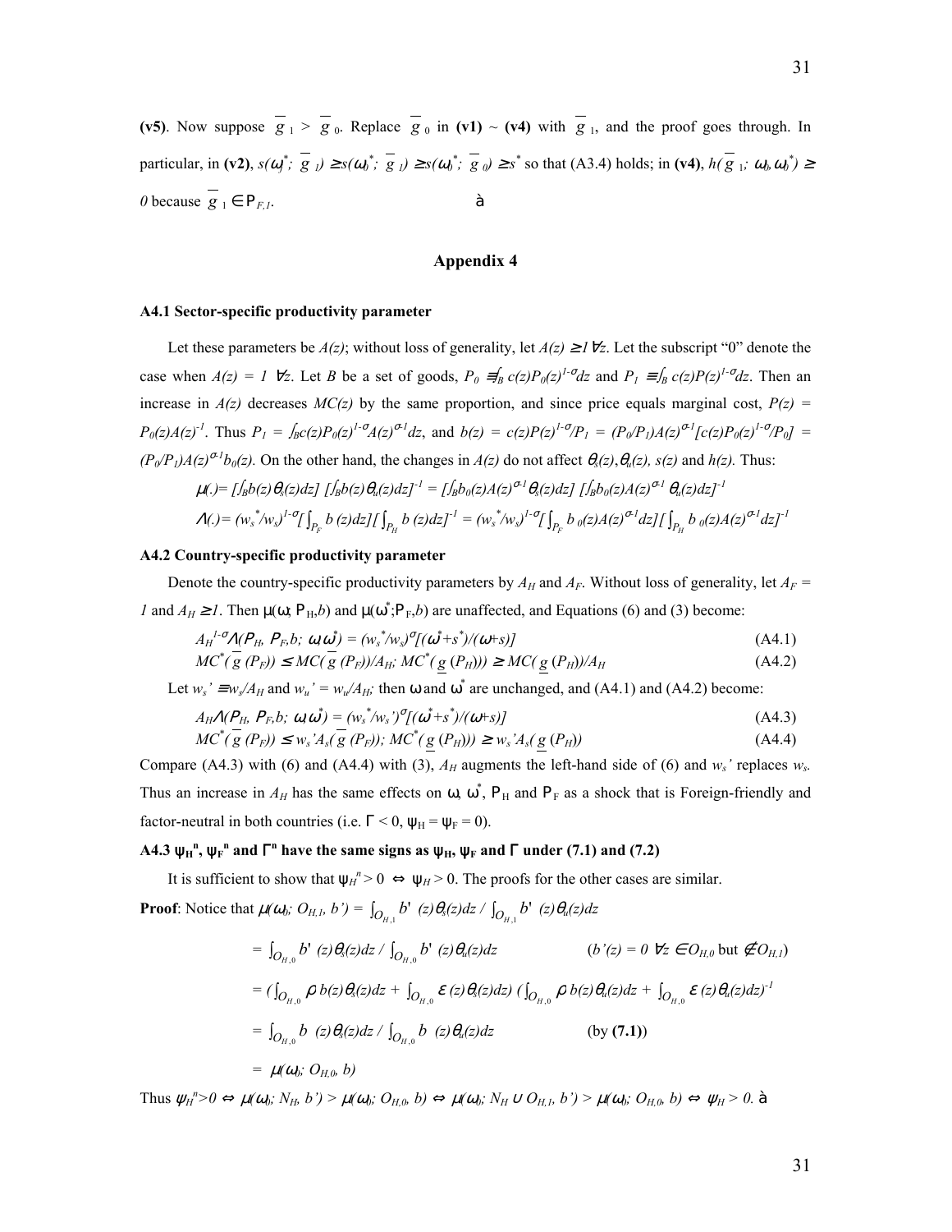**(v5)**. Now suppose $\overline{g}_1 > \overline{g}_0$. Replace $\overline{g}_0$ in **(v1)** ~ **(v4)** with $\overline{g}_1$, and the proof goes through. In particular, in **(v2)**, $s(\omega_1^*; \overline{g}_1) \geq s(\omega_0^*; \overline{g}_1) \geq s(\omega_0^*; \overline{g}_0) \geq s^*$ so that (A3.4) holds; in **(v4)**, $h(\overline{g}_1; \omega_0, \omega_0^*) \geq 0$ because $\overline{g}_1 \in \mathrm{P}_{F,1}$. ∎

## Appendix 4

### A4.1 Sector-specific productivity parameter

Let these parameters be $A(z)$; without loss of generality, let $A(z) \geq 1\ \forall z$. Let the subscript "0" denote the case when $A(z) = 1\ \forall z$. Let $B$ be a set of goods, $P_0 \equiv \int_B c(z)P_0(z)^{1-\sigma}dz$ and $P_1 \equiv \int_B c(z)P(z)^{1-\sigma}dz$. Then an increase in $A(z)$ decreases $MC(z)$ by the same proportion, and since price equals marginal cost, $P(z) = P_0(z)A(z)^{-1}$. Thus $P_1 = \int_B c(z)P_0(z)^{1-\sigma}A(z)^{\sigma-1}dz$, and $b(z) = c(z)P(z)^{1-\sigma}/P_1 = (P_0/P_1)A(z)^{\sigma-1}[c(z)P_0(z)^{1-\sigma}/P_0] = (P_0/P_1)A(z)^{\sigma-1}b_0(z)$. On the other hand, the changes in $A(z)$ do not affect $\theta_s(z), \theta_u(z)$, $s(z)$ and $h(z)$. Thus:

$$\mu(.) = [\textstyle\int_B b(z)\theta_s(z)dz]\,[\int_B b(z)\theta_u(z)dz]^{-1} = [\int_B b_0(z)A(z)^{\sigma-1}\theta_s(z)dz]\,[\int_B b_0(z)A(z)^{\sigma-1}\theta_u(z)dz]^{-1}$$

$$\Lambda(.) = (w_s^*/w_s)^{1-\sigma}[\textstyle\int_{P_F} b(z)dz][\int_{P_H} b(z)dz]^{-1} = (w_s^*/w_s)^{1-\sigma}[\int_{P_F} b_0(z)A(z)^{\sigma-1}dz][\int_{P_H} b_0(z)A(z)^{\sigma-1}dz]^{-1}$$

### A4.2 Country-specific productivity parameter

Denote the country-specific productivity parameters by $A_H$ and $A_F$. Without loss of generality, let $A_F = 1$ and $A_H \geq 1$. Then $\mu(\omega; \mathrm{P}_H, b)$ and $\mu(\omega^*; \mathrm{P}_F, b)$ are unaffected, and Equations (6) and (3) become:

$$A_H^{1-\sigma}\Lambda(\mathrm{P}_H, \mathrm{P}_F, b;\ \omega, \omega^*) = (w_s^*/w_s)^{\sigma}[(\omega^* + s^*)/(\omega + s)] \tag{A4.1}$$

$$MC^*(\overline{g}(\mathrm{P}_F)) \leq MC(\overline{g}(\mathrm{P}_F))/A_H;\ MC^*(\underline{g}(\mathrm{P}_H))) \geq MC(\underline{g}(\mathrm{P}_H))/A_H \tag{A4.2}$$

Let $w_s' \equiv w_s/A_H$ and $w_u' = w_u/A_H$; then $\omega$ and $\omega^*$ are unchanged, and (A4.1) and (A4.2) become:

$$A_H\Lambda(\mathrm{P}_H, \mathrm{P}_F, b;\ \omega, \omega^*) = (w_s^*/w_s')^{\sigma}[(\omega^* + s^*)/(\omega + s)] \tag{A4.3}$$

$$MC^*(\overline{g}(\mathrm{P}_F)) \leq w_s'A_s(\overline{g}(\mathrm{P}_F));\ MC^*(\underline{g}(\mathrm{P}_H))) \geq w_s'A_s(\underline{g}(\mathrm{P}_H)) \tag{A4.4}$$

Compare (A4.3) with (6) and (A4.4) with (3), $A_H$ augments the left-hand side of (6) and $w_s'$ replaces $w_s$. Thus an increase in $A_H$ has the same effects on $\omega$, $\omega^*$, $\mathrm{P}_H$ and $\mathrm{P}_F$ as a shock that is Foreign-friendly and factor-neutral in both countries (i.e. $\Gamma < 0$, $\psi_H = \psi_F = 0$).

### A4.3 $\psi_H^n$, $\psi_F^n$ and $\Gamma^n$ have the same signs as $\psi_H$, $\psi_F$ and $\Gamma$ under (7.1) and (7.2)

It is sufficient to show that $\psi_H^n > 0 \Leftrightarrow \psi_H > 0$. The proofs for the other cases are similar.

**Proof**: Notice that $\mu(\omega_0; O_{H,1}, b') = \int_{O_{H,1}} b'(z)\theta_s(z)dz \,/ \int_{O_{H,1}} b'(z)\theta_u(z)dz$

$= \int_{O_{H,0}} b'(z)\theta_s(z)dz \,/ \int_{O_{H,0}} b'(z)\theta_u(z)dz$  ($b'(z) = 0\ \forall z \in O_{H,0}$ but $\notin O_{H,1}$)

$= (\int_{O_{H,0}} \rho\, b(z)\theta_s(z)dz + \int_{O_{H,0}} \varepsilon(z)\theta_s(z)dz)\,(\int_{O_{H,0}} \rho\, b(z)\theta_u(z)dz + \int_{O_{H,0}} \varepsilon(z)\theta_u(z)dz)^{-1}$

$= \int_{O_{H,0}} b(z)\theta_s(z)dz \,/ \int_{O_{H,0}} b(z)\theta_u(z)dz$  (by **(7.1)**)

$= \mu(\omega_0; O_{H,0}, b)$

Thus $\psi_H^n > 0 \Leftrightarrow \mu(\omega_0; N_H, b') > \mu(\omega_0; O_{H,0}, b) \Leftrightarrow \mu(\omega_0; N_H \cup O_{H,1}, b') > \mu(\omega_0; O_{H,0}, b) \Leftrightarrow \psi_H > 0$. ∎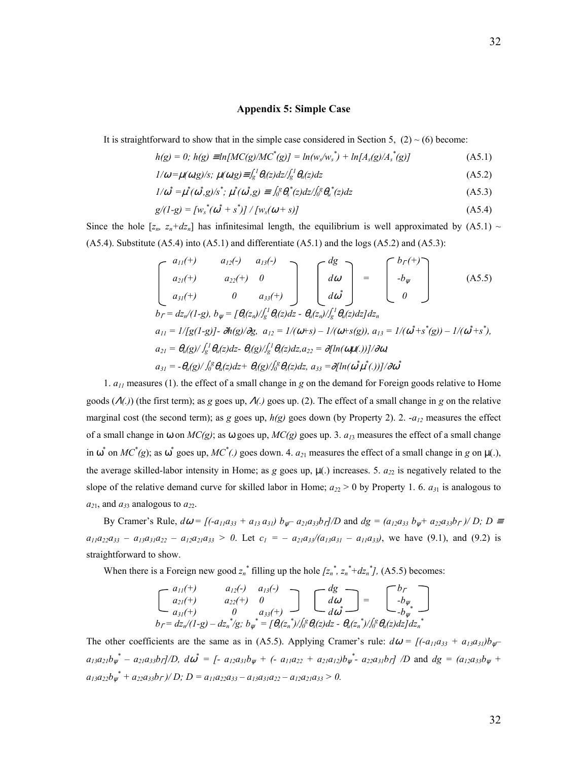### Appendix 5: Simple Case

It is straightforward to show that in the simple case considered in Section 5, (2) ~ (6) become:

$$h(g) = 0;\ h(g) \equiv ln[MC(g)/MC^*(g)] = ln(w_s/w_s^*) + ln[A_s(g)/A_s^*(g)] \tag{A5.1}$$

$$1/\omega = \mu(\omega,g)/s;\ \mu(\omega,g) \equiv \int_g^1 \theta_s(z)dz/\int_g^1 \theta_u(z)dz \tag{A5.2}$$

$$1/\omega^* = \mu^*(\omega^*,g)/s^*;\ \mu^*(\omega^*,g) \equiv \int_0^g \theta_s^*(z)dz/\int_0^g \theta_u^*(z)dz \tag{A5.3}$$

$$g/(1-g) = [w_s^*(\omega^* + s^*)] / [w_s(\omega + s)] \tag{A5.4}$$

Since the hole $[z_n, z_n+dz_n]$ has infinitesimal length, the equilibrium is well approximated by (A5.1) ~ (A5.4). Substitute (A5.4) into (A5.1) and differentiate (A5.1) and the logs (A5.2) and (A5.3):

$$\begin{bmatrix} a_{11}(+) & a_{12}(-) & a_{13}(-) \\ a_{21}(+) & a_{22}(+) & 0 \\ a_{31}(+) & 0 & a_{33}(+) \end{bmatrix} \begin{bmatrix} dg \\ d\omega \\ d\omega^* \end{bmatrix} = \begin{bmatrix} b_\Gamma(+) \\ -b_\psi \\ 0 \end{bmatrix} \tag{A5.5}$$

$b_\Gamma = dz_n/(1-g)$, $b_\psi = [\theta_s(z_n)/\int_g^1 \theta_s(z)dz - \theta_u(z_n)/\int_g^1 \theta_u(z)dz]dz_n$

$a_{11} = 1/[g(1-g)] - \partial h(g)/\partial g$, $a_{12} = 1/(\omega+s) - 1/(\omega+s(g))$, $a_{13} = 1/(\omega^*+s^*(g)) - 1/(\omega^*+s^*)$,

$a_{21} = \theta_u(g)/\int_g^1 \theta_u(z)dz - \theta_s(g)/\int_g^1 \theta_s(z)dz$, $a_{22} = \partial[ln(\omega\mu(.))]/\partial\omega$,

$a_{31} = -\theta_u(g)/\int_0^g \theta_u(z)dz + \theta_s(g)/\int_0^g \theta_s(z)dz$, $a_{33} = \partial[ln(\omega^*\mu^*(.))]/\partial\omega^*$

1. $a_{11}$ measures (1). the effect of a small change in $g$ on the demand for Foreign goods relative to Home goods ($\Lambda(.)$) (the first term); as $g$ goes up, $\Lambda(.)$ goes up. (2). The effect of a small change in $g$ on the relative marginal cost (the second term); as $g$ goes up, $h(g)$ goes down (by Property 2). 2. $-a_{12}$ measures the effect of a small change in $\omega$ on $MC(g)$; as $\omega$ goes up, $MC(g)$ goes up. 3. $a_{13}$ measures the effect of a small change in $\omega^*$ on $MC^*(g)$; as $\omega^*$ goes up, $MC^*(.)$ goes down. 4. $a_{21}$ measures the effect of a small change in $g$ on $\mu(.)$, the average skilled-labor intensity in Home; as $g$ goes up, $\mu(.)$ increases. 5. $a_{22}$ is negatively related to the slope of the relative demand curve for skilled labor in Home; $a_{22} > 0$ by Property 1. 6. $a_{31}$ is analogous to $a_{21}$, and $a_{33}$ analogous to $a_{22}$.

By Cramer's Rule, $d\omega = [(-a_{11}a_{33} + a_{13}a_{31}) b_\psi - a_{21}a_{33}b_\Gamma]/D$ and $dg = (a_{12}a_{33} b_\psi + a_{22}a_{33}b_\Gamma)/D$; $D \equiv a_{11}a_{22}a_{33} - a_{13}a_{31}a_{22} - a_{12}a_{21}a_{33} > 0$. Let $c_1 = -a_{21}a_{33}/(a_{13}a_{31} - a_{11}a_{33})$, we have (9.1), and (9.2) is straightforward to show.

When there is a Foreign new good $z_n^*$ filling up the hole $[z_n^*, z_n^*+dz_n^*]$, (A5.5) becomes:

$$\begin{bmatrix} a_{11}(+) & a_{12}(-) & a_{13}(-) \\ a_{21}(+) & a_{22}(+) & 0 \\ a_{31}(+) & 0 & a_{33}(+) \end{bmatrix} \begin{bmatrix} dg \\ d\omega \\ d\omega^* \end{bmatrix} = \begin{bmatrix} b_\Gamma \\ -b_\psi \\ -b_\psi^* \end{bmatrix}$$

$b_\Gamma = dz_n/(1-g) - dz_n^*/g$; $b_\psi^* = [\theta_s(z_n^*)/\int_0^g \theta_s(z)dz - \theta_u(z_n^*)/\int_0^g \theta_u(z)dz]dz_n^*$

The other coefficients are the same as in (A5.5). Applying Cramer's rule: $d\omega = [(-a_{11}a_{33} + a_{13}a_{31})b_\psi - a_{13}a_{21}b_\psi^* - a_{21}a_{33}b_\Gamma]/D$, $d\omega^* = [-a_{12}a_{31}b_\psi + (-a_{11}a_{22} + a_{21}a_{12})b_\psi^* - a_{22}a_{31}b_\Gamma]/D$ and $dg = (a_{12}a_{33}b_\psi + a_{13}a_{22}b_\psi^* + a_{22}a_{33}b_\Gamma)/D$; $D = a_{11}a_{22}a_{33} - a_{13}a_{31}a_{22} - a_{12}a_{21}a_{33} > 0.$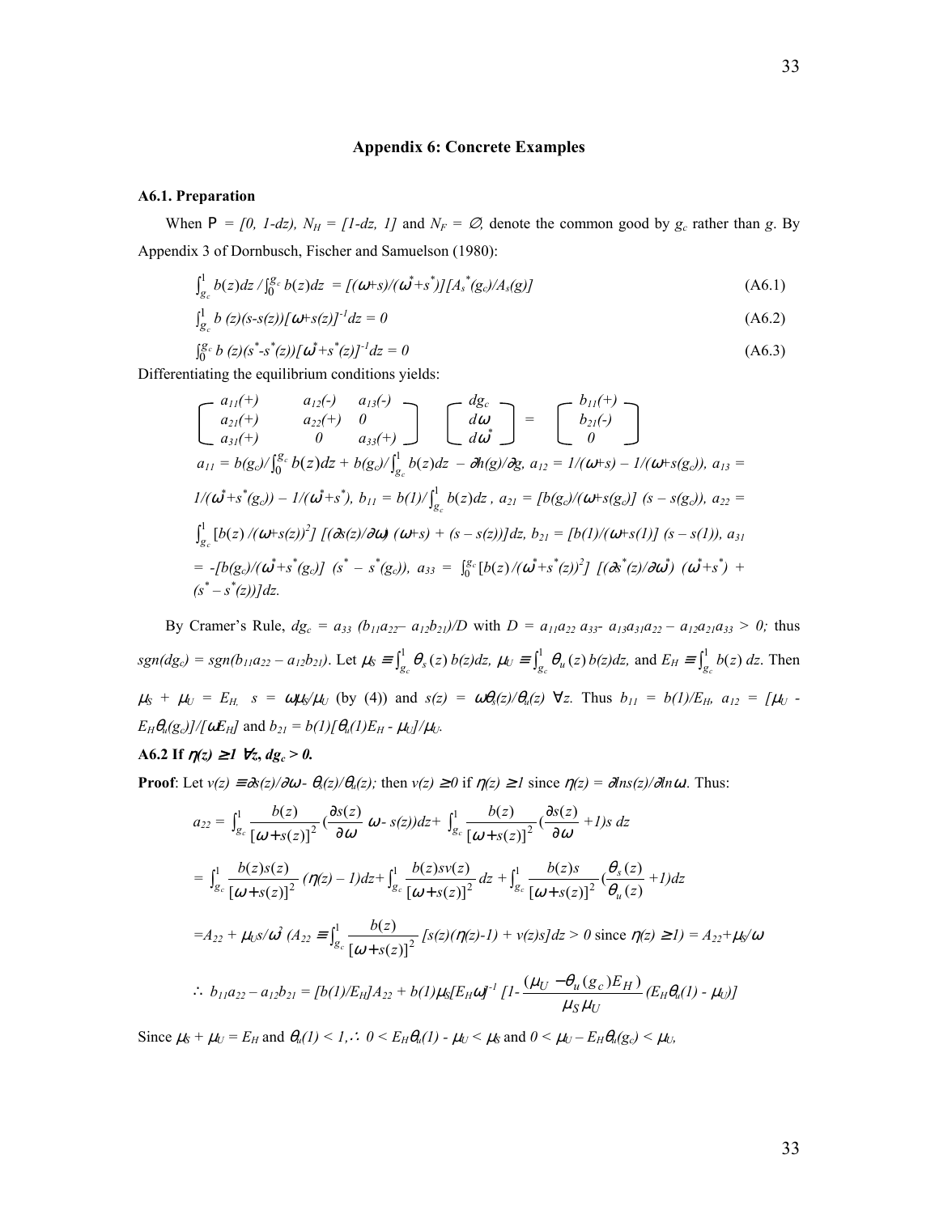## Appendix 6: Concrete Examples

### A6.1. Preparation

When $\mathsf{P} = [0, 1\text{-}dz)$, $N_H = [1\text{-}dz, 1]$ and $N_F = \emptyset$, denote the common good by $g_c$ rather than $g$. By Appendix 3 of Dornbusch, Fischer and Samuelson (1980):

$$\int_{g_c}^{1} b(z)dz \Big/ \int_{0}^{g_c} b(z)dz = [(\omega+s)/(\omega^*+s^*)][A_s^*(g_c)/A_s(g)] \tag{A6.1}$$

$$\int_{g_c}^{1} b(z)(s-s(z))[\omega+s(z)]^{-1}dz = 0 \tag{A6.2}$$

$$\int_{0}^{g_c} b(z)(s^*-s^*(z))[\omega^*+s^*(z)]^{-1}dz = 0 \tag{A6.3}$$

Differentiating the equilibrium conditions yields:

$$\begin{bmatrix} a_{11}(+) & a_{12}(-) & a_{13}(-) \\ a_{21}(+) & a_{22}(+) & 0 \\ a_{31}(+) & 0 & a_{33}(+) \end{bmatrix} \begin{bmatrix} dg_c \\ d\omega \\ d\omega^* \end{bmatrix} = \begin{bmatrix} b_{11}(+) \\ b_{21}(-) \\ 0 \end{bmatrix}$$

$a_{11} = b(g_c)/\int_{0}^{g_c} b(z)dz + b(g_c)/\int_{g_c}^{1} b(z)dz - \partial h(g)/\partial g$, $a_{12} = 1/(\omega+s) - 1/(\omega+s(g_c))$, $a_{13} = 1/(\omega^*+s^*(g_c)) - 1/(\omega^*+s^*)$, $b_{11} = b(1)/\int_{g_c}^{1} b(z)dz$, $a_{21} = [b(g_c)/(\omega+s(g_c)]\,(s - s(g_c))$, $a_{22} = \int_{g_c}^{1} [b(z)/(\omega+s(z))^2]\,[(\partial s(z)/\partial\omega)\,(\omega+s) + (s - s(z))]dz$, $b_{21} = [b(1)/(\omega+s(1)]\,(s - s(1))$, $a_{31} = -[b(g_c)/(\omega^*+s^*(g_c)]\,(s^* - s^*(g_c))$, $a_{33} = \int_{0}^{g_c} [b(z)/(\omega^*+s^*(z))^2]\,[(\partial s^*(z)/\partial\omega^*)\,(\omega^*+s^*) + (s^* - s^*(z))]dz$.

By Cramer's Rule, $dg_c = a_{33}\,(b_{11}a_{22} - a_{12}b_{21})/D$ with $D = a_{11}a_{22}\,a_{33} - a_{13}a_{31}a_{22} - a_{12}a_{21}a_{33} > 0$; thus $sgn(dg_c) = sgn(b_{11}a_{22} - a_{12}b_{21})$. Let $\mu_S \equiv \int_{g_c}^{1} \theta_s(z)\,b(z)dz$, $\mu_U \equiv \int_{g_c}^{1} \theta_u(z)\,b(z)dz$, and $E_H \equiv \int_{g_c}^{1} b(z)\,dz$. Then $\mu_S + \mu_U = E_H$, $s = \omega\mu_S/\mu_U$ (by (4)) and $s(z) = \omega\theta_s(z)/\theta_u(z)\ \forall z$. Thus $b_{11} = b(1)/E_H$, $a_{12} = [\mu_U - E_H\theta_u(g_c)]/[\omega E_H]$ and $b_{21} = b(1)[\theta_u(1)E_H - \mu_U]/\mu_U$.

### A6.2 If $\eta(z) \geq 1\ \forall z$, $dg_c > 0$.

**Proof**: Let $v(z) \equiv \partial s(z)/\partial\omega - \theta_s(z)/\theta_u(z)$; then $v(z) \geq 0$ if $\eta(z) \geq 1$ since $\eta(z) = \partial \ln s(z)/\partial \ln\omega$. Thus:

$$a_{22} = \int_{g_c}^{1} \frac{b(z)}{[\omega+s(z)]^2}\left(\frac{\partial s(z)}{\partial\omega}\,\omega - s(z)\right)dz + \int_{g_c}^{1} \frac{b(z)}{[\omega+s(z)]^2}\left(\frac{\partial s(z)}{\partial\omega} + 1\right)s\,dz$$

$$= \int_{g_c}^{1} \frac{b(z)s(z)}{[\omega+s(z)]^2}\,(\eta(z) - 1)dz + \int_{g_c}^{1} \frac{b(z)sv(z)}{[\omega+s(z)]^2}\,dz + \int_{g_c}^{1} \frac{b(z)s}{[\omega+s(z)]^2}\left(\frac{\theta_s(z)}{\theta_u(z)} + 1\right)dz$$

$$= A_{22} + \mu_U s/\omega^2 \ \left(A_{22} \equiv \int_{g_c}^{1} \frac{b(z)}{[\omega+s(z)]^2}\,[s(z)(\eta(z)-1) + v(z)s]dz > 0 \text{ since } \eta(z) \geq 1\right) = A_{22} + \mu_S/\omega$$

$$\therefore\ b_{11}a_{22} - a_{12}b_{21} = [b(1)/E_H]A_{22} + b(1)\mu_S[E_H\omega]^{-1}\left[1 - \frac{(\mu_U - \theta_u(g_c)E_H)}{\mu_S\,\mu_U}\,(E_H\theta_u(1) - \mu_U)\right]$$

Since $\mu_S + \mu_U = E_H$ and $\theta_u(1) < 1$, $\therefore\ 0 < E_H\theta_u(1) - \mu_U < \mu_S$ and $0 < \mu_U - E_H\theta_u(g_c) < \mu_U$,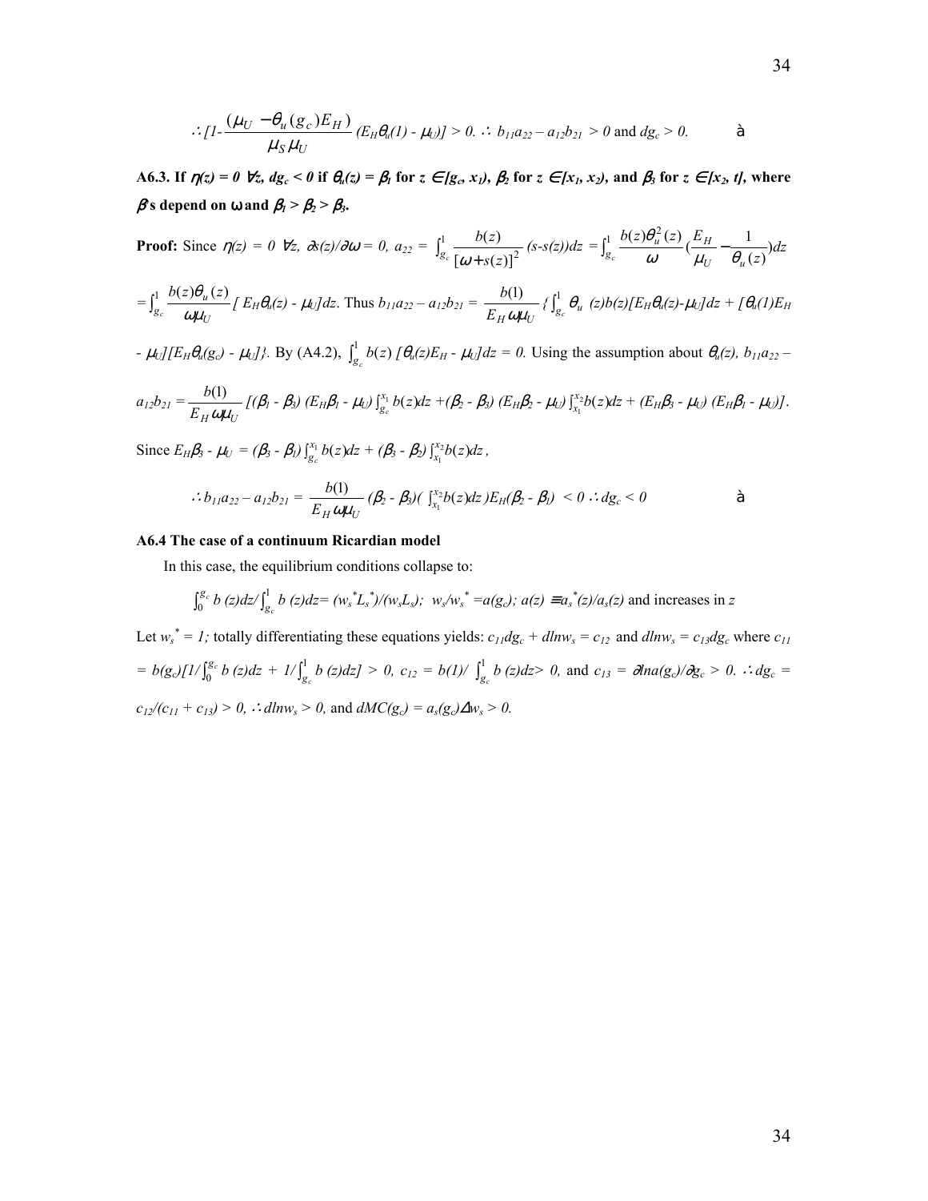$$\therefore [1-\frac{(\mu_U - \theta_u(g_c)E_H)}{\mu_S \mu_U}(E_H\theta_u(1) - \mu_U)] > 0. \therefore b_{11}a_{22} - a_{12}b_{21} > 0 \text{ and } dg_c > 0. \qquad \text{à}$$

**A6.3. If $\eta(z) = 0\ \forall z$, $dg_c < 0$ if $\theta_u(z) = \beta_1$ for $z \in [g_c, x_1)$, $\beta_2$ for $z \in [x_1, x_2)$, and $\beta_3$ for $z \in [x_2, t]$, where $\beta$'s depend on $\omega$ and $\beta_1 > \beta_2 > \beta_3$.**

**Proof:** Since $\eta(z) = 0\ \forall z$, $\partial s(z)/\partial\omega = 0$, $a_{22} = \int_{g_c}^{1} \frac{b(z)}{[\omega + s(z)]^2}(s - s(z))dz = \int_{g_c}^{1} \frac{b(z)\theta_u^2(z)}{\omega}(\frac{E_H}{\mu_U} - \frac{1}{\theta_u(z)})dz$

$= \int_{g_c}^{1} \frac{b(z)\theta_u(z)}{\omega\mu_U}[E_H\theta_u(z) - \mu_U]dz$. Thus $b_{11}a_{22} - a_{12}b_{21} = \frac{b(1)}{E_H\,\omega\mu_U}\{\int_{g_c}^{1}\theta_u(z)b(z)[E_H\theta_u(z) - \mu_U]dz + [\theta_u(1)E_H - \mu_U][E_H\theta_u(g_c) - \mu_U]\}$. By (A4.2), $\int_{g_c}^{1} b(z)[\theta_u(z)E_H - \mu_U]dz = 0$. Using the assumption about $\theta_u(z)$, $b_{11}a_{22} - a_{12}b_{21} = \frac{b(1)}{E_H\,\omega\mu_U}[(\beta_1 - \beta_3)(E_H\beta_1 - \mu_U)\int_{g_c}^{x_1} b(z)dz + (\beta_2 - \beta_3)(E_H\beta_2 - \mu_U)\int_{x_1}^{x_2} b(z)dz + (E_H\beta_3 - \mu_U)(E_H\beta_1 - \mu_U)]$.

Since $E_H\beta_3 - \mu_U = (\beta_3 - \beta_1)\int_{g_c}^{x_1} b(z)dz + (\beta_3 - \beta_2)\int_{x_1}^{x_2} b(z)dz$,

$$\therefore b_{11}a_{22} - a_{12}b_{21} = \frac{b(1)}{E_H\,\omega\mu_U}(\beta_2 - \beta_3)(\int_{x_1}^{x_2} b(z)dz)E_H(\beta_2 - \beta_1) < 0 \therefore dg_c < 0 \qquad \text{à}$$

**A6.4 The case of a continuum Ricardian model**

In this case, the equilibrium conditions collapse to:

$$\int_0^{g_c} b(z)dz / \int_{g_c}^{1} b(z)dz = (w_s^* L_s^*)/(w_s L_s);\ \ w_s/w_s^* = a(g_c);\ a(z) \equiv a_s^*(z)/a_s(z) \text{ and increases in } z$$

Let $w_s^* = 1$; totally differentiating these equations yields: $c_{11}dg_c + dlnw_s = c_{12}$ and $dlnw_s = c_{13}dg_c$ where $c_{11} = b(g_c)[1/\int_0^{g_c} b(z)dz + 1/\int_{g_c}^{1} b(z)dz] > 0$, $c_{12} = b(1)/\int_{g_c}^{1} b(z)dz > 0$, and $c_{13} = \partial lna(g_c)/\partial g_c > 0$. $\therefore dg_c = c_{12}/(c_{11} + c_{13}) > 0$, $\therefore dlnw_s > 0$, and $dMC(g_c) = a_s(g_c)\Delta w_s > 0$.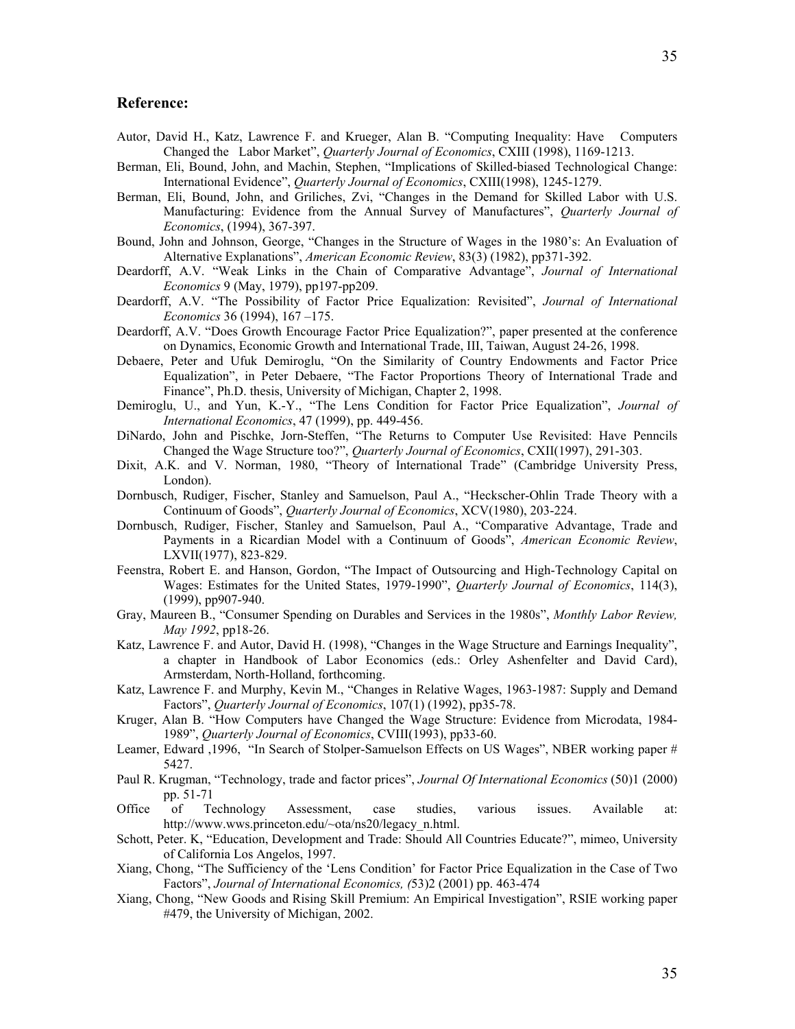## Reference:

Autor, David H., Katz, Lawrence F. and Krueger, Alan B. "Computing Inequality: Have Computers Changed the Labor Market", *Quarterly Journal of Economics*, CXIII (1998), 1169-1213.

Berman, Eli, Bound, John, and Machin, Stephen, "Implications of Skilled-biased Technological Change: International Evidence", *Quarterly Journal of Economics*, CXIII(1998), 1245-1279.

Berman, Eli, Bound, John, and Griliches, Zvi, "Changes in the Demand for Skilled Labor with U.S. Manufacturing: Evidence from the Annual Survey of Manufactures", *Quarterly Journal of Economics*, (1994), 367-397.

Bound, John and Johnson, George, "Changes in the Structure of Wages in the 1980's: An Evaluation of Alternative Explanations", *American Economic Review*, 83(3) (1982), pp371-392.

Deardorff, A.V. "Weak Links in the Chain of Comparative Advantage", *Journal of International Economics* 9 (May, 1979), pp197-pp209.

Deardorff, A.V. "The Possibility of Factor Price Equalization: Revisited", *Journal of International Economics* 36 (1994), 167 –175.

Deardorff, A.V. "Does Growth Encourage Factor Price Equalization?", paper presented at the conference on Dynamics, Economic Growth and International Trade, III, Taiwan, August 24-26, 1998.

Debaere, Peter and Ufuk Demiroglu, "On the Similarity of Country Endowments and Factor Price Equalization", in Peter Debaere, "The Factor Proportions Theory of International Trade and Finance", Ph.D. thesis, University of Michigan, Chapter 2, 1998.

Demiroglu, U., and Yun, K.-Y., "The Lens Condition for Factor Price Equalization", *Journal of International Economics*, 47 (1999), pp. 449-456.

DiNardo, John and Pischke, Jorn-Steffen, "The Returns to Computer Use Revisited: Have Penncils Changed the Wage Structure too?", *Quarterly Journal of Economics*, CXII(1997), 291-303.

Dixit, A.K. and V. Norman, 1980, "Theory of International Trade" (Cambridge University Press, London).

Dornbusch, Rudiger, Fischer, Stanley and Samuelson, Paul A., "Heckscher-Ohlin Trade Theory with a Continuum of Goods", *Quarterly Journal of Economics*, XCV(1980), 203-224.

Dornbusch, Rudiger, Fischer, Stanley and Samuelson, Paul A., "Comparative Advantage, Trade and Payments in a Ricardian Model with a Continuum of Goods", *American Economic Review*, LXVII(1977), 823-829.

Feenstra, Robert E. and Hanson, Gordon, "The Impact of Outsourcing and High-Technology Capital on Wages: Estimates for the United States, 1979-1990", *Quarterly Journal of Economics*, 114(3), (1999), pp907-940.

Gray, Maureen B., "Consumer Spending on Durables and Services in the 1980s", *Monthly Labor Review, May 1992*, pp18-26.

Katz, Lawrence F. and Autor, David H. (1998), "Changes in the Wage Structure and Earnings Inequality", a chapter in Handbook of Labor Economics (eds.: Orley Ashenfelter and David Card), Armsterdam, North-Holland, forthcoming.

Katz, Lawrence F. and Murphy, Kevin M., "Changes in Relative Wages, 1963-1987: Supply and Demand Factors", *Quarterly Journal of Economics*, 107(1) (1992), pp35-78.

Kruger, Alan B. "How Computers have Changed the Wage Structure: Evidence from Microdata, 1984-1989", *Quarterly Journal of Economics*, CVIII(1993), pp33-60.

Leamer, Edward ,1996, "In Search of Stolper-Samuelson Effects on US Wages", NBER working paper # 5427.

Paul R. Krugman, "Technology, trade and factor prices", *Journal Of International Economics* (50)1 (2000) pp. 51-71

Office of Technology Assessment, case studies, various issues. Available at: http://www.wws.princeton.edu/~ota/ns20/legacy_n.html.

Schott, Peter. K, "Education, Development and Trade: Should All Countries Educate?", mimeo, University of California Los Angelos, 1997.

Xiang, Chong, "The Sufficiency of the 'Lens Condition' for Factor Price Equalization in the Case of Two Factors", *Journal of International Economics, (*53)2 (2001) pp. 463-474

Xiang, Chong, "New Goods and Rising Skill Premium: An Empirical Investigation", RSIE working paper #479, the University of Michigan, 2002.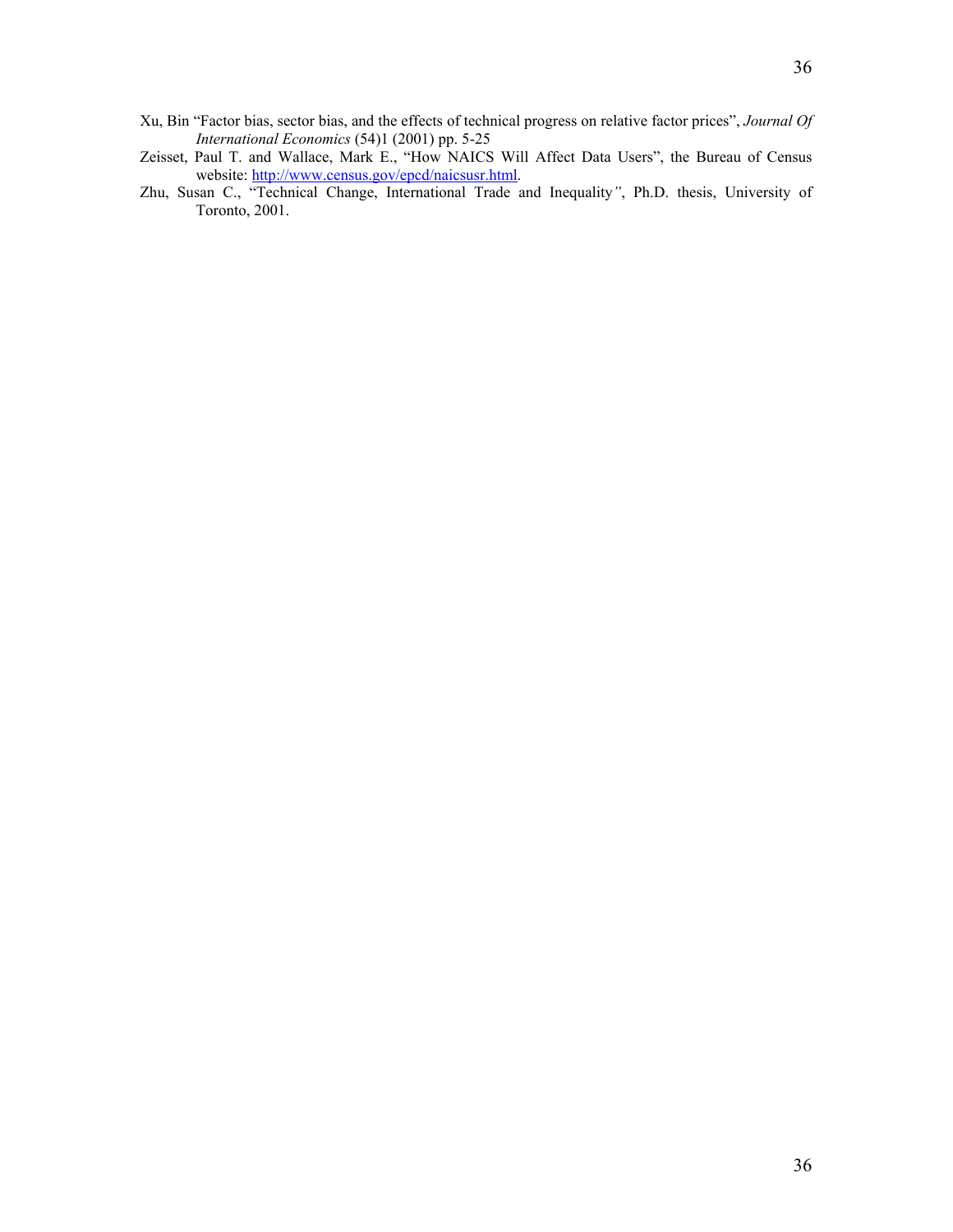Xu, Bin "Factor bias, sector bias, and the effects of technical progress on relative factor prices", *Journal Of International Economics* (54)1 (2001) pp. 5-25

Zeisset, Paul T. and Wallace, Mark E., "How NAICS Will Affect Data Users", the Bureau of Census website: http://www.census.gov/epcd/naicsusr.html.

Zhu, Susan C., "Technical Change, International Trade and Inequality", Ph.D. thesis, University of Toronto, 2001.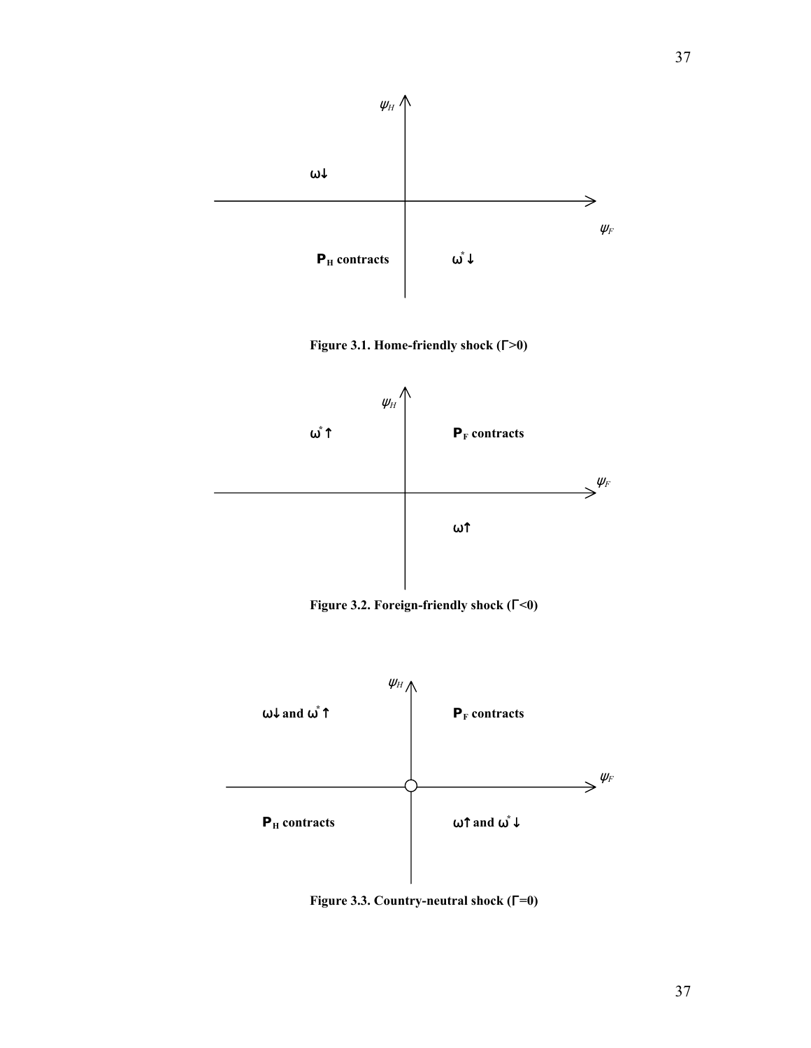$\psi_H$

$\omega\downarrow$

$\psi_F$

$\mathbf{P_H}$ **contracts**

$\omega^*\downarrow$

**Figure 3.1. Home-friendly shock (Γ>0)**

$\psi_H$

$\omega^*\uparrow$

$\mathbf{P_F}$ **contracts**

$\psi_F$

$\omega\uparrow$

**Figure 3.2. Foreign-friendly shock (Γ<0)**

$\psi_H$

$\omega\downarrow$ **and** $\omega^*\uparrow$

$\mathbf{P_F}$ **contracts**

$\psi_F$

$\mathbf{P_H}$ **contracts**

$\omega\uparrow$ **and** $\omega^*\downarrow$

**Figure 3.3. Country-neutral shock (Γ=0)**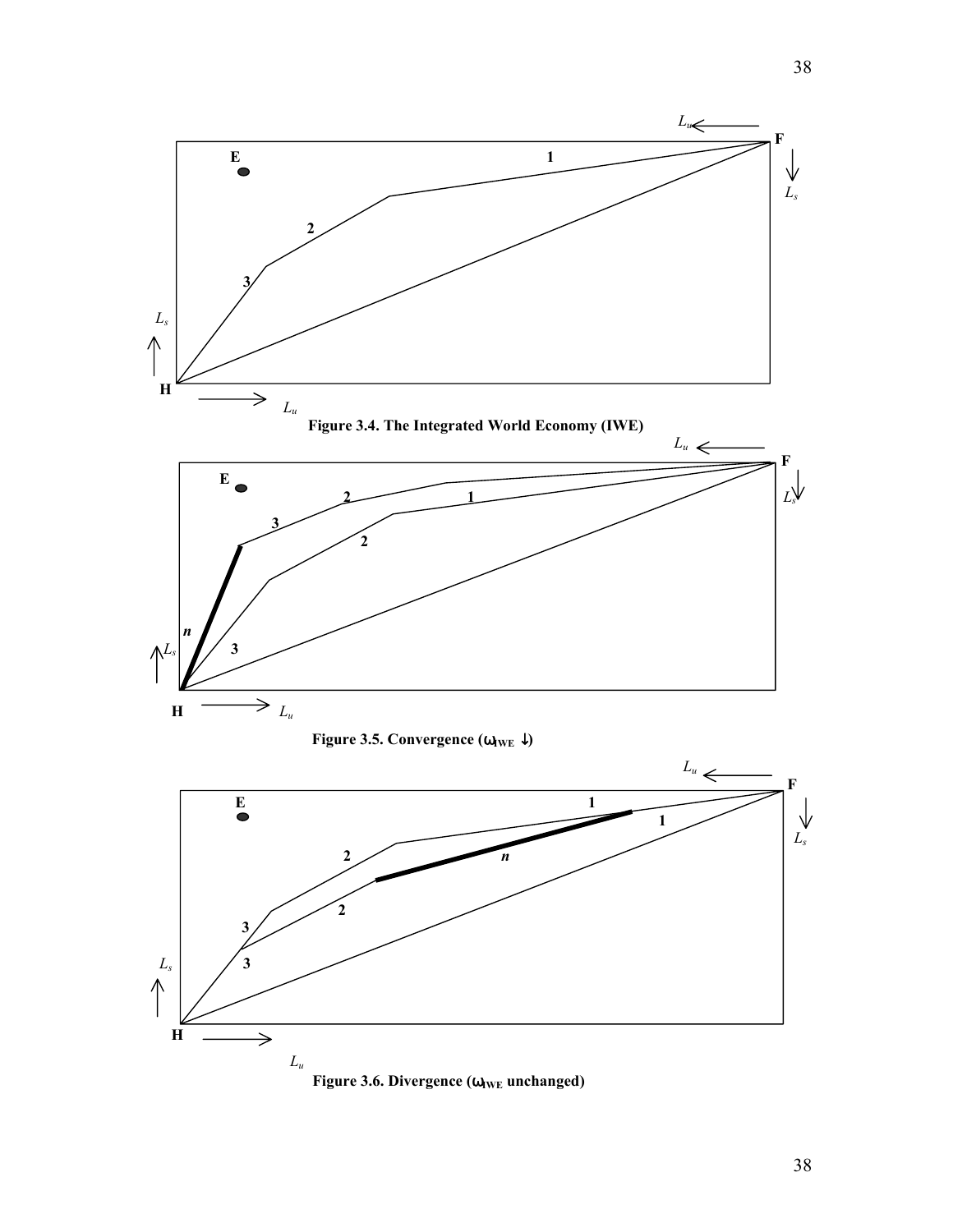Figure 3.4. The Integrated World Economy (IWE)

Figure 3.5. Convergence ($\omega_{IWE}$ ↓)

Figure 3.6. Divergence ($\omega_{IWE}$ unchanged)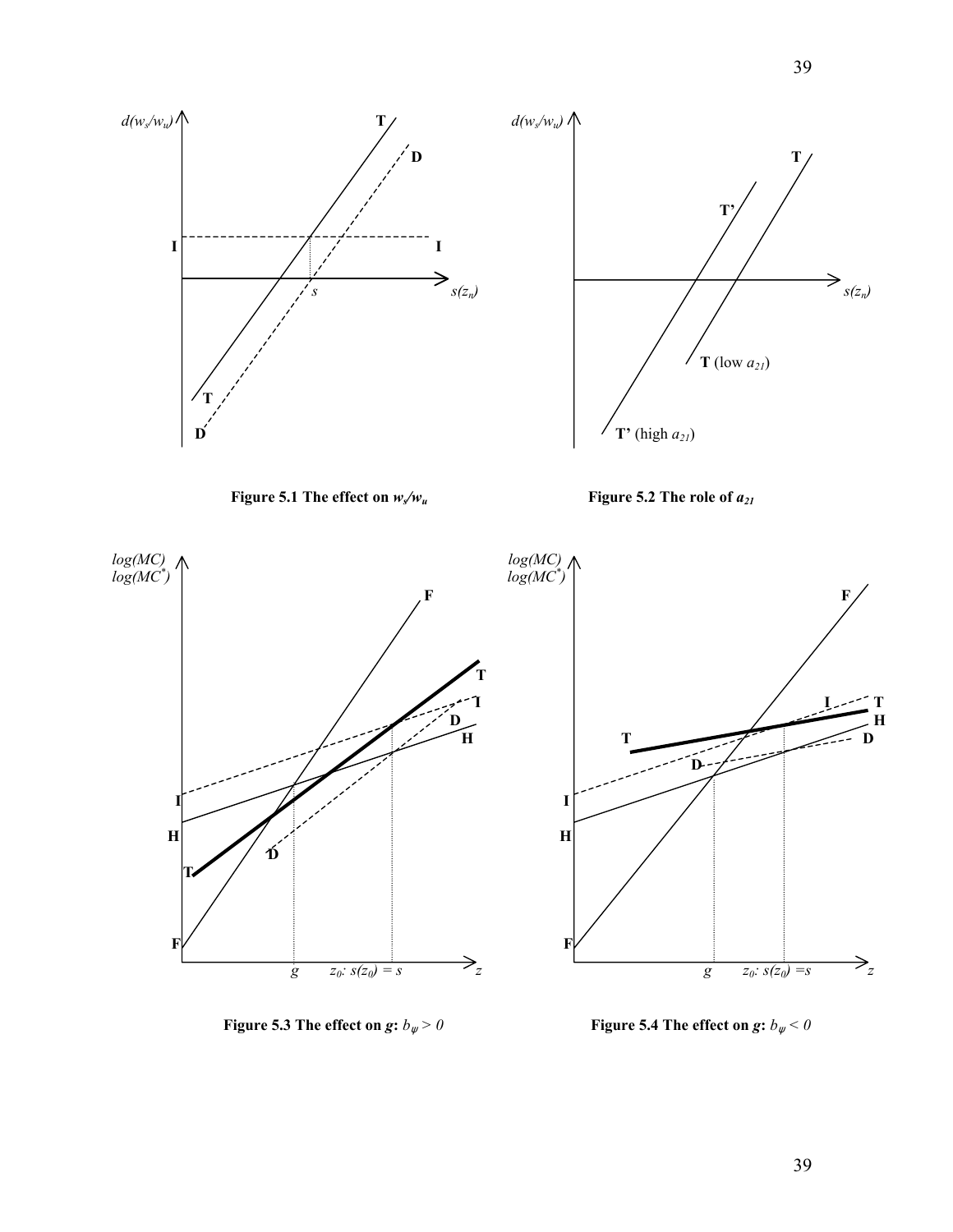Figure 5.1 The effect on $w_s/w_u$

Figure 5.2 The role of $a_{21}$

Figure 5.3 The effect on $g$: $b_\psi > 0$

Figure 5.4 The effect on $g$: $b_\psi < 0$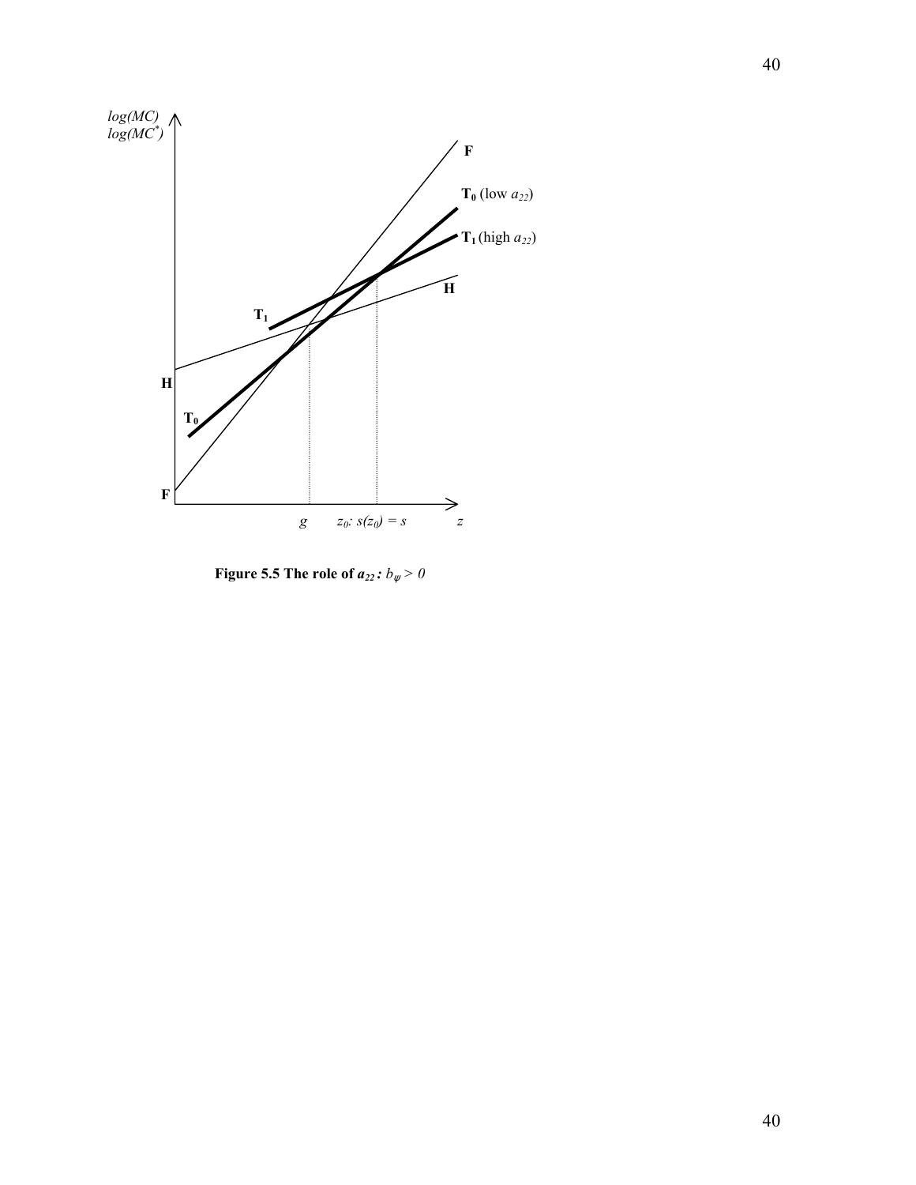log(MC)
$log(MC^*)$

F

$T_0$ (low $a_{22}$)

$T_1$ (high $a_{22}$)

H

$T_1$

H

$T_0$

F

$g$

$z_0$: $s(z_0) = s$

$z$

**Figure 5.5 The role of $a_{22}$ : $b_\psi > 0$**